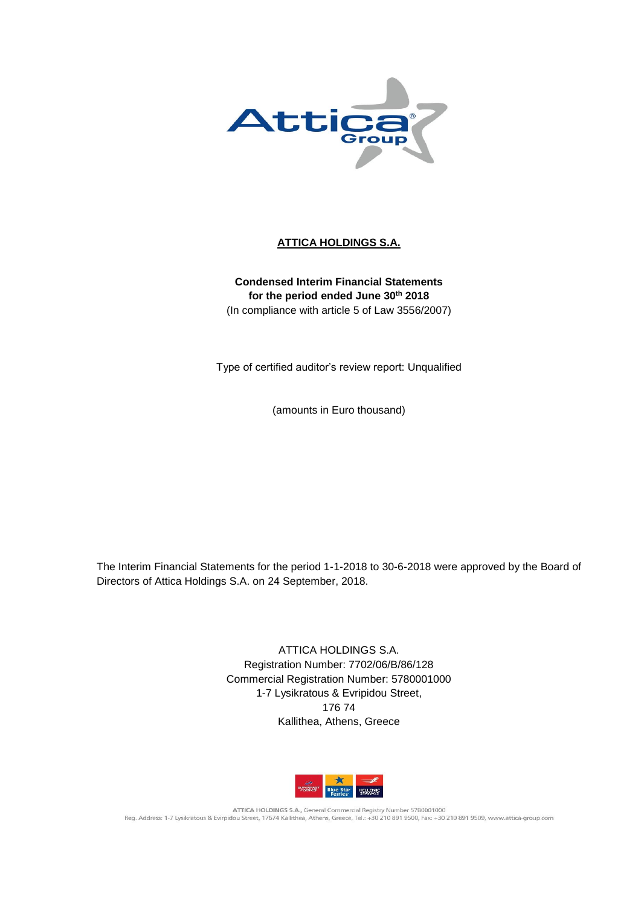**ATTICA HOLDINGS S.A.**

**Condensed Interim Financial Statements**
**for the period ended June 30th 2018**
(In compliance with article 5 of Law 3556/2007)

Type of certified auditor's review report: Unqualified

(amounts in Euro thousand)

The Interim Financial Statements for the period 1-1-2018 to 30-6-2018 were approved by the Board of Directors of Attica Holdings S.A. on 24 September, 2018.

ATTICA HOLDINGS S.A.
Registration Number: 7702/06/B/86/128
Commercial Registration Number: 5780001000
1-7 Lysikratous & Evripidou Street,
176 74
Kallithea, Athens, Greece

ATTICA HOLDINGS S.A., General Commercial Registry Number 5780001000
Reg. Address: 1-7 Lysikratous & Evirpidou Street, 17674 Kallithea, Athens, Greece, Tel.: +30 210 891 9500, Fax: +30 210 891 9509, www.attica-group.com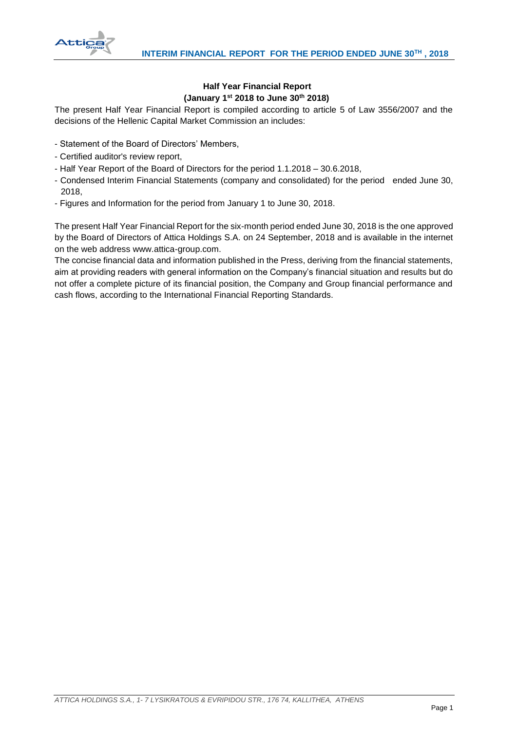**Half Year Financial Report**
**(January 1st 2018 to June 30th 2018)**

The present Half Year Financial Report is compiled according to article 5 of Law 3556/2007 and the decisions of the Hellenic Capital Market Commission an includes:

- Statement of the Board of Directors' Members,
- Certified auditor's review report,
- Half Year Report of the Board of Directors for the period 1.1.2018 – 30.6.2018,
- Condensed Interim Financial Statements (company and consolidated) for the period ended June 30, 2018,
- Figures and Information for the period from January 1 to June 30, 2018.

The present Half Year Financial Report for the six-month period ended June 30, 2018 is the one approved by the Board of Directors of Attica Holdings S.A. on 24 September, 2018 and is available in the internet on the web address www.attica-group.com.

The concise financial data and information published in the Press, deriving from the financial statements, aim at providing readers with general information on the Company's financial situation and results but do not offer a complete picture of its financial position, the Company and Group financial performance and cash flows, according to the International Financial Reporting Standards.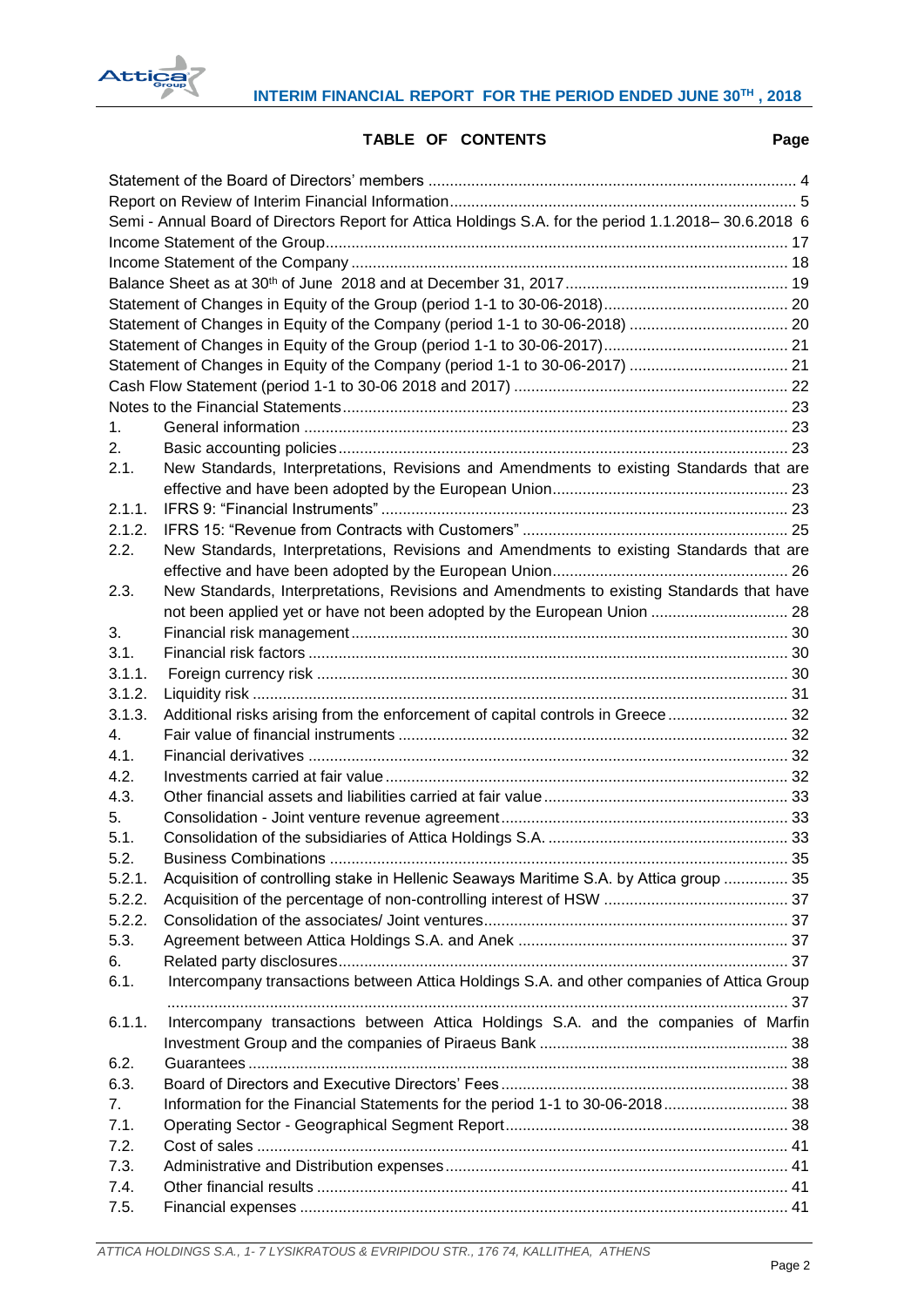**TABLE OF CONTENTS** **Page**

| | | |
|---|---|---|
| Statement of the Board of Directors' members | | 4 |
| Report on Review of Interim Financial Information | | 5 |
| Semi - Annual Board of Directors Report for Attica Holdings S.A. for the period 1.1.2018– 30.6.2018 | | 6 |
| Income Statement of the Group | | 17 |
| Income Statement of the Company | | 18 |
| Balance Sheet as at 30th of June 2018 and at December 31, 2017 | | 19 |
| Statement of Changes in Equity of the Group (period 1-1 to 30-06-2018) | | 20 |
| Statement of Changes in Equity of the Company (period 1-1 to 30-06-2018) | | 20 |
| Statement of Changes in Equity of the Group (period 1-1 to 30-06-2017) | | 21 |
| Statement of Changes in Equity of the Company (period 1-1 to 30-06-2017) | | 21 |
| Cash Flow Statement (period 1-1 to 30-06 2018 and 2017) | | 22 |
| Notes to the Financial Statements | | 23 |
| 1. | General information | 23 |
| 2. | Basic accounting policies | 23 |
| 2.1. | New Standards, Interpretations, Revisions and Amendments to existing Standards that are effective and have been adopted by the European Union | 23 |
| 2.1.1. | IFRS 9: "Financial Instruments" | 23 |
| 2.1.2. | IFRS 15: "Revenue from Contracts with Customers" | 25 |
| 2.2. | New Standards, Interpretations, Revisions and Amendments to existing Standards that are effective and have been adopted by the European Union | 26 |
| 2.3. | New Standards, Interpretations, Revisions and Amendments to existing Standards that have not been applied yet or have not been adopted by the European Union | 28 |
| 3. | Financial risk management | 30 |
| 3.1. | Financial risk factors | 30 |
| 3.1.1. | Foreign currency risk | 30 |
| 3.1.2. | Liquidity risk | 31 |
| 3.1.3. | Additional risks arising from the enforcement of capital controls in Greece | 32 |
| 4. | Fair value of financial instruments | 32 |
| 4.1. | Financial derivatives | 32 |
| 4.2. | Investments carried at fair value | 32 |
| 4.3. | Other financial assets and liabilities carried at fair value | 33 |
| 5. | Consolidation - Joint venture revenue agreement | 33 |
| 5.1. | Consolidation of the subsidiaries of Attica Holdings S.A. | 33 |
| 5.2. | Business Combinations | 35 |
| 5.2.1. | Acquisition of controlling stake in Hellenic Seaways Maritime S.A. by Attica group | 35 |
| 5.2.2. | Acquisition of the percentage of non-controlling interest of HSW | 37 |
| 5.2.2. | Consolidation of the associates/ Joint ventures | 37 |
| 5.3. | Agreement between Attica Holdings S.A. and Anek | 37 |
| 6. | Related party disclosures | 37 |
| 6.1. | Intercompany transactions between Attica Holdings S.A. and other companies of Attica Group | 37 |
| 6.1.1. | Intercompany transactions between Attica Holdings S.A. and the companies of Marfin Investment Group and the companies of Piraeus Bank | 38 |
| 6.2. | Guarantees | 38 |
| 6.3. | Board of Directors and Executive Directors' Fees | 38 |
| 7. | Information for the Financial Statements for the period 1-1 to 30-06-2018 | 38 |
| 7.1. | Operating Sector - Geographical Segment Report | 38 |
| 7.2. | Cost of sales | 41 |
| 7.3. | Administrative and Distribution expenses | 41 |
| 7.4. | Other financial results | 41 |
| 7.5. | Financial expenses | 41 |

*ATTICA HOLDINGS S.A., 1- 7 LYSIKRATOUS & EVRIPIDOU STR., 176 74, KALLITHEA, ATHENS*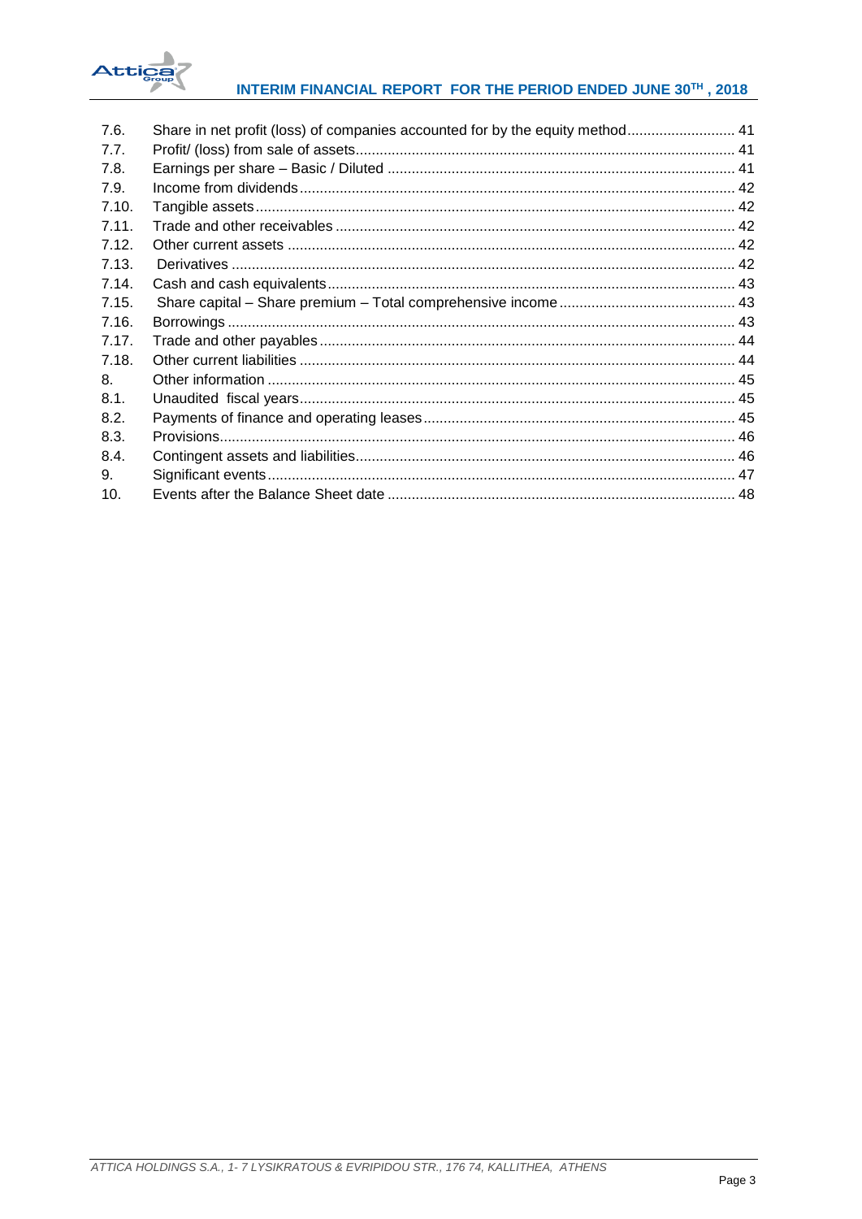| | | |
|---|---|---|
| 7.6. | Share in net profit (loss) of companies accounted for by the equity method | 41 |
| 7.7. | Profit/ (loss) from sale of assets | 41 |
| 7.8. | Earnings per share – Basic / Diluted | 41 |
| 7.9. | Income from dividends | 42 |
| 7.10. | Tangible assets | 42 |
| 7.11. | Trade and other receivables | 42 |
| 7.12. | Other current assets | 42 |
| 7.13. | Derivatives | 42 |
| 7.14. | Cash and cash equivalents | 43 |
| 7.15. | Share capital – Share premium – Total comprehensive income | 43 |
| 7.16. | Borrowings | 43 |
| 7.17. | Trade and other payables | 44 |
| 7.18. | Other current liabilities | 44 |
| 8. | Other information | 45 |
| 8.1. | Unaudited fiscal years | 45 |
| 8.2. | Payments of finance and operating leases | 45 |
| 8.3. | Provisions | 46 |
| 8.4. | Contingent assets and liabilities | 46 |
| 9. | Significant events | 47 |
| 10. | Events after the Balance Sheet date | 48 |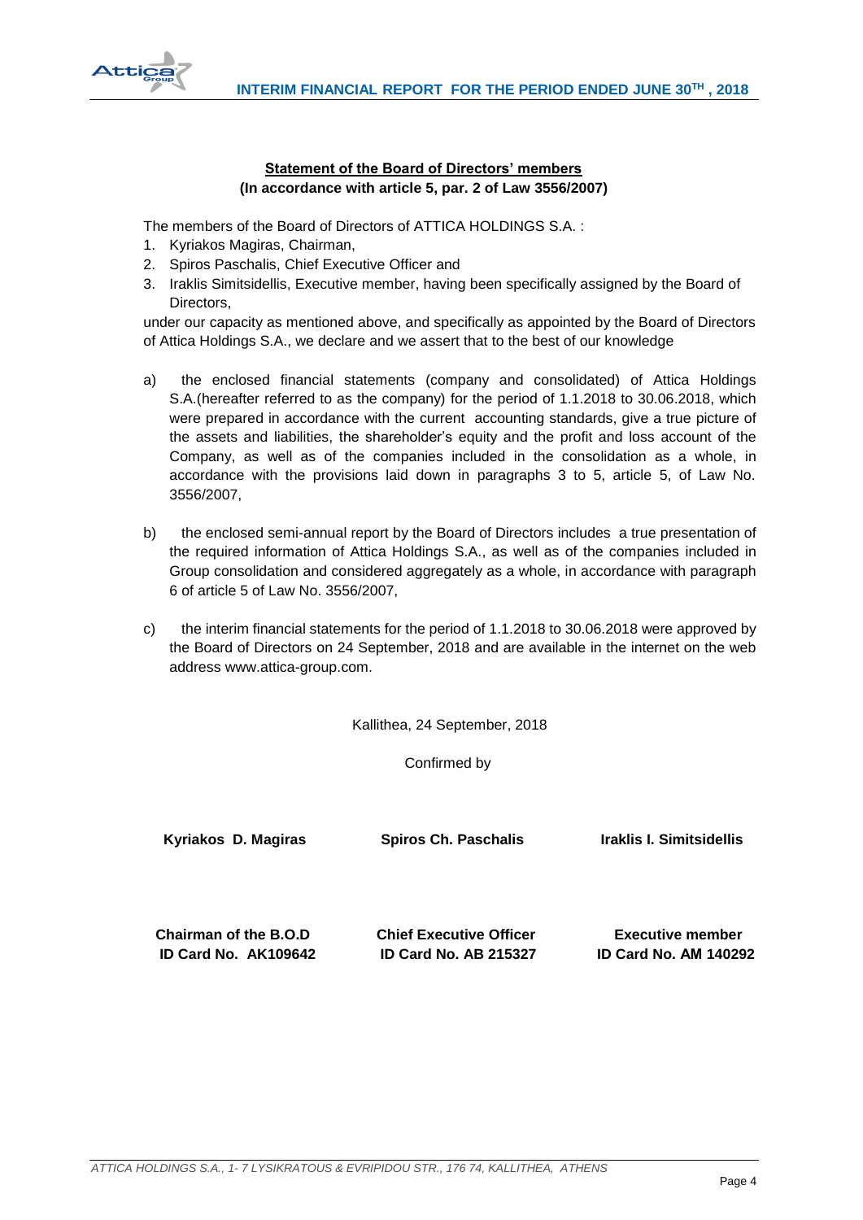## Statement of the Board of Directors' members
**(In accordance with article 5, par. 2 of Law 3556/2007)**

The members of the Board of Directors of ATTICA HOLDINGS S.A. :

1. Kyriakos Magiras, Chairman,
2. Spiros Paschalis, Chief Executive Officer and
3. Iraklis Simitsidellis, Executive member, having been specifically assigned by the Board of Directors,

under our capacity as mentioned above, and specifically as appointed by the Board of Directors of Attica Holdings S.A., we declare and we assert that to the best of our knowledge

a) the enclosed financial statements (company and consolidated) of Attica Holdings S.A.(hereafter referred to as the company) for the period of 1.1.2018 to 30.06.2018, which were prepared in accordance with the current accounting standards, give a true picture of the assets and liabilities, the shareholder's equity and the profit and loss account of the Company, as well as of the companies included in the consolidation as a whole, in accordance with the provisions laid down in paragraphs 3 to 5, article 5, of Law No. 3556/2007,

b) the enclosed semi-annual report by the Board of Directors includes a true presentation of the required information of Attica Holdings S.A., as well as of the companies included in Group consolidation and considered aggregately as a whole, in accordance with paragraph 6 of article 5 of Law No. 3556/2007,

c) the interim financial statements for the period of 1.1.2018 to 30.06.2018 were approved by the Board of Directors on 24 September, 2018 and are available in the internet on the web address www.attica-group.com.

Kallithea, 24 September, 2018

Confirmed by

| **Kyriakos D. Magiras** | **Spiros Ch. Paschalis** | **Iraklis I. Simitsidellis** |
|---|---|---|
| **Chairman of the B.O.D**<br>**ID Card No. AK109642** | **Chief Executive Officer**<br>**ID Card No. AB 215327** | **Executive member**<br>**ID Card No. AM 140292** |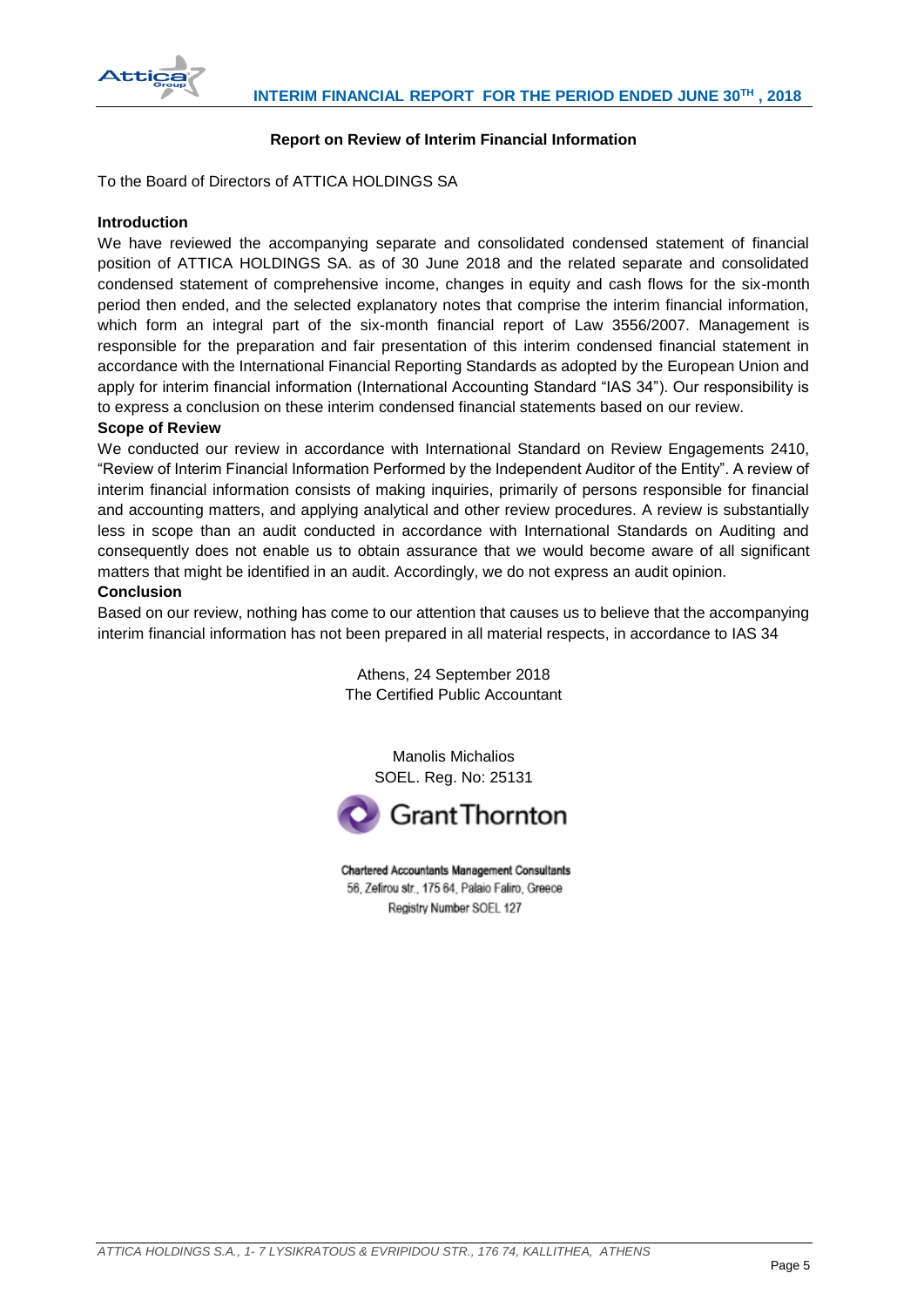## Report on Review of Interim Financial Information

To the Board of Directors of ATTICA HOLDINGS SA

**Introduction**

We have reviewed the accompanying separate and consolidated condensed statement of financial position of ATTICA HOLDINGS SA. as of 30 June 2018 and the related separate and consolidated condensed statement of comprehensive income, changes in equity and cash flows for the six-month period then ended, and the selected explanatory notes that comprise the interim financial information, which form an integral part of the six-month financial report of Law 3556/2007. Management is responsible for the preparation and fair presentation of this interim condensed financial statement in accordance with the International Financial Reporting Standards as adopted by the European Union and apply for interim financial information (International Accounting Standard "IAS 34"). Our responsibility is to express a conclusion on these interim condensed financial statements based on our review.

**Scope of Review**

We conducted our review in accordance with International Standard on Review Engagements 2410, "Review of Interim Financial Information Performed by the Independent Auditor of the Entity". A review of interim financial information consists of making inquiries, primarily of persons responsible for financial and accounting matters, and applying analytical and other review procedures. A review is substantially less in scope than an audit conducted in accordance with International Standards on Auditing and consequently does not enable us to obtain assurance that we would become aware of all significant matters that might be identified in an audit. Accordingly, we do not express an audit opinion.

**Conclusion**

Based on our review, nothing has come to our attention that causes us to believe that the accompanying interim financial information has not been prepared in all material respects, in accordance to IAS 34

Athens, 24 September 2018
The Certified Public Accountant

Manolis Michalios
SOEL. Reg. No: 25131

Grant Thornton

Chartered Accountants Management Consultants
56, Zefirou str., 175 64, Palaio Faliro, Greece
Registry Number SOEL 127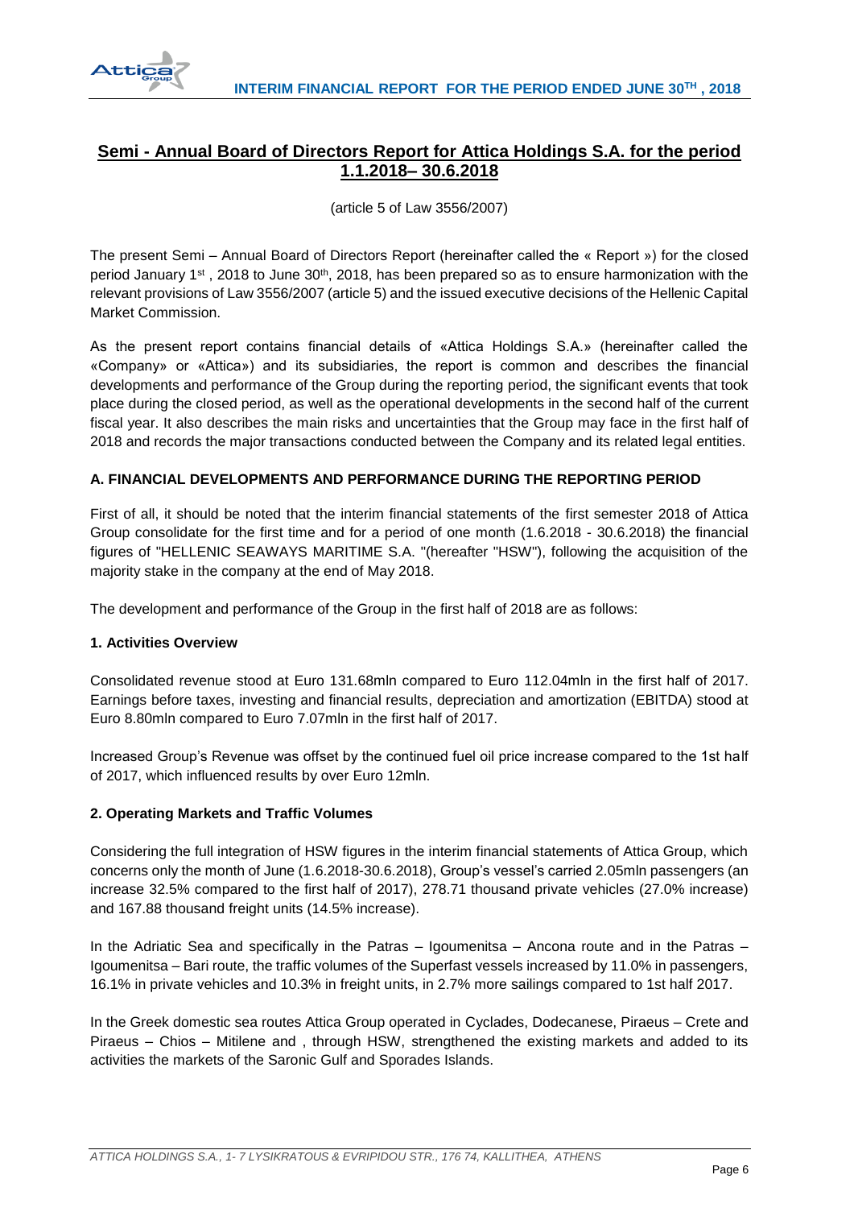## Semi - Annual Board of Directors Report for Attica Holdings S.A. for the period 1.1.2018– 30.6.2018

(article 5 of Law 3556/2007)

The present Semi – Annual Board of Directors Report (hereinafter called the « Report ») for the closed period January 1st , 2018 to June 30th, 2018, has been prepared so as to ensure harmonization with the relevant provisions of Law 3556/2007 (article 5) and the issued executive decisions of the Hellenic Capital Market Commission.

As the present report contains financial details of «Attica Holdings S.A.» (hereinafter called the «Company» or «Attica») and its subsidiaries, the report is common and describes the financial developments and performance of the Group during the reporting period, the significant events that took place during the closed period, as well as the operational developments in the second half of the current fiscal year. It also describes the main risks and uncertainties that the Group may face in the first half of 2018 and records the major transactions conducted between the Company and its related legal entities.

### A. FINANCIAL DEVELOPMENTS AND PERFORMANCE DURING THE REPORTING PERIOD

First of all, it should be noted that the interim financial statements of the first semester 2018 of Attica Group consolidate for the first time and for a period of one month (1.6.2018 - 30.6.2018) the financial figures of "HELLENIC SEAWAYS MARITIME S.A. "(hereafter "HSW"), following the acquisition of the majority stake in the company at the end of May 2018.

The development and performance of the Group in the first half of 2018 are as follows:

#### 1. Activities Overview

Consolidated revenue stood at Euro 131.68mln compared to Euro 112.04mln in the first half of 2017. Earnings before taxes, investing and financial results, depreciation and amortization (EBITDA) stood at Euro 8.80mln compared to Euro 7.07mln in the first half of 2017.

Increased Group's Revenue was offset by the continued fuel oil price increase compared to the 1st half of 2017, which influenced results by over Euro 12mln.

#### 2. Operating Markets and Traffic Volumes

Considering the full integration of HSW figures in the interim financial statements of Attica Group, which concerns only the month of June (1.6.2018-30.6.2018), Group's vessel's carried 2.05mln passengers (an increase 32.5% compared to the first half of 2017), 278.71 thousand private vehicles (27.0% increase) and 167.88 thousand freight units (14.5% increase).

In the Adriatic Sea and specifically in the Patras – Igoumenitsa – Ancona route and in the Patras – Igoumenitsa – Bari route, the traffic volumes of the Superfast vessels increased by 11.0% in passengers, 16.1% in private vehicles and 10.3% in freight units, in 2.7% more sailings compared to 1st half 2017.

In the Greek domestic sea routes Attica Group operated in Cyclades, Dodecanese, Piraeus – Crete and Piraeus – Chios – Mitilene and , through HSW, strengthened the existing markets and added to its activities the markets of the Saronic Gulf and Sporades Islands.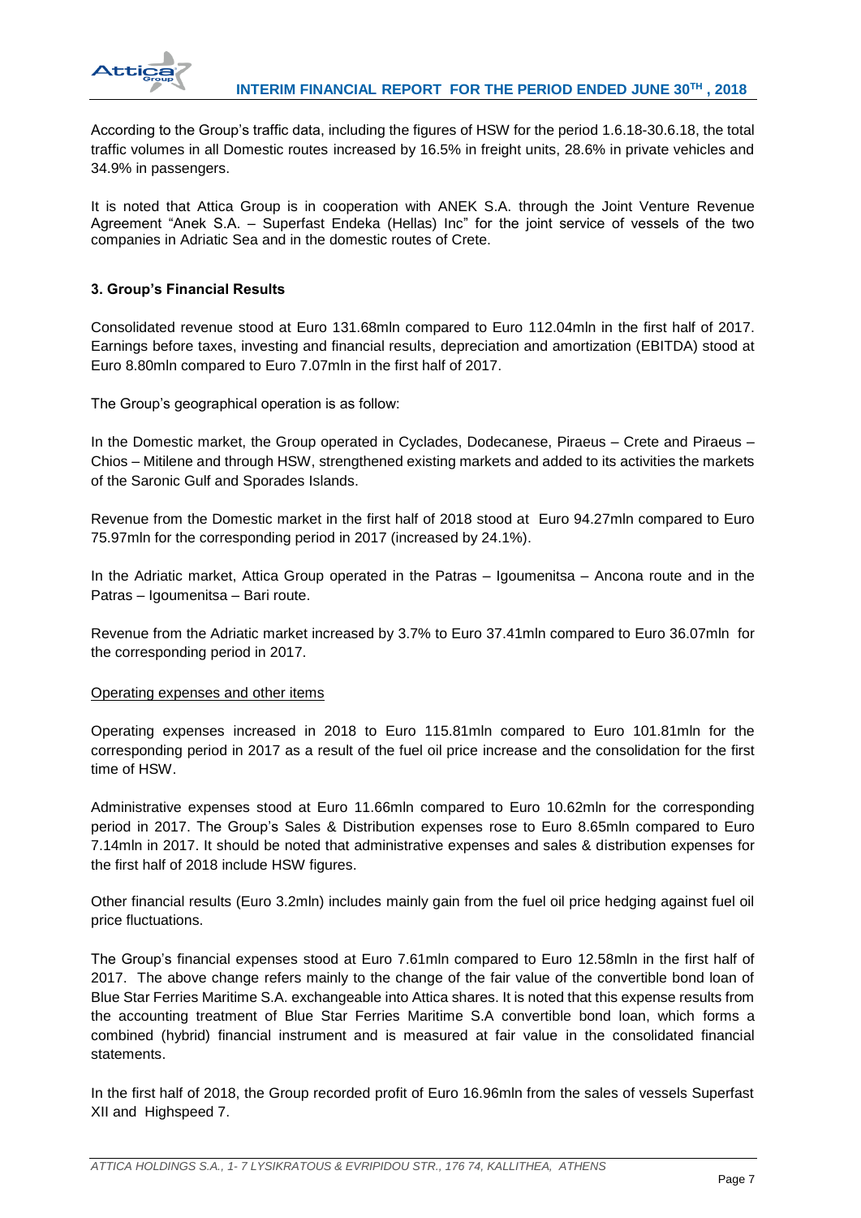According to the Group's traffic data, including the figures of HSW for the period 1.6.18-30.6.18, the total traffic volumes in all Domestic routes increased by 16.5% in freight units, 28.6% in private vehicles and 34.9% in passengers.

It is noted that Attica Group is in cooperation with ANEK S.A. through the Joint Venture Revenue Agreement "Anek S.A. – Superfast Endeka (Hellas) Inc" for the joint service of vessels of the two companies in Adriatic Sea and in the domestic routes of Crete.

### 3. Group's Financial Results

Consolidated revenue stood at Euro 131.68mln compared to Euro 112.04mln in the first half of 2017. Earnings before taxes, investing and financial results, depreciation and amortization (EBITDA) stood at Euro 8.80mln compared to Euro 7.07mln in the first half of 2017.

The Group's geographical operation is as follow:

In the Domestic market, the Group operated in Cyclades, Dodecanese, Piraeus – Crete and Piraeus – Chios – Mitilene and through HSW, strengthened existing markets and added to its activities the markets of the Saronic Gulf and Sporades Islands.

Revenue from the Domestic market in the first half of 2018 stood at Euro 94.27mln compared to Euro 75.97mln for the corresponding period in 2017 (increased by 24.1%).

In the Adriatic market, Attica Group operated in the Patras – Igoumenitsa – Ancona route and in the Patras – Igoumenitsa – Bari route.

Revenue from the Adriatic market increased by 3.7% to Euro 37.41mln compared to Euro 36.07mln for the corresponding period in 2017.

Operating expenses and other items

Operating expenses increased in 2018 to Euro 115.81mln compared to Euro 101.81mln for the corresponding period in 2017 as a result of the fuel oil price increase and the consolidation for the first time of HSW.

Administrative expenses stood at Euro 11.66mln compared to Euro 10.62mln for the corresponding period in 2017. The Group's Sales & Distribution expenses rose to Euro 8.65mln compared to Euro 7.14mln in 2017. It should be noted that administrative expenses and sales & distribution expenses for the first half of 2018 include HSW figures.

Other financial results (Euro 3.2mln) includes mainly gain from the fuel oil price hedging against fuel oil price fluctuations.

The Group's financial expenses stood at Euro 7.61mln compared to Euro 12.58mln in the first half of 2017. The above change refers mainly to the change of the fair value of the convertible bond loan of Blue Star Ferries Maritime S.A. exchangeable into Attica shares. It is noted that this expense results from the accounting treatment of Blue Star Ferries Maritime S.A convertible bond loan, which forms a combined (hybrid) financial instrument and is measured at fair value in the consolidated financial statements.

In the first half of 2018, the Group recorded profit of Euro 16.96mln from the sales of vessels Superfast XII and Highspeed 7.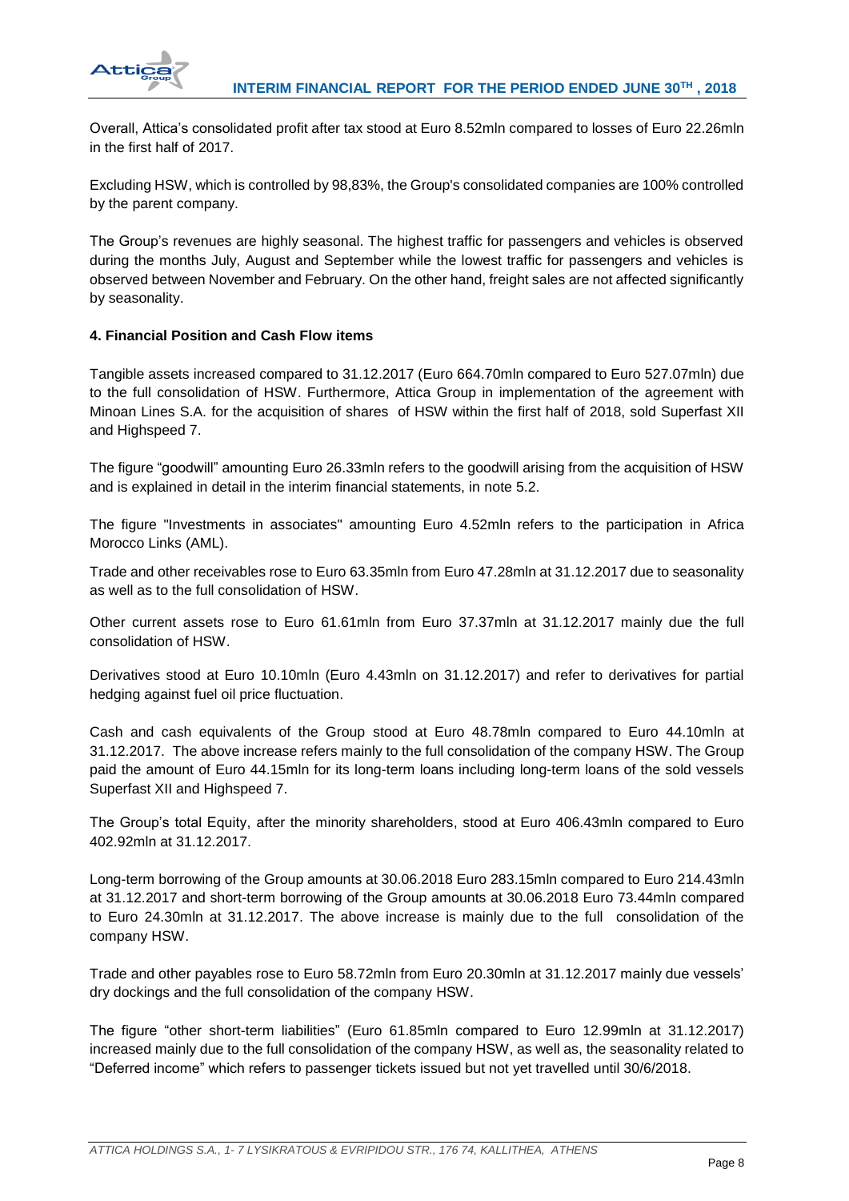Overall, Attica's consolidated profit after tax stood at Euro 8.52mln compared to losses of Euro 22.26mln in the first half of 2017.

Excluding HSW, which is controlled by 98,83%, the Group's consolidated companies are 100% controlled by the parent company.

The Group's revenues are highly seasonal. The highest traffic for passengers and vehicles is observed during the months July, August and September while the lowest traffic for passengers and vehicles is observed between November and February. On the other hand, freight sales are not affected significantly by seasonality.

#### 4. Financial Position and Cash Flow items

Tangible assets increased compared to 31.12.2017 (Euro 664.70mln compared to Euro 527.07mln) due to the full consolidation of HSW. Furthermore, Attica Group in implementation of the agreement with Minoan Lines S.A. for the acquisition of shares of HSW within the first half of 2018, sold Superfast XII and Highspeed 7.

The figure "goodwill" amounting Euro 26.33mln refers to the goodwill arising from the acquisition of HSW and is explained in detail in the interim financial statements, in note 5.2.

The figure "Investments in associates" amounting Euro 4.52mln refers to the participation in Africa Morocco Links (AML).

Trade and other receivables rose to Euro 63.35mln from Euro 47.28mln at 31.12.2017 due to seasonality as well as to the full consolidation of HSW.

Other current assets rose to Euro 61.61mln from Euro 37.37mln at 31.12.2017 mainly due the full consolidation of HSW.

Derivatives stood at Euro 10.10mln (Euro 4.43mln on 31.12.2017) and refer to derivatives for partial hedging against fuel oil price fluctuation.

Cash and cash equivalents of the Group stood at Euro 48.78mln compared to Euro 44.10mln at 31.12.2017. The above increase refers mainly to the full consolidation of the company HSW. The Group paid the amount of Euro 44.15mln for its long-term loans including long-term loans of the sold vessels Superfast XII and Highspeed 7.

The Group's total Equity, after the minority shareholders, stood at Euro 406.43mln compared to Euro 402.92mln at 31.12.2017.

Long-term borrowing of the Group amounts at 30.06.2018 Euro 283.15mln compared to Euro 214.43mln at 31.12.2017 and short-term borrowing of the Group amounts at 30.06.2018 Euro 73.44mln compared to Euro 24.30mln at 31.12.2017. The above increase is mainly due to the full consolidation of the company HSW.

Trade and other payables rose to Euro 58.72mln from Euro 20.30mln at 31.12.2017 mainly due vessels' dry dockings and the full consolidation of the company HSW.

The figure "other short-term liabilities" (Euro 61.85mln compared to Euro 12.99mln at 31.12.2017) increased mainly due to the full consolidation of the company HSW, as well as, the seasonality related to "Deferred income" which refers to passenger tickets issued but not yet travelled until 30/6/2018.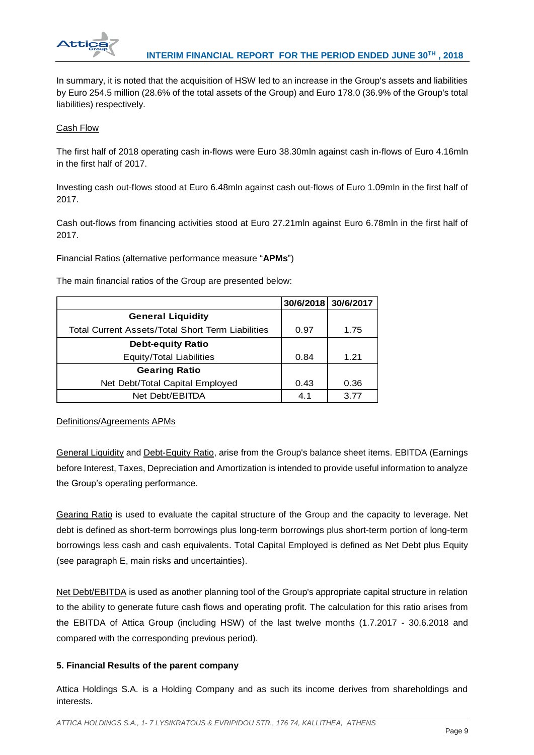In summary, it is noted that the acquisition of HSW led to an increase in the Group's assets and liabilities by Euro 254.5 million (28.6% of the total assets of the Group) and Euro 178.0 (36.9% of the Group's total liabilities) respectively.

Cash Flow

The first half of 2018 operating cash in-flows were Euro 38.30mln against cash in-flows of Euro 4.16mln in the first half of 2017.

Investing cash out-flows stood at Euro 6.48mln against cash out-flows of Euro 1.09mln in the first half of 2017.

Cash out-flows from financing activities stood at Euro 27.21mln against Euro 6.78mln in the first half of 2017.

Financial Ratios (alternative performance measure "**APMs**")

The main financial ratios of the Group are presented below:

| | 30/6/2018 | 30/6/2017 |
|---|---|---|
| **General Liquidity** | | |
| Total Current Assets/Total Short Term Liabilities | 0.97 | 1.75 |
| **Debt-equity Ratio** | | |
| Equity/Total Liabilities | 0.84 | 1.21 |
| **Gearing Ratio** | | |
| Net Debt/Total Capital Employed | 0.43 | 0.36 |
| Net Debt/EBITDA | 4.1 | 3.77 |

Definitions/Agreements APMs

General Liquidity and Debt-Equity Ratio, arise from the Group's balance sheet items. EBITDA (Earnings before Interest, Taxes, Depreciation and Amortization is intended to provide useful information to analyze the Group's operating performance.

Gearing Ratio is used to evaluate the capital structure of the Group and the capacity to leverage. Net debt is defined as short-term borrowings plus long-term borrowings plus short-term portion of long-term borrowings less cash and cash equivalents. Total Capital Employed is defined as Net Debt plus Equity (see paragraph E, main risks and uncertainties).

Net Debt/EBITDA is used as another planning tool of the Group's appropriate capital structure in relation to the ability to generate future cash flows and operating profit. The calculation for this ratio arises from the EBITDA of Attica Group (including HSW) of the last twelve months (1.7.2017 - 30.6.2018 and compared with the corresponding previous period).

**5. Financial Results of the parent company**

Attica Holdings S.A. is a Holding Company and as such its income derives from shareholdings and interests.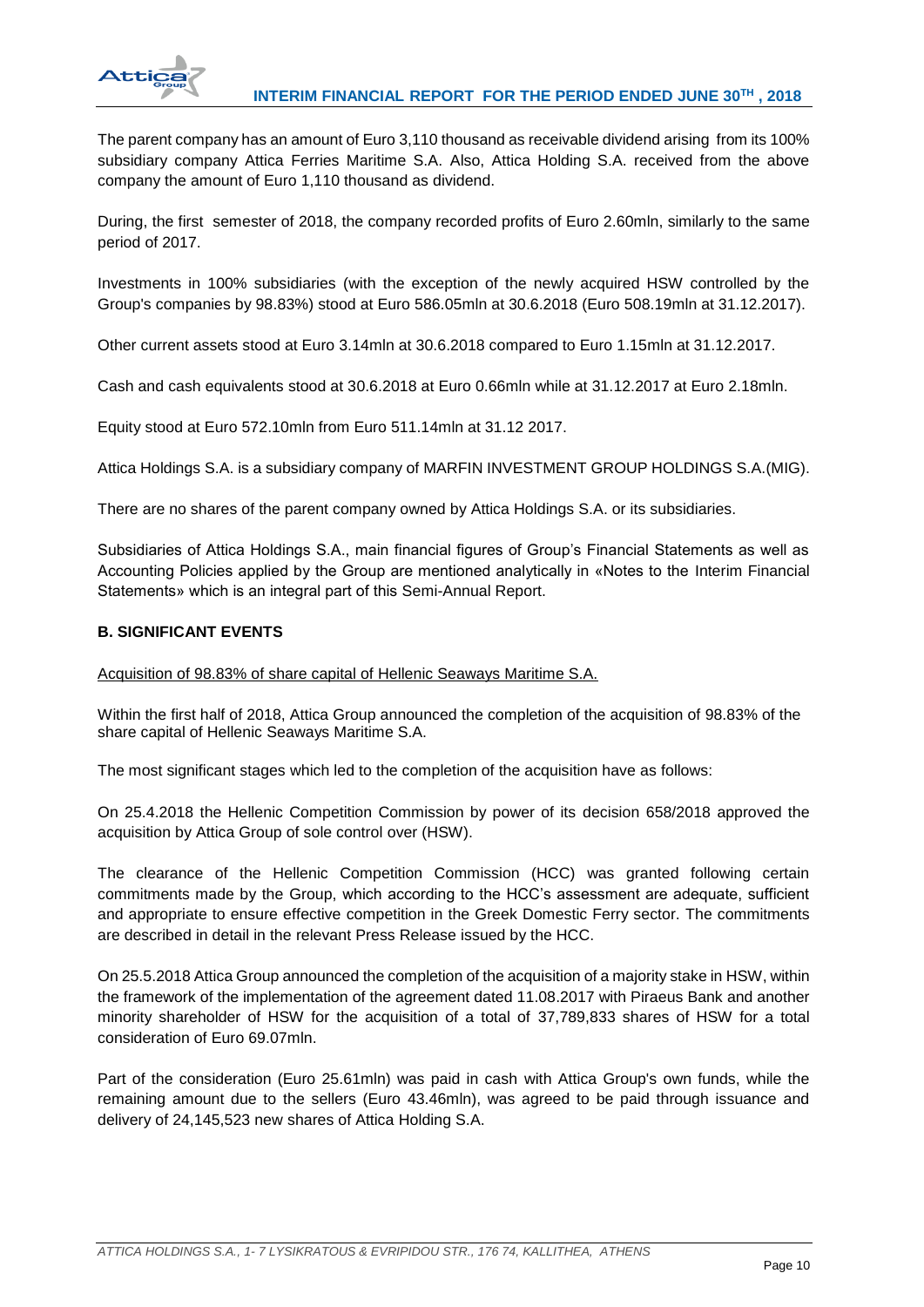The parent company has an amount of Euro 3,110 thousand as receivable dividend arising from its 100% subsidiary company Attica Ferries Maritime S.A. Also, Attica Holding S.A. received from the above company the amount of Euro 1,110 thousand as dividend.

During, the first semester of 2018, the company recorded profits of Euro 2.60mln, similarly to the same period of 2017.

Investments in 100% subsidiaries (with the exception of the newly acquired HSW controlled by the Group's companies by 98.83%) stood at Euro 586.05mln at 30.6.2018 (Euro 508.19mln at 31.12.2017).

Other current assets stood at Euro 3.14mln at 30.6.2018 compared to Euro 1.15mln at 31.12.2017.

Cash and cash equivalents stood at 30.6.2018 at Euro 0.66mln while at 31.12.2017 at Euro 2.18mln.

Equity stood at Euro 572.10mln from Euro 511.14mln at 31.12 2017.

Attica Holdings S.A. is a subsidiary company of MARFIN INVESTMENT GROUP HOLDINGS S.A.(MIG).

There are no shares of the parent company owned by Attica Holdings S.A. or its subsidiaries.

Subsidiaries of Attica Holdings S.A., main financial figures of Group's Financial Statements as well as Accounting Policies applied by the Group are mentioned analytically in «Notes to the Interim Financial Statements» which is an integral part of this Semi-Annual Report.

## B. SIGNIFICANT EVENTS

Acquisition of 98.83% of share capital of Hellenic Seaways Maritime S.A.

Within the first half of 2018, Attica Group announced the completion of the acquisition of 98.83% of the share capital of Hellenic Seaways Maritime S.A.

The most significant stages which led to the completion of the acquisition have as follows:

On 25.4.2018 the Hellenic Competition Commission by power of its decision 658/2018 approved the acquisition by Attica Group of sole control over (HSW).

The clearance of the Hellenic Competition Commission (HCC) was granted following certain commitments made by the Group, which according to the HCC's assessment are adequate, sufficient and appropriate to ensure effective competition in the Greek Domestic Ferry sector. The commitments are described in detail in the relevant Press Release issued by the HCC.

On 25.5.2018 Attica Group announced the completion of the acquisition of a majority stake in HSW, within the framework of the implementation of the agreement dated 11.08.2017 with Piraeus Bank and another minority shareholder of HSW for the acquisition of a total of 37,789,833 shares of HSW for a total consideration of Euro 69.07mln.

Part of the consideration (Euro 25.61mln) was paid in cash with Attica Group's own funds, while the remaining amount due to the sellers (Euro 43.46mln), was agreed to be paid through issuance and delivery of 24,145,523 new shares of Attica Holding S.A.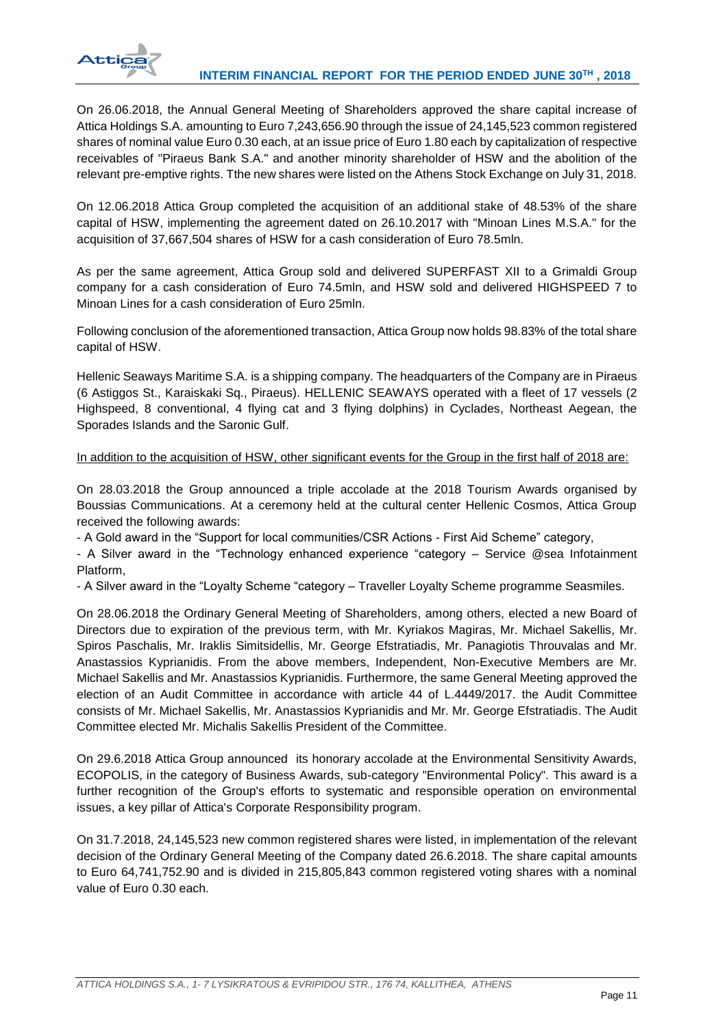On 26.06.2018, the Annual General Meeting of Shareholders approved the share capital increase of Attica Holdings S.A. amounting to Euro 7,243,656.90 through the issue of 24,145,523 common registered shares of nominal value Euro 0.30 each, at an issue price of Euro 1.80 each by capitalization of respective receivables of "Piraeus Bank S.A." and another minority shareholder of HSW and the abolition of the relevant pre-emptive rights. Tthe new shares were listed on the Athens Stock Exchange on July 31, 2018.

On 12.06.2018 Attica Group completed the acquisition of an additional stake of 48.53% of the share capital of HSW, implementing the agreement dated on 26.10.2017 with "Minoan Lines M.S.A." for the acquisition of 37,667,504 shares of HSW for a cash consideration of Euro 78.5mln.

As per the same agreement, Attica Group sold and delivered SUPERFAST XII to a Grimaldi Group company for a cash consideration of Euro 74.5mln, and HSW sold and delivered HIGHSPEED 7 to Minoan Lines for a cash consideration of Euro 25mln.

Following conclusion of the aforementioned transaction, Attica Group now holds 98.83% of the total share capital of HSW.

Hellenic Seaways Maritime S.A. is a shipping company. The headquarters of the Company are in Piraeus (6 Astiggos St., Karaiskaki Sq., Piraeus). HELLENIC SEAWAYS operated with a fleet of 17 vessels (2 Highspeed, 8 conventional, 4 flying cat and 3 flying dolphins) in Cyclades, Northeast Aegean, the Sporades Islands and the Saronic Gulf.

In addition to the acquisition of HSW, other significant events for the Group in the first half of 2018 are:

On 28.03.2018 the Group announced a triple accolade at the 2018 Tourism Awards organised by Boussias Communications. At a ceremony held at the cultural center Hellenic Cosmos, Attica Group received the following awards:

- A Gold award in the "Support for local communities/CSR Actions - First Aid Scheme" category,
- A Silver award in the "Technology enhanced experience "category – Service @sea Infotainment Platform,
- A Silver award in the "Loyalty Scheme "category – Traveller Loyalty Scheme programme Seasmiles.

On 28.06.2018 the Ordinary General Meeting of Shareholders, among others, elected a new Board of Directors due to expiration of the previous term, with Mr. Kyriakos Magiras, Mr. Michael Sakellis, Mr. Spiros Paschalis, Mr. Iraklis Simitsidellis, Mr. George Efstratiadis, Mr. Panagiotis Throuvalas and Mr. Anastassios Kyprianidis. From the above members, Independent, Non-Executive Members are Mr. Michael Sakellis and Mr. Anastassios Kyprianidis. Furthermore, the same General Meeting approved the election of an Audit Committee in accordance with article 44 of L.4449/2017. the Audit Committee consists of Mr. Michael Sakellis, Mr. Anastassios Kyprianidis and Mr. Mr. George Efstratiadis. The Audit Committee elected Mr. Michalis Sakellis President of the Committee.

On 29.6.2018 Attica Group announced its honorary accolade at the Environmental Sensitivity Awards, ECOPOLIS, in the category of Business Awards, sub-category "Environmental Policy". This award is a further recognition of the Group's efforts to systematic and responsible operation on environmental issues, a key pillar of Attica's Corporate Responsibility program.

On 31.7.2018, 24,145,523 new common registered shares were listed, in implementation of the relevant decision of the Ordinary General Meeting of the Company dated 26.6.2018. The share capital amounts to Euro 64,741,752.90 and is divided in 215,805,843 common registered voting shares with a nominal value of Euro 0.30 each.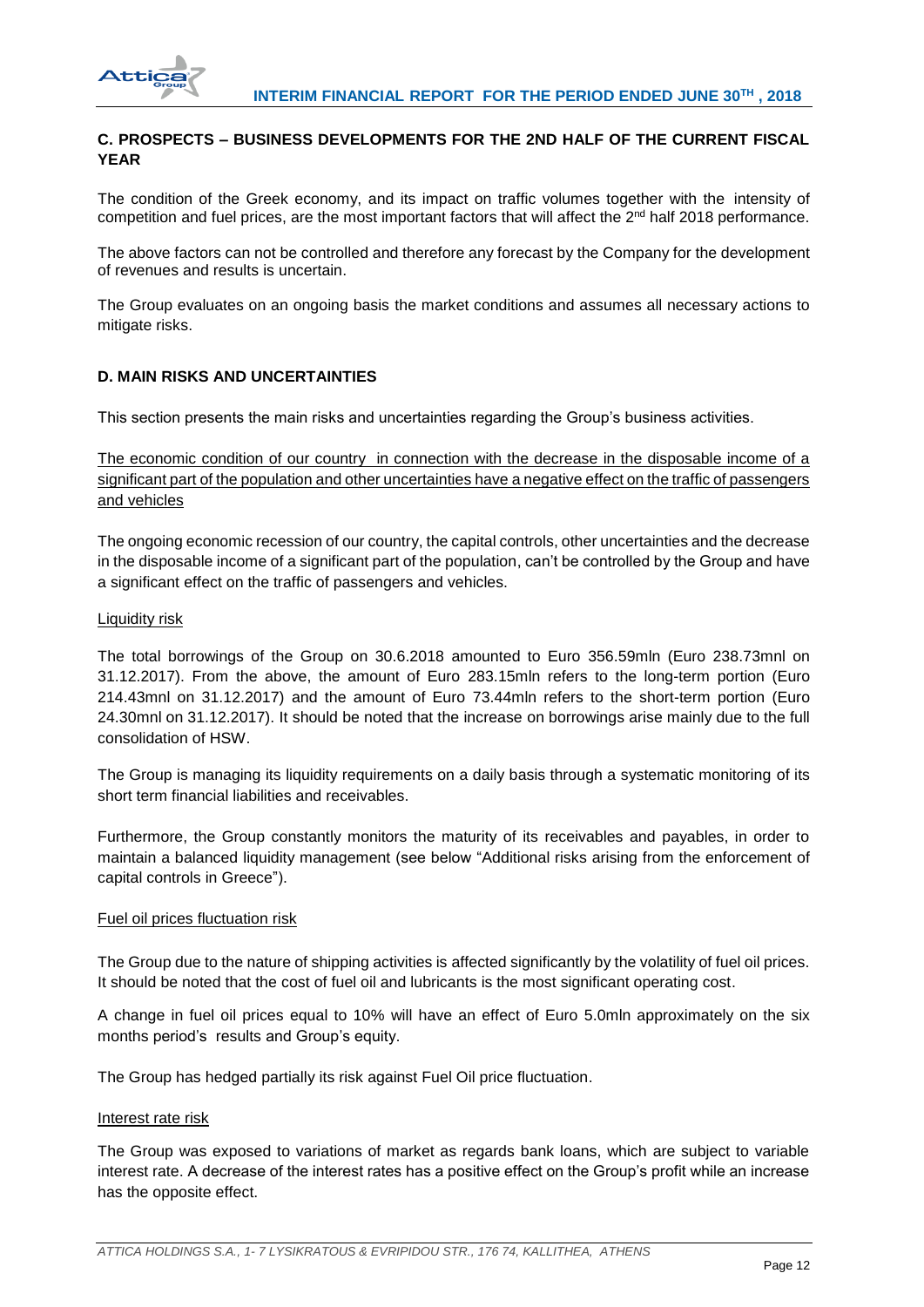### C. PROSPECTS – BUSINESS DEVELOPMENTS FOR THE 2ND HALF OF THE CURRENT FISCAL YEAR

The condition of the Greek economy, and its impact on traffic volumes together with the intensity of competition and fuel prices, are the most important factors that will affect the 2nd half 2018 performance.

The above factors can not be controlled and therefore any forecast by the Company for the development of revenues and results is uncertain.

The Group evaluates on an ongoing basis the market conditions and assumes all necessary actions to mitigate risks.

### D. MAIN RISKS AND UNCERTAINTIES

This section presents the main risks and uncertainties regarding the Group's business activities.

The economic condition of our country in connection with the decrease in the disposable income of a significant part of the population and other uncertainties have a negative effect on the traffic of passengers and vehicles

The ongoing economic recession of our country, the capital controls, other uncertainties and the decrease in the disposable income of a significant part of the population, can't be controlled by the Group and have a significant effect on the traffic of passengers and vehicles.

Liquidity risk

The total borrowings of the Group on 30.6.2018 amounted to Euro 356.59mln (Euro 238.73mnl on 31.12.2017). From the above, the amount of Euro 283.15mln refers to the long-term portion (Euro 214.43mnl on 31.12.2017) and the amount of Euro 73.44mln refers to the short-term portion (Euro 24.30mnl on 31.12.2017). It should be noted that the increase on borrowings arise mainly due to the full consolidation of HSW.

The Group is managing its liquidity requirements on a daily basis through a systematic monitoring of its short term financial liabilities and receivables.

Furthermore, the Group constantly monitors the maturity of its receivables and payables, in order to maintain a balanced liquidity management (see below "Additional risks arising from the enforcement of capital controls in Greece").

Fuel oil prices fluctuation risk

The Group due to the nature of shipping activities is affected significantly by the volatility of fuel oil prices. It should be noted that the cost of fuel oil and lubricants is the most significant operating cost.

A change in fuel oil prices equal to 10% will have an effect of Euro 5.0mln approximately on the six months period's results and Group's equity.

The Group has hedged partially its risk against Fuel Oil price fluctuation.

Interest rate risk

The Group was exposed to variations of market as regards bank loans, which are subject to variable interest rate. A decrease of the interest rates has a positive effect on the Group's profit while an increase has the opposite effect.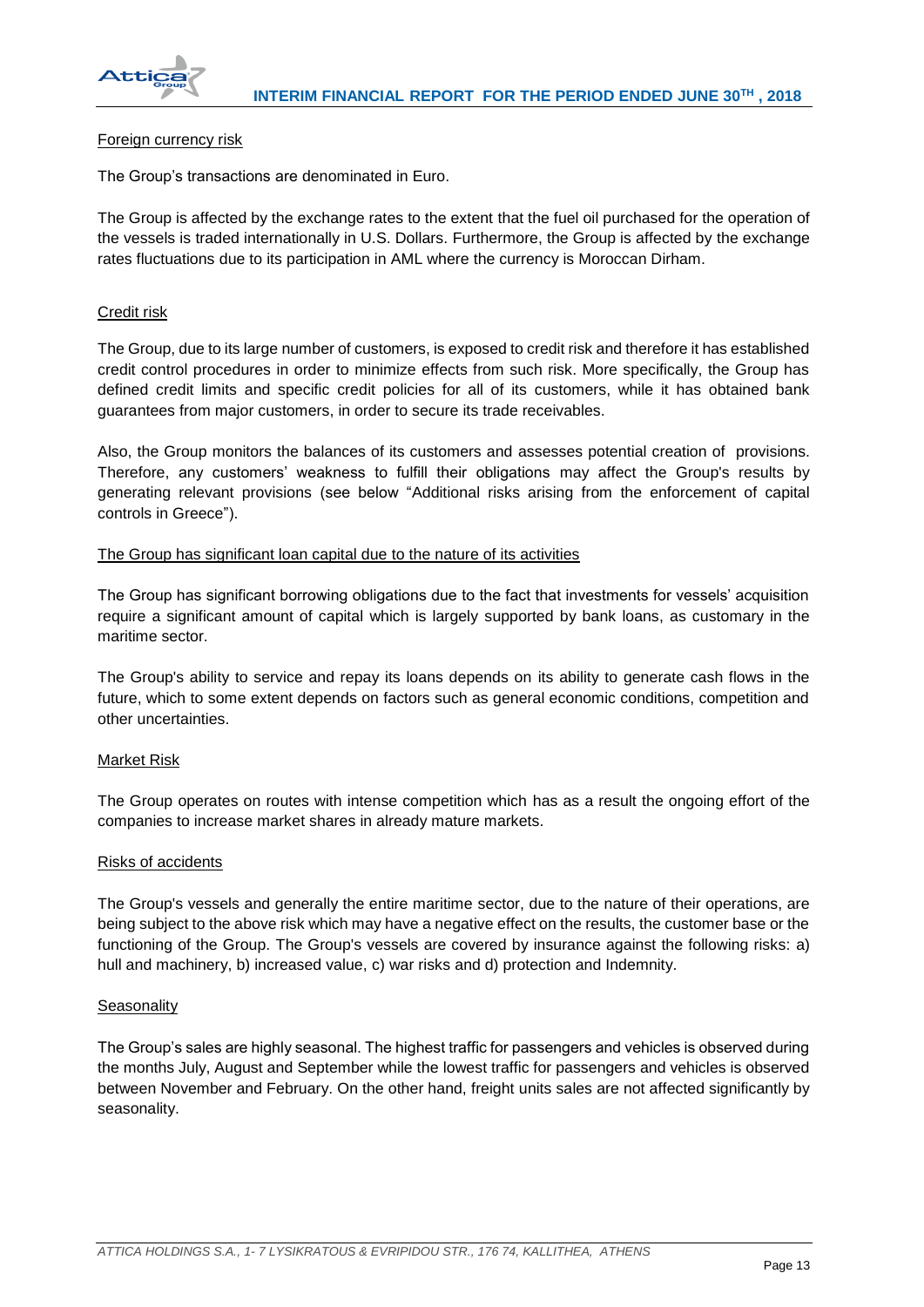Foreign currency risk

The Group's transactions are denominated in Euro.

The Group is affected by the exchange rates to the extent that the fuel oil purchased for the operation of the vessels is traded internationally in U.S. Dollars. Furthermore, the Group is affected by the exchange rates fluctuations due to its participation in AML where the currency is Moroccan Dirham.

Credit risk

The Group, due to its large number of customers, is exposed to credit risk and therefore it has established credit control procedures in order to minimize effects from such risk. More specifically, the Group has defined credit limits and specific credit policies for all of its customers, while it has obtained bank guarantees from major customers, in order to secure its trade receivables.

Also, the Group monitors the balances of its customers and assesses potential creation of provisions. Therefore, any customers' weakness to fulfill their obligations may affect the Group's results by generating relevant provisions (see below "Additional risks arising from the enforcement of capital controls in Greece").

The Group has significant loan capital due to the nature of its activities

The Group has significant borrowing obligations due to the fact that investments for vessels' acquisition require a significant amount of capital which is largely supported by bank loans, as customary in the maritime sector.

The Group's ability to service and repay its loans depends on its ability to generate cash flows in the future, which to some extent depends on factors such as general economic conditions, competition and other uncertainties.

Market Risk

The Group operates on routes with intense competition which has as a result the ongoing effort of the companies to increase market shares in already mature markets.

Risks of accidents

The Group's vessels and generally the entire maritime sector, due to the nature of their operations, are being subject to the above risk which may have a negative effect on the results, the customer base or the functioning of the Group. The Group's vessels are covered by insurance against the following risks: a) hull and machinery, b) increased value, c) war risks and d) protection and Indemnity.

Seasonality

The Group's sales are highly seasonal. The highest traffic for passengers and vehicles is observed during the months July, August and September while the lowest traffic for passengers and vehicles is observed between November and February. On the other hand, freight units sales are not affected significantly by seasonality.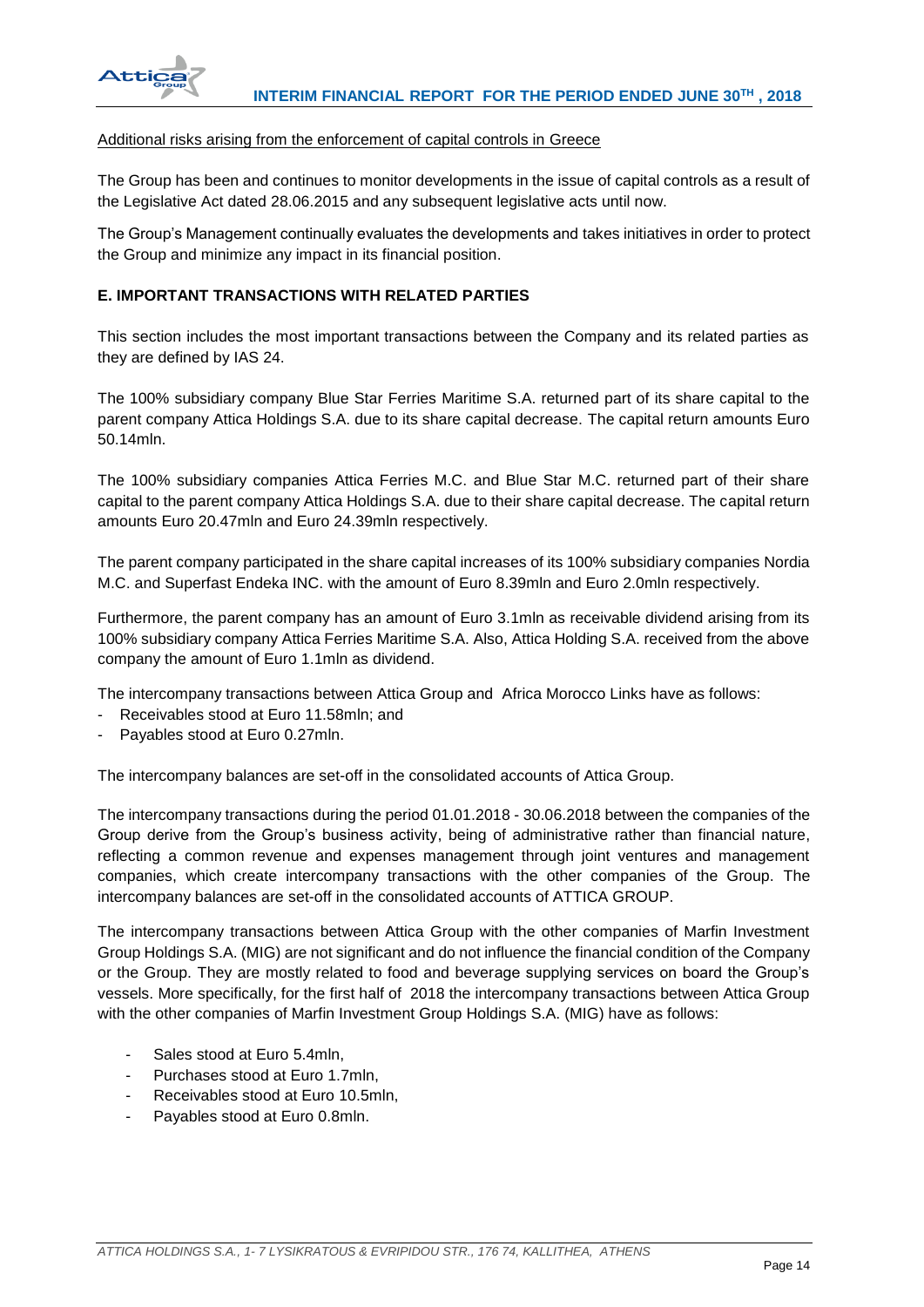Additional risks arising from the enforcement of capital controls in Greece

The Group has been and continues to monitor developments in the issue of capital controls as a result of the Legislative Act dated 28.06.2015 and any subsequent legislative acts until now.

The Group's Management continually evaluates the developments and takes initiatives in order to protect the Group and minimize any impact in its financial position.

## E. IMPORTANT TRANSACTIONS WITH RELATED PARTIES

This section includes the most important transactions between the Company and its related parties as they are defined by IAS 24.

The 100% subsidiary company Blue Star Ferries Maritime S.A. returned part of its share capital to the parent company Attica Holdings S.A. due to its share capital decrease. The capital return amounts Euro 50.14mln.

The 100% subsidiary companies Attica Ferries M.C. and Blue Star M.C. returned part of their share capital to the parent company Attica Holdings S.A. due to their share capital decrease. The capital return amounts Euro 20.47mln and Euro 24.39mln respectively.

The parent company participated in the share capital increases of its 100% subsidiary companies Nordia M.C. and Superfast Endeka INC. with the amount of Euro 8.39mln and Euro 2.0mln respectively.

Furthermore, the parent company has an amount of Euro 3.1mln as receivable dividend arising from its 100% subsidiary company Attica Ferries Maritime S.A. Also, Attica Holding S.A. received from the above company the amount of Euro 1.1mln as dividend.

The intercompany transactions between Attica Group and Africa Morocco Links have as follows:

- Receivables stood at Euro 11.58mln; and
- Payables stood at Euro 0.27mln.

The intercompany balances are set-off in the consolidated accounts of Attica Group.

The intercompany transactions during the period 01.01.2018 - 30.06.2018 between the companies of the Group derive from the Group's business activity, being of administrative rather than financial nature, reflecting a common revenue and expenses management through joint ventures and management companies, which create intercompany transactions with the other companies of the Group. The intercompany balances are set-off in the consolidated accounts of ATTICA GROUP.

The intercompany transactions between Attica Group with the other companies of Marfin Investment Group Holdings S.A. (MIG) are not significant and do not influence the financial condition of the Company or the Group. They are mostly related to food and beverage supplying services on board the Group's vessels. More specifically, for the first half of 2018 the intercompany transactions between Attica Group with the other companies of Marfin Investment Group Holdings S.A. (MIG) have as follows:

- Sales stood at Euro 5.4mln,
- Purchases stood at Euro 1.7mln,
- Receivables stood at Euro 10.5mln,
- Payables stood at Euro 0.8mln.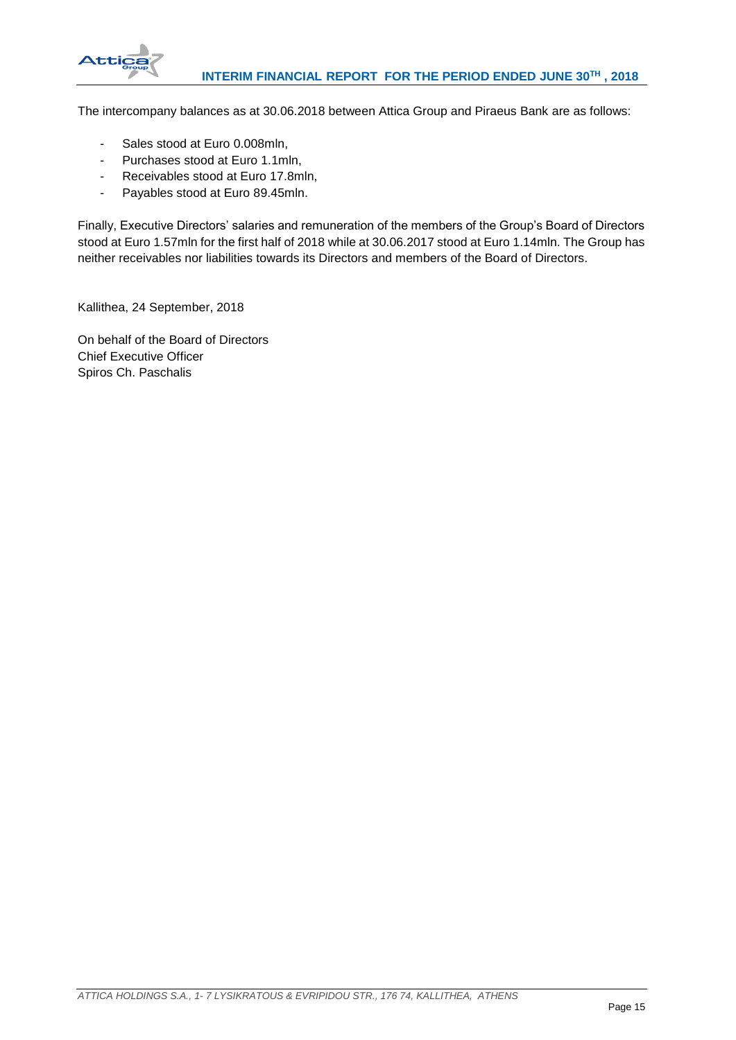The intercompany balances as at 30.06.2018 between Attica Group and Piraeus Bank are as follows:

- Sales stood at Euro 0.008mln,
- Purchases stood at Euro 1.1mln,
- Receivables stood at Euro 17.8mln,
- Payables stood at Euro 89.45mln.

Finally, Executive Directors' salaries and remuneration of the members of the Group's Board of Directors stood at Euro 1.57mln for the first half of 2018 while at 30.06.2017 stood at Euro 1.14mln. The Group has neither receivables nor liabilities towards its Directors and members of the Board of Directors.

Kallithea, 24 September, 2018

On behalf of the Board of Directors
Chief Executive Officer
Spiros Ch. Paschalis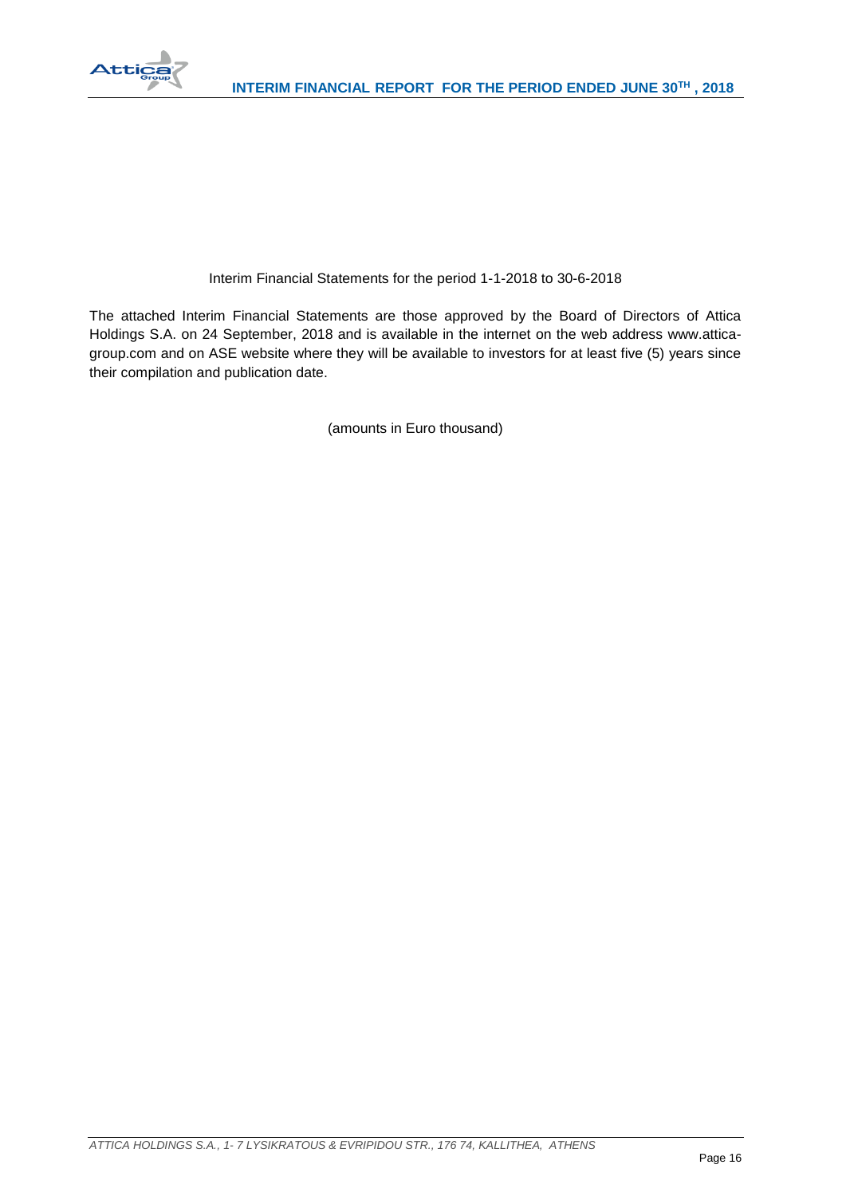Interim Financial Statements for the period 1-1-2018 to 30-6-2018

The attached Interim Financial Statements are those approved by the Board of Directors of Attica Holdings S.A. on 24 September, 2018 and is available in the internet on the web address www.attica-group.com and on ASE website where they will be available to investors for at least five (5) years since their compilation and publication date.

(amounts in Euro thousand)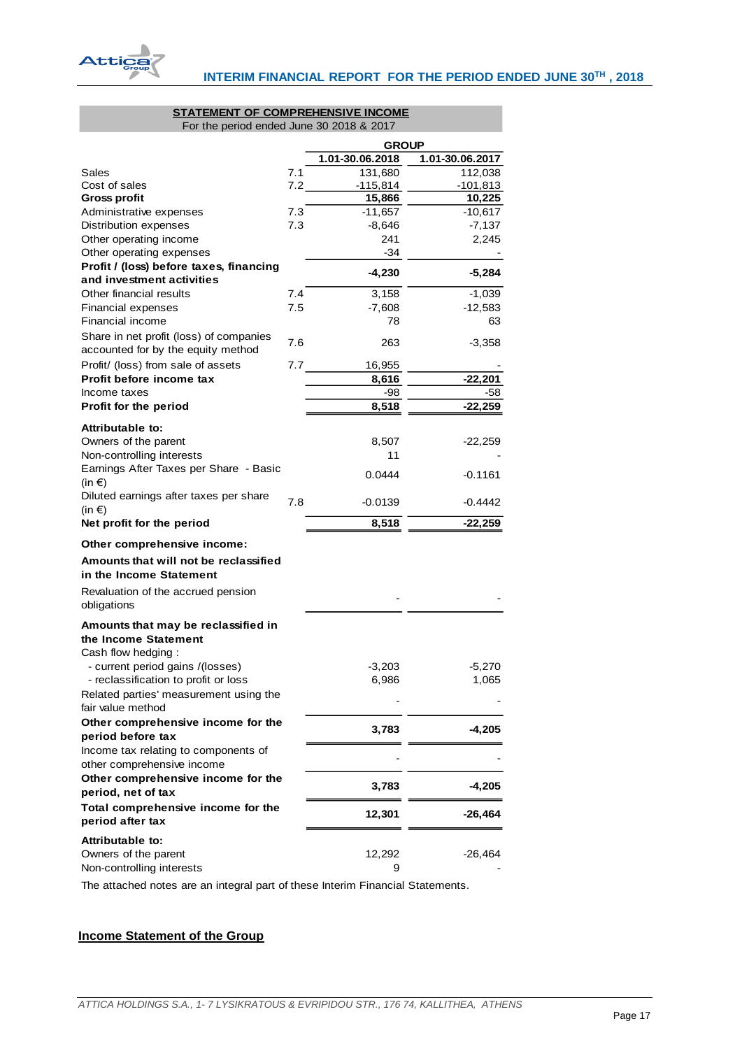## STATEMENT OF COMPREHENSIVE INCOME

For the period ended June 30 2018 & 2017

| | | GROUP | |
|---|---|---|---|
| | | 1.01-30.06.2018 | 1.01-30.06.2017 |
| Sales | 7.1 | 131,680 | 112,038 |
| Cost of sales | 7.2 | -115,814 | -101,813 |
| **Gross profit** | | **15,866** | **10,225** |
| Administrative expenses | 7.3 | -11,657 | -10,617 |
| Distribution expenses | 7.3 | -8,646 | -7,137 |
| Other operating income | | 241 | 2,245 |
| Other operating expenses | | -34 | - |
| **Profit / (loss) before taxes, financing and investment activities** | | **-4,230** | **-5,284** |
| Other financial results | 7.4 | 3,158 | -1,039 |
| Financial expenses | 7.5 | -7,608 | -12,583 |
| Financial income | | 78 | 63 |
| Share in net profit (loss) of companies accounted for by the equity method | 7.6 | 263 | -3,358 |
| Profit/ (loss) from sale of assets | 7.7 | 16,955 | - |
| **Profit before income tax** | | **8,616** | **-22,201** |
| Income taxes | | -98 | -58 |
| **Profit for the period** | | **8,518** | **-22,259** |
| **Attributable to:** | | | |
| Owners of the parent | | 8,507 | -22,259 |
| Non-controlling interests | | 11 | - |
| Earnings After Taxes per Share - Basic (in €) | | 0.0444 | -0.1161 |
| Diluted earnings after taxes per share (in €) | 7.8 | -0.0139 | -0.4442 |
| **Net profit for the period** | | **8,518** | **-22,259** |
| **Other comprehensive income:** | | | |
| **Amounts that will not be reclassified in the Income Statement** | | | |
| Revaluation of the accrued pension obligations | | - | - |
| **Amounts that may be reclassified in the Income Statement** | | | |
| Cash flow hedging : | | | |
| - current period gains /(losses) | | -3,203 | -5,270 |
| - reclassification to profit or loss | | 6,986 | 1,065 |
| Related parties' measurement using the fair value method | | - | - |
| **Other comprehensive income for the period before tax** | | **3,783** | **-4,205** |
| Income tax relating to components of other comprehensive income | | - | - |
| **Other comprehensive income for the period, net of tax** | | **3,783** | **-4,205** |
| **Total comprehensive income for the period after tax** | | **12,301** | **-26,464** |
| **Attributable to:** | | | |
| Owners of the parent | | 12,292 | -26,464 |
| Non-controlling interests | | 9 | - |

The attached notes are an integral part of these Interim Financial Statements.

## Income Statement of the Group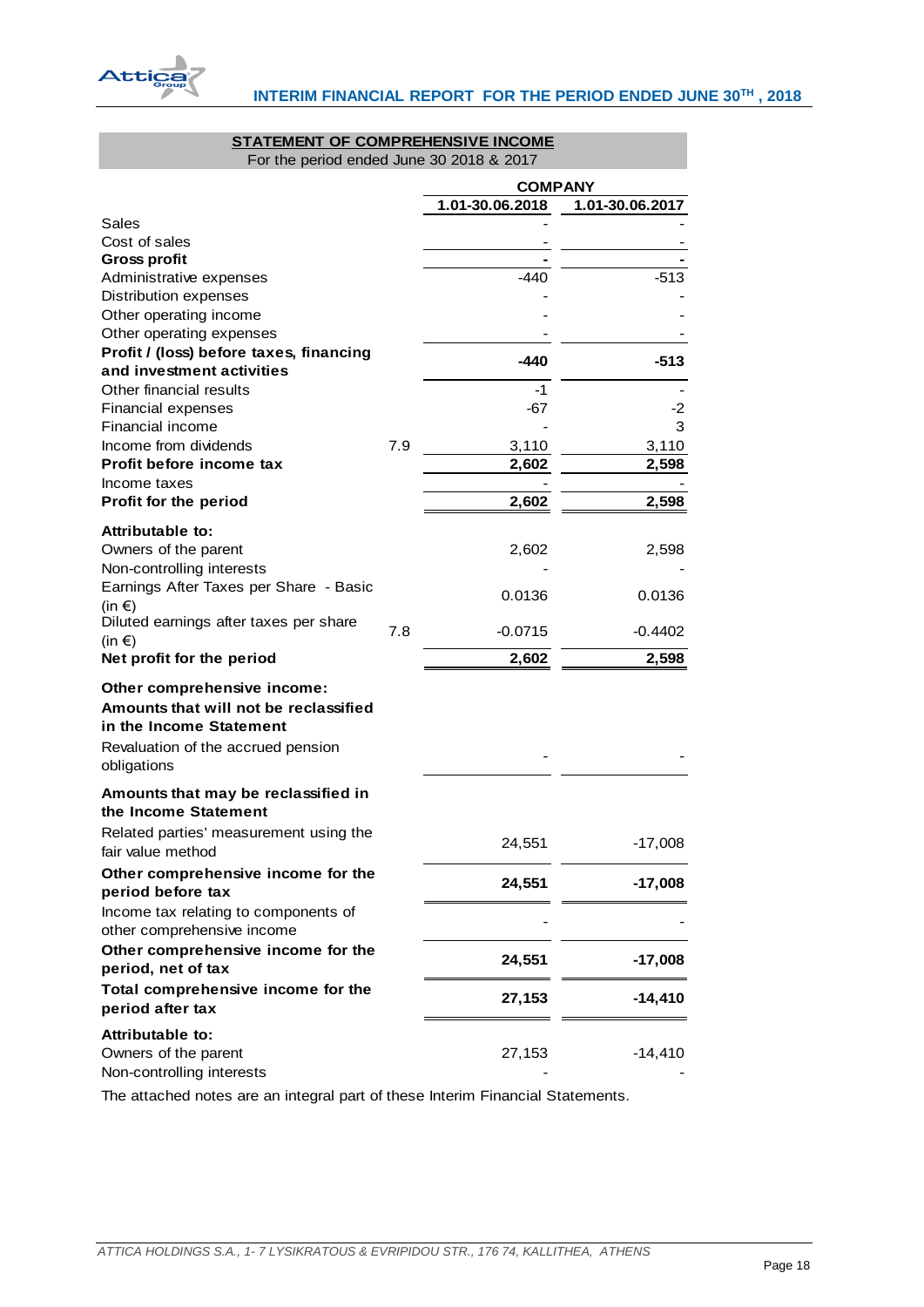## STATEMENT OF COMPREHENSIVE INCOME

For the period ended June 30 2018 & 2017

| | | COMPANY | |
|---|---|---|---|
| | | 1.01-30.06.2018 | 1.01-30.06.2017 |
| Sales | | - | - |
| Cost of sales | | - | - |
| **Gross profit** | | **-** | **-** |
| Administrative expenses | | -440 | -513 |
| Distribution expenses | | - | - |
| Other operating income | | - | - |
| Other operating expenses | | - | - |
| **Profit / (loss) before taxes, financing and investment activities** | | **-440** | **-513** |
| Other financial results | | -1 | - |
| Financial expenses | | -67 | -2 |
| Financial income | | - | 3 |
| Income from dividends | 7.9 | 3,110 | 3,110 |
| **Profit before income tax** | | **2,602** | **2,598** |
| Income taxes | | - | - |
| **Profit for the period** | | **2,602** | **2,598** |
| **Attributable to:** | | | |
| Owners of the parent | | 2,602 | 2,598 |
| Non-controlling interests | | - | - |
| Earnings After Taxes per Share - Basic (in €) | | 0.0136 | 0.0136 |
| Diluted earnings after taxes per share (in €) | 7.8 | -0.0715 | -0.4402 |
| **Net profit for the period** | | **2,602** | **2,598** |
| **Other comprehensive income:** | | | |
| **Amounts that will not be reclassified in the Income Statement** | | | |
| Revaluation of the accrued pension obligations | | - | - |
| **Amounts that may be reclassified in the Income Statement** | | | |
| Related parties' measurement using the fair value method | | 24,551 | -17,008 |
| **Other comprehensive income for the period before tax** | | **24,551** | **-17,008** |
| Income tax relating to components of other comprehensive income | | - | - |
| **Other comprehensive income for the period, net of tax** | | **24,551** | **-17,008** |
| **Total comprehensive income for the period after tax** | | **27,153** | **-14,410** |
| **Attributable to:** | | | |
| Owners of the parent | | 27,153 | -14,410 |
| Non-controlling interests | | - | - |

The attached notes are an integral part of these Interim Financial Statements.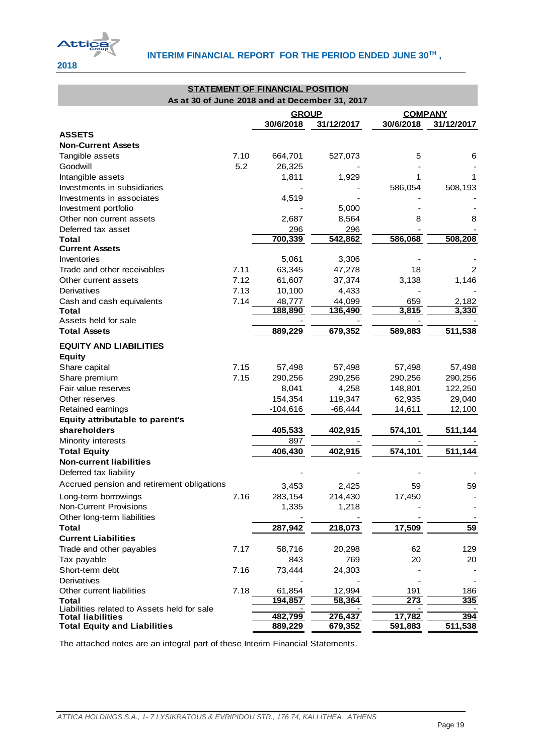## STATEMENT OF FINANCIAL POSITION

**As at 30 of June 2018 and at December 31, 2017**

| | | GROUP | | COMPANY | |
|---|---|---|---|---|---|
| | | 30/6/2018 | 31/12/2017 | 30/6/2018 | 31/12/2017 |
| **ASSETS** | | | | | |
| **Non-Current Assets** | | | | | |
| Tangible assets | 7.10 | 664,701 | 527,073 | 5 | 6 |
| Goodwill | 5.2 | 26,325 | - | - | - |
| Intangible assets | | 1,811 | 1,929 | 1 | 1 |
| Investments in subsidiaries | | - | - | 586,054 | 508,193 |
| Investments in associates | | 4,519 | - | - | - |
| Investment portfolio | | - | 5,000 | - | - |
| Other non current assets | | 2,687 | 8,564 | 8 | 8 |
| Deferred tax asset | | 296 | 296 | - | - |
| **Total** | | **700,339** | **542,862** | **586,068** | **508,208** |
| **Current Assets** | | | | | |
| Inventories | | 5,061 | 3,306 | - | - |
| Trade and other receivables | 7.11 | 63,345 | 47,278 | 18 | 2 |
| Other current assets | 7.12 | 61,607 | 37,374 | 3,138 | 1,146 |
| Derivatives | 7.13 | 10,100 | 4,433 | - | - |
| Cash and cash equivalents | 7.14 | 48,777 | 44,099 | 659 | 2,182 |
| **Total** | | **188,890** | **136,490** | **3,815** | **3,330** |
| Assets held for sale | | - | - | - | - |
| **Total Assets** | | **889,229** | **679,352** | **589,883** | **511,538** |
| **EQUITY AND LIABILITIES** | | | | | |
| **Equity** | | | | | |
| Share capital | 7.15 | 57,498 | 57,498 | 57,498 | 57,498 |
| Share premium | 7.15 | 290,256 | 290,256 | 290,256 | 290,256 |
| Fair value reserves | | 8,041 | 4,258 | 148,801 | 122,250 |
| Other reserves | | 154,354 | 119,347 | 62,935 | 29,040 |
| Retained earnings | | -104,616 | -68,444 | 14,611 | 12,100 |
| **Equity attributable to parent's shareholders** | | **405,533** | **402,915** | **574,101** | **511,144** |
| Minority interests | | 897 | - | - | - |
| **Total Equity** | | **406,430** | **402,915** | **574,101** | **511,144** |
| **Non-current liabilities** | | | | | |
| Deferred tax liability | | - | - | - | - |
| Accrued pension and retirement obligations | | 3,453 | 2,425 | 59 | 59 |
| Long-term borrowings | 7.16 | 283,154 | 214,430 | 17,450 | - |
| Non-Current Provisions | | 1,335 | 1,218 | - | - |
| Other long-term liabilities | | - | - | - | - |
| **Total** | | **287,942** | **218,073** | **17,509** | **59** |
| **Current Liabilities** | | | | | |
| Trade and other payables | 7.17 | 58,716 | 20,298 | 62 | 129 |
| Tax payable | | 843 | 769 | 20 | 20 |
| Short-term debt | 7.16 | 73,444 | 24,303 | - | - |
| Derivatives | | - | - | - | - |
| Other current liabilities | 7.18 | 61,854 | 12,994 | 191 | 186 |
| **Total** | | **194,857** | **58,364** | **273** | **335** |
| Liabilities related to Assets held for sale | | - | - | - | - |
| **Total liabilities** | | **482,799** | **276,437** | **17,782** | **394** |
| **Total Equity and Liabilities** | | **889,229** | **679,352** | **591,883** | **511,538** |

The attached notes are an integral part of these Interim Financial Statements.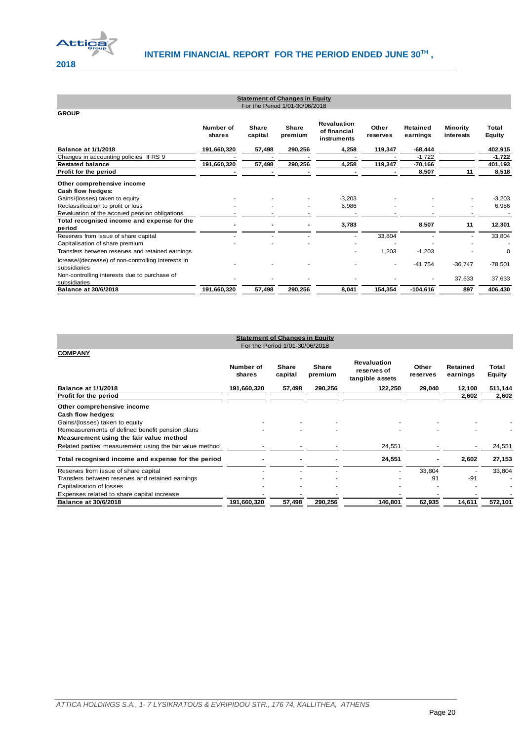## Statement of Changes in Equity

For the Period 1/01-30/06/2018

**GROUP**

| | Number of shares | Share capital | Share premium | Revaluation of financial instruments | Other reserves | Retained earnings | Minority interests | Total Equity |
|---|---|---|---|---|---|---|---|---|
| **Balance at 1/1/2018** | **191,660,320** | **57,498** | **290,256** | **4,258** | **119,347** | **-68,444** | | **402,915** |
| Changes in accounting policies IFRS 9 | - | - | - | - | - | -1,722 | | -1,722 |
| **Restated balance** | **191,660,320** | **57,498** | **290,256** | **4,258** | **119,347** | **-70,166** | | **401,193** |
| **Profit for the period** | - | - | - | - | - | **8,507** | **11** | **8,518** |
| **Other comprehensive income** | | | | | | | | |
| **Cash flow hedges:** | | | | | | | | |
| Gains/(losses) taken to equity | - | - | - | -3,203 | - | - | - | -3,203 |
| Reclassification to profit or loss | - | - | - | 6,986 | - | - | - | 6,986 |
| Revaluation of the accrued pension obligations | - | - | - | - | - | - | - | - |
| **Total recognised income and expense for the period** | - | - | - | **3,783** | | **8,507** | **11** | **12,301** |
| Reserves from Issue of share capital | - | - | - | - | 33,804 | - | - | 33,804 |
| Capitalisation of share premium | - | - | - | - | - | - | - | - |
| Transfers between reserves and retained earnings | | | | - | 1,203 | -1,203 | | 0 |
| Icrease/(decrease) of non-controlling interests in subsidiaries | - | - | - | - | - | -41,754 | -36,747 | -78,501 |
| Non-controlling interests due to purchase of subsidiaries | - | - | - | - | - | - | 37,633 | 37,633 |
| **Balance at 30/6/2018** | **191,660,320** | **57,498** | **290,256** | **8,041** | **154,354** | **-104,616** | **897** | **406,430** |

## Statement of Changes in Equity

For the Period 1/01-30/06/2018

**COMPANY**

| | Number of shares | Share capital | Share premium | Revaluation reserves of tangible assets | Other reserves | Retained earnings | Total Equity |
|---|---|---|---|---|---|---|---|
| **Balance at 1/1/2018** | **191,660,320** | **57,498** | **290,256** | **122,250** | **29,040** | **12,100** | **511,144** |
| **Profit for the period** | | | | | | **2,602** | **2,602** |
| **Other comprehensive income** | | | | | | | |
| **Cash flow hedges:** | | | | | | | |
| Gains/(losses) taken to equity | - | - | - | - | - | - | - |
| Remeasurements of defined benefit pension plans | - | - | - | - | - | - | - |
| **Measurement using the fair value method** | | | | | | | |
| Related parties' measurement using the fair value method | - | - | - | 24,551 | - | - | 24,551 |
| **Total recognised income and expense for the period** | - | - | - | **24,551** | - | **2,602** | **27,153** |
| Reserves from issue of share capital | - | - | - | - | 33,804 | - | 33,804 |
| Transfers between reserves and retained earnings | - | - | - | - | 91 | -91 | - |
| Capitalisation of losses | - | - | - | - | - | - | - |
| Expenses related to share capital increase | - | - | - | - | - | - | - |
| **Balance at 30/6/2018** | **191,660,320** | **57,498** | **290,256** | **146,801** | **62,935** | **14,611** | **572,101** |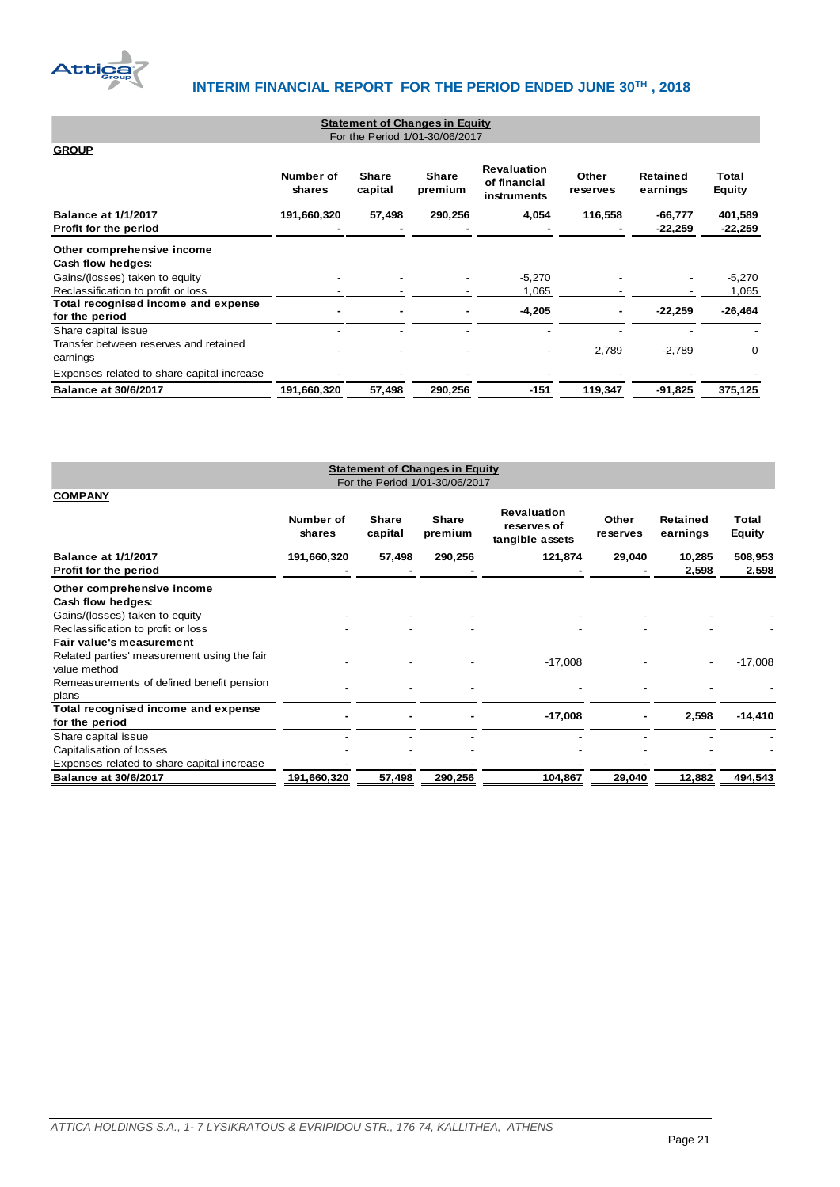**Statement of Changes in Equity**

For the Period 1/01-30/06/2017

**GROUP**

| | Number of shares | Share capital | Share premium | Revaluation of financial instruments | Other reserves | Retained earnings | Total Equity |
|---|---|---|---|---|---|---|---|
| **Balance at 1/1/2017** | **191,660,320** | **57,498** | **290,256** | **4,054** | **116,558** | **-66,777** | **401,589** |
| **Profit for the period** | **-** | **-** | **-** | **-** | **-** | **-22,259** | **-22,259** |
| **Other comprehensive income** | | | | | | | |
| **Cash flow hedges:** | | | | | | | |
| Gains/(losses) taken to equity | - | - | - | -5,270 | - | - | -5,270 |
| Reclassification to profit or loss | - | - | - | 1,065 | - | - | 1,065 |
| **Total recognised income and expense for the period** | **-** | **-** | **-** | **-4,205** | **-** | **-22,259** | **-26,464** |
| Share capital issue | - | - | - | - | - | - | - |
| Transfer between reserves and retained earnings | - | - | - | - | 2,789 | -2,789 | 0 |
| Expenses related to share capital increase | - | - | - | - | - | - | - |
| **Balance at 30/6/2017** | **191,660,320** | **57,498** | **290,256** | **-151** | **119,347** | **-91,825** | **375,125** |

**Statement of Changes in Equity**

For the Period 1/01-30/06/2017

**COMPANY**

| | Number of shares | Share capital | Share premium | Revaluation reserves of tangible assets | Other reserves | Retained earnings | Total Equity |
|---|---|---|---|---|---|---|---|
| **Balance at 1/1/2017** | **191,660,320** | **57,498** | **290,256** | **121,874** | **29,040** | **10,285** | **508,953** |
| **Profit for the period** | **-** | **-** | **-** | **-** | **-** | **2,598** | **2,598** |
| **Other comprehensive income** | | | | | | | |
| **Cash flow hedges:** | | | | | | | |
| Gains/(losses) taken to equity | - | - | - | - | - | - | - |
| Reclassification to profit or loss | - | - | - | - | - | - | - |
| **Fair value's measurement** | | | | | | | |
| Related parties' measurement using the fair value method | - | - | - | -17,008 | - | - | -17,008 |
| Remeasurements of defined benefit pension plans | - | - | - | - | - | - | - |
| **Total recognised income and expense for the period** | **-** | **-** | **-** | **-17,008** | **-** | **2,598** | **-14,410** |
| Share capital issue | - | - | - | - | - | - | - |
| Capitalisation of losses | - | - | - | - | - | - | - |
| Expenses related to share capital increase | - | - | - | - | - | - | - |
| **Balance at 30/6/2017** | **191,660,320** | **57,498** | **290,256** | **104,867** | **29,040** | **12,882** | **494,543** |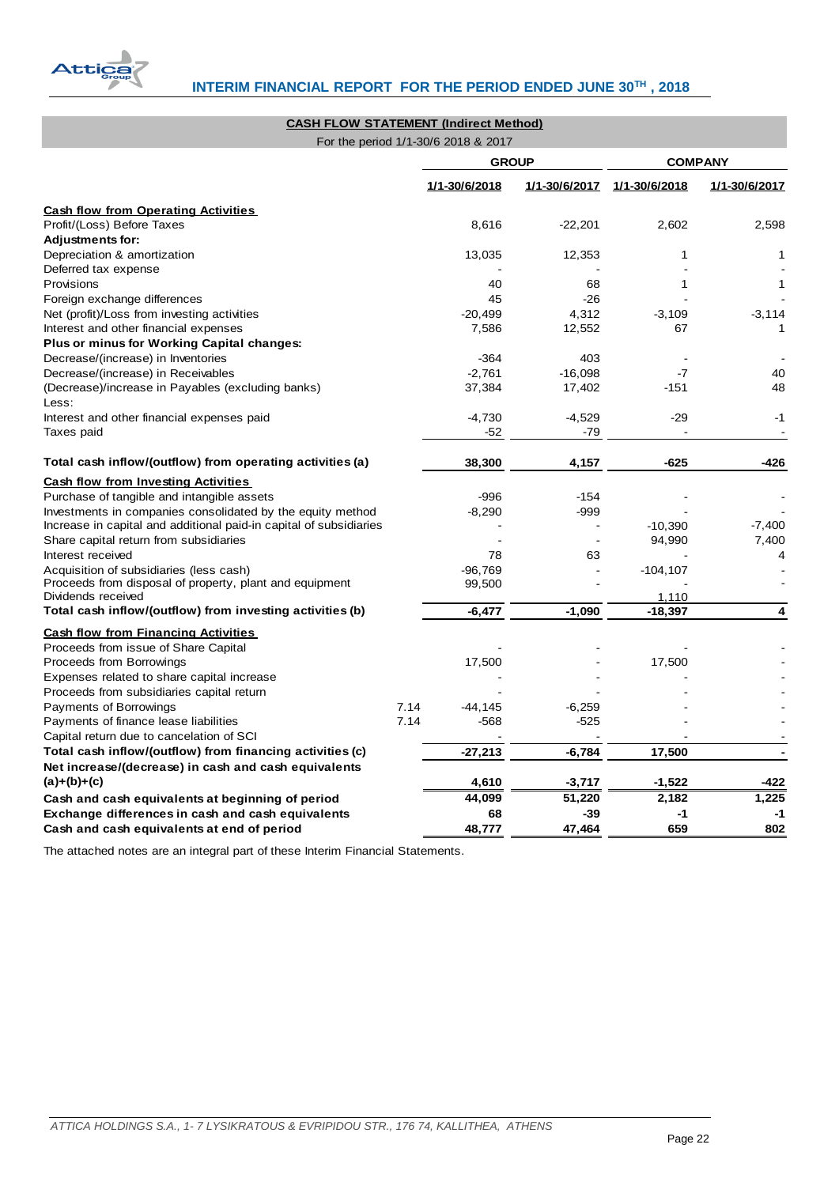## CASH FLOW STATEMENT (Indirect Method)

For the period 1/1-30/6 2018 & 2017

| | | GROUP | | COMPANY | |
|---|---|---|---|---|---|
| | | 1/1-30/6/2018 | 1/1-30/6/2017 | 1/1-30/6/2018 | 1/1-30/6/2017 |
| **Cash flow from Operating Activities** | | | | | |
| Profit/(Loss) Before Taxes | | 8,616 | -22,201 | 2,602 | 2,598 |
| **Adjustments for:** | | | | | |
| Depreciation & amortization | | 13,035 | 12,353 | 1 | 1 |
| Deferred tax expense | | - | - | - | - |
| Provisions | | 40 | 68 | 1 | 1 |
| Foreign exchange differences | | 45 | -26 | - | - |
| Net (profit)/Loss from investing activities | | -20,499 | 4,312 | -3,109 | -3,114 |
| Interest and other financial expenses | | 7,586 | 12,552 | 67 | 1 |
| **Plus or minus for Working Capital changes:** | | | | | |
| Decrease/(increase) in Inventories | | -364 | 403 | - | - |
| Decrease/(increase) in Receivables | | -2,761 | -16,098 | -7 | 40 |
| (Decrease)/increase in Payables (excluding banks) | | 37,384 | 17,402 | -151 | 48 |
| Less: | | | | | |
| Interest and other financial expenses paid | | -4,730 | -4,529 | -29 | -1 |
| Taxes paid | | -52 | -79 | - | - |
| **Total cash inflow/(outflow) from operating activities (a)** | | **38,300** | **4,157** | **-625** | **-426** |
| **Cash flow from Investing Activities** | | | | | |
| Purchase of tangible and intangible assets | | -996 | -154 | - | - |
| Investments in companies consolidated by the equity method | | -8,290 | -999 | - | - |
| Increase in capital and additional paid-in capital of subsidiaries | | - | - | -10,390 | -7,400 |
| Share capital return from subsidiaries | | - | - | 94,990 | 7,400 |
| Interest received | | 78 | 63 | - | 4 |
| Acquisition of subsidiaries (less cash) | | -96,769 | - | -104,107 | - |
| Proceeds from disposal of property, plant and equipment | | 99,500 | - | - | - |
| Dividends received | | | | 1,110 | |
| **Total cash inflow/(outflow) from investing activities (b)** | | **-6,477** | **-1,090** | **-18,397** | **4** |
| **Cash flow from Financing Activities** | | | | | |
| Proceeds from issue of Share Capital | | - | - | - | - |
| Proceeds from Borrowings | | 17,500 | - | 17,500 | - |
| Expenses related to share capital increase | | - | - | - | - |
| Proceeds from subsidiaries capital return | | - | - | - | - |
| Payments of Borrowings | 7.14 | -44,145 | -6,259 | - | - |
| Payments of finance lease liabilities | 7.14 | -568 | -525 | - | - |
| Capital return due to cancelation of SCI | | - | - | - | - |
| **Total cash inflow/(outflow) from financing activities (c)** | | **-27,213** | **-6,784** | **17,500** | **-** |
| **Net increase/(decrease) in cash and cash equivalents (a)+(b)+(c)** | | **4,610** | **-3,717** | **-1,522** | **-422** |
| **Cash and cash equivalents at beginning of period** | | **44,099** | **51,220** | **2,182** | **1,225** |
| **Exchange differences in cash and cash equivalents** | | **68** | **-39** | **-1** | **-1** |
| **Cash and cash equivalents at end of period** | | **48,777** | **47,464** | **659** | **802** |

The attached notes are an integral part of these Interim Financial Statements.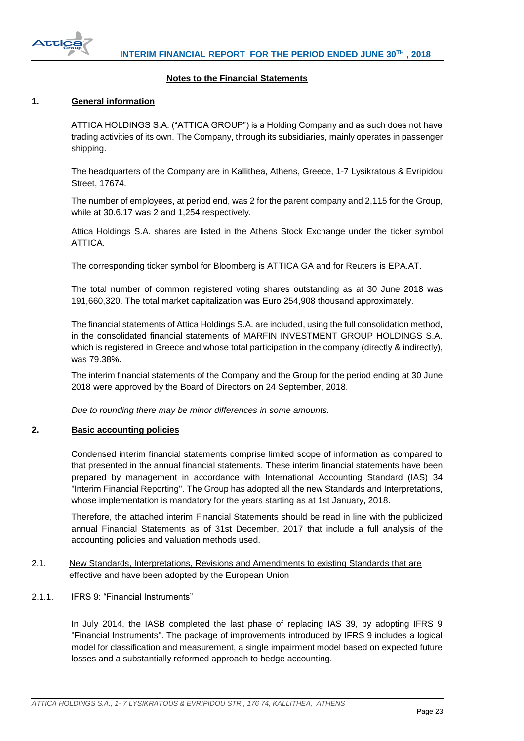## Notes to the Financial Statements

### 1. General information

ATTICA HOLDINGS S.A. ("ATTICA GROUP") is a Holding Company and as such does not have trading activities of its own. The Company, through its subsidiaries, mainly operates in passenger shipping.

The headquarters of the Company are in Kallithea, Athens, Greece, 1-7 Lysikratous & Evripidou Street, 17674.

The number of employees, at period end, was 2 for the parent company and 2,115 for the Group, while at 30.6.17 was 2 and 1,254 respectively.

Attica Holdings S.A. shares are listed in the Athens Stock Exchange under the ticker symbol ATTICA.

The corresponding ticker symbol for Bloomberg is ATTICA GA and for Reuters is EPA.AT.

The total number of common registered voting shares outstanding as at 30 June 2018 was 191,660,320. The total market capitalization was Euro 254,908 thousand approximately.

The financial statements of Attica Holdings S.A. are included, using the full consolidation method, in the consolidated financial statements of MARFIN INVESTMENT GROUP HOLDINGS S.A. which is registered in Greece and whose total participation in the company (directly & indirectly), was 79.38%.

The interim financial statements of the Company and the Group for the period ending at 30 June 2018 were approved by the Board of Directors on 24 September, 2018.

*Due to rounding there may be minor differences in some amounts.*

### 2. Basic accounting policies

Condensed interim financial statements comprise limited scope of information as compared to that presented in the annual financial statements. These interim financial statements have been prepared by management in accordance with International Accounting Standard (IAS) 34 "Interim Financial Reporting". The Group has adopted all the new Standards and Interpretations, whose implementation is mandatory for the years starting as at 1st January, 2018.

Therefore, the attached interim Financial Statements should be read in line with the publicized annual Financial Statements as of 31st December, 2017 that include a full analysis of the accounting policies and valuation methods used.

#### 2.1. New Standards, Interpretations, Revisions and Amendments to existing Standards that are effective and have been adopted by the European Union

##### 2.1.1. IFRS 9: "Financial Instruments"

In July 2014, the IASB completed the last phase of replacing IAS 39, by adopting IFRS 9 "Financial Instruments". The package of improvements introduced by IFRS 9 includes a logical model for classification and measurement, a single impairment model based on expected future losses and a substantially reformed approach to hedge accounting.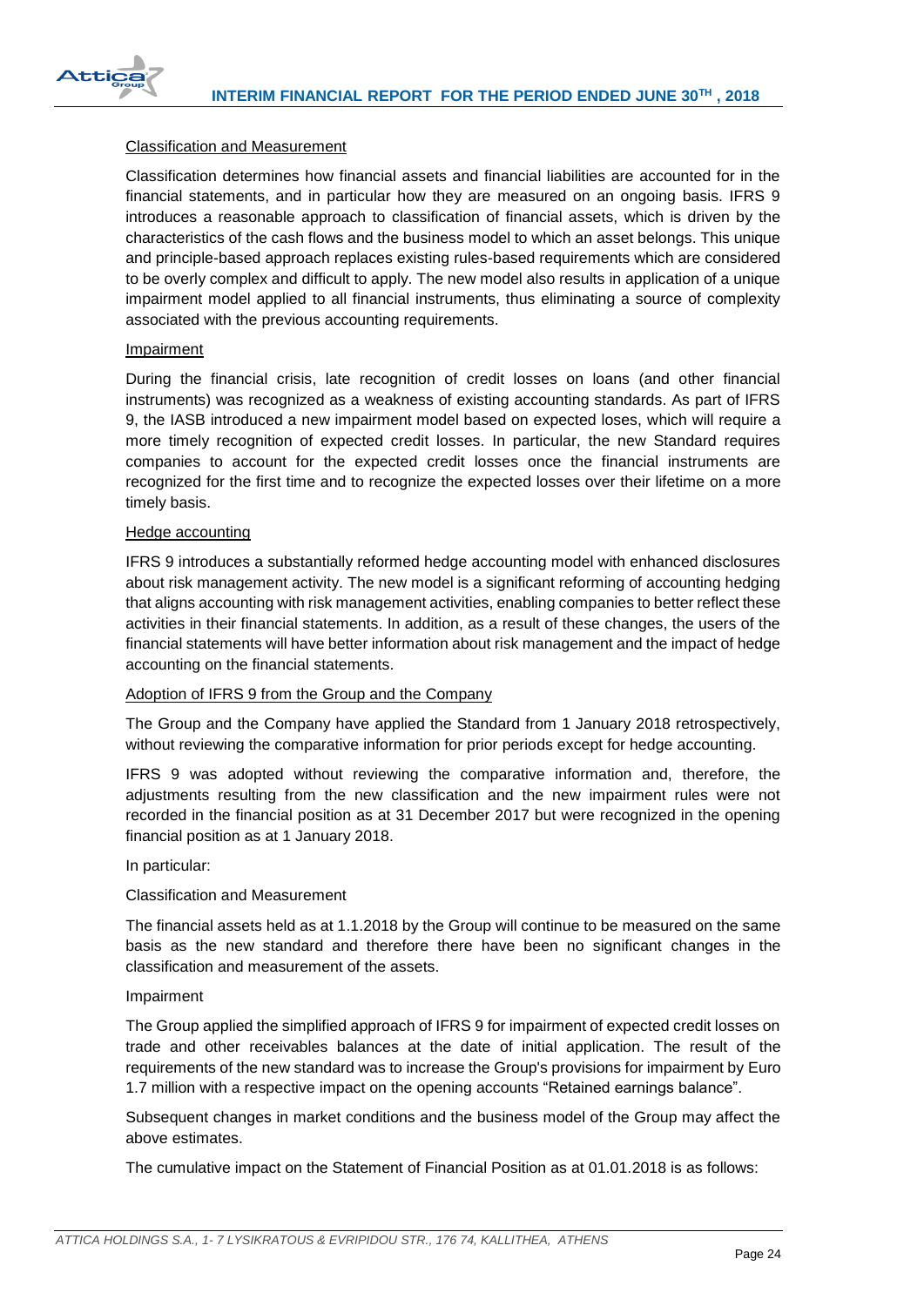Classification and Measurement

Classification determines how financial assets and financial liabilities are accounted for in the financial statements, and in particular how they are measured on an ongoing basis. IFRS 9 introduces a reasonable approach to classification of financial assets, which is driven by the characteristics of the cash flows and the business model to which an asset belongs. This unique and principle-based approach replaces existing rules-based requirements which are considered to be overly complex and difficult to apply. The new model also results in application of a unique impairment model applied to all financial instruments, thus eliminating a source of complexity associated with the previous accounting requirements.

Impairment

During the financial crisis, late recognition of credit losses on loans (and other financial instruments) was recognized as a weakness of existing accounting standards. As part of IFRS 9, the IASB introduced a new impairment model based on expected loses, which will require a more timely recognition of expected credit losses. In particular, the new Standard requires companies to account for the expected credit losses once the financial instruments are recognized for the first time and to recognize the expected losses over their lifetime on a more timely basis.

Hedge accounting

IFRS 9 introduces a substantially reformed hedge accounting model with enhanced disclosures about risk management activity. The new model is a significant reforming of accounting hedging that aligns accounting with risk management activities, enabling companies to better reflect these activities in their financial statements. In addition, as a result of these changes, the users of the financial statements will have better information about risk management and the impact of hedge accounting on the financial statements.

Adoption of IFRS 9 from the Group and the Company

The Group and the Company have applied the Standard from 1 January 2018 retrospectively, without reviewing the comparative information for prior periods except for hedge accounting.

IFRS 9 was adopted without reviewing the comparative information and, therefore, the adjustments resulting from the new classification and the new impairment rules were not recorded in the financial position as at 31 December 2017 but were recognized in the opening financial position as at 1 January 2018.

In particular:

Classification and Measurement

The financial assets held as at 1.1.2018 by the Group will continue to be measured on the same basis as the new standard and therefore there have been no significant changes in the classification and measurement of the assets.

Impairment

The Group applied the simplified approach of IFRS 9 for impairment of expected credit losses on trade and other receivables balances at the date of initial application. The result of the requirements of the new standard was to increase the Group's provisions for impairment by Euro 1.7 million with a respective impact on the opening accounts "Retained earnings balance".

Subsequent changes in market conditions and the business model of the Group may affect the above estimates.

The cumulative impact on the Statement of Financial Position as at 01.01.2018 is as follows: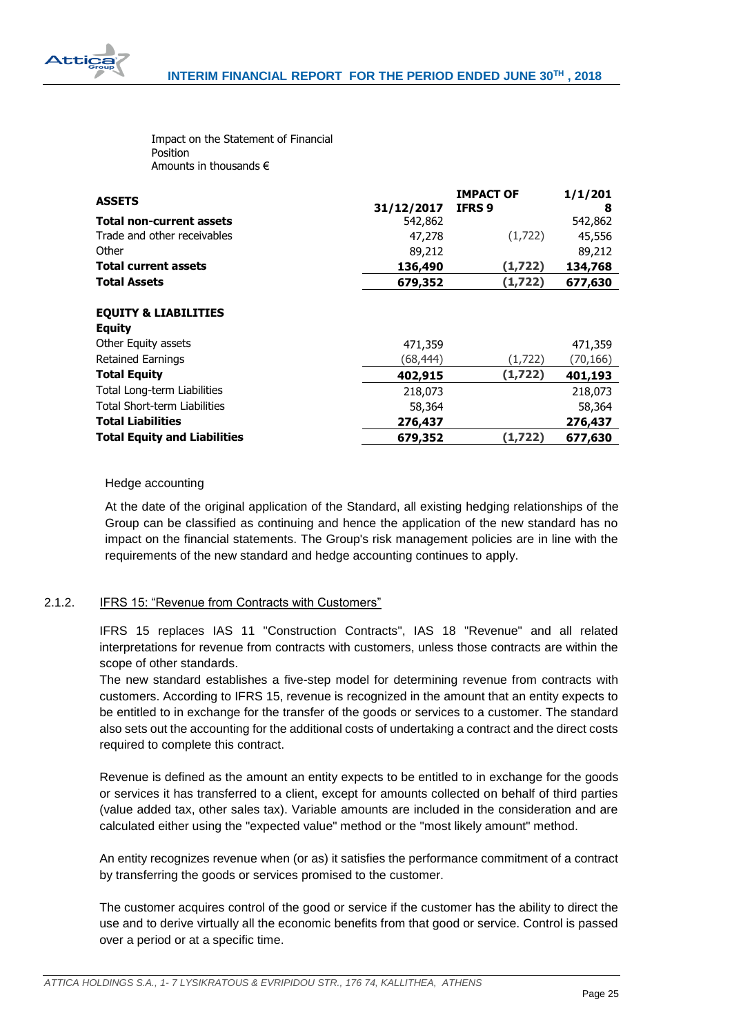Impact on the Statement of Financial Position
Amounts in thousands €

| ASSETS | 31/12/2017 | IMPACT OF IFRS 9 | 1/1/2018 |
|---|---|---|---|
| **Total non-current assets** | 542,862 | | 542,862 |
| Trade and other receivables | 47,278 | (1,722) | 45,556 |
| Other | 89,212 | | 89,212 |
| **Total current assets** | **136,490** | **(1,722)** | **134,768** |
| **Total Assets** | **679,352** | **(1,722)** | **677,630** |
| | | | |
| **EQUITY & LIABILITIES** | | | |
| **Equity** | | | |
| Other Equity assets | 471,359 | | 471,359 |
| Retained Earnings | (68,444) | (1,722) | (70,166) |
| **Total Equity** | **402,915** | **(1,722)** | **401,193** |
| Total Long-term Liabilities | 218,073 | | 218,073 |
| Total Short-term Liabilities | 58,364 | | 58,364 |
| **Total Liabilities** | **276,437** | | **276,437** |
| **Total Equity and Liabilities** | **679,352** | **(1,722)** | **677,630** |

Hedge accounting

At the date of the original application of the Standard, all existing hedging relationships of the Group can be classified as continuing and hence the application of the new standard has no impact on the financial statements. The Group's risk management policies are in line with the requirements of the new standard and hedge accounting continues to apply.

### 2.1.2. IFRS 15: "Revenue from Contracts with Customers"

IFRS 15 replaces IAS 11 "Construction Contracts", IAS 18 "Revenue" and all related interpretations for revenue from contracts with customers, unless those contracts are within the scope of other standards.

The new standard establishes a five-step model for determining revenue from contracts with customers. According to IFRS 15, revenue is recognized in the amount that an entity expects to be entitled to in exchange for the transfer of the goods or services to a customer. The standard also sets out the accounting for the additional costs of undertaking a contract and the direct costs required to complete this contract.

Revenue is defined as the amount an entity expects to be entitled to in exchange for the goods or services it has transferred to a client, except for amounts collected on behalf of third parties (value added tax, other sales tax). Variable amounts are included in the consideration and are calculated either using the "expected value" method or the "most likely amount" method.

An entity recognizes revenue when (or as) it satisfies the performance commitment of a contract by transferring the goods or services promised to the customer.

The customer acquires control of the good or service if the customer has the ability to direct the use and to derive virtually all the economic benefits from that good or service. Control is passed over a period or at a specific time.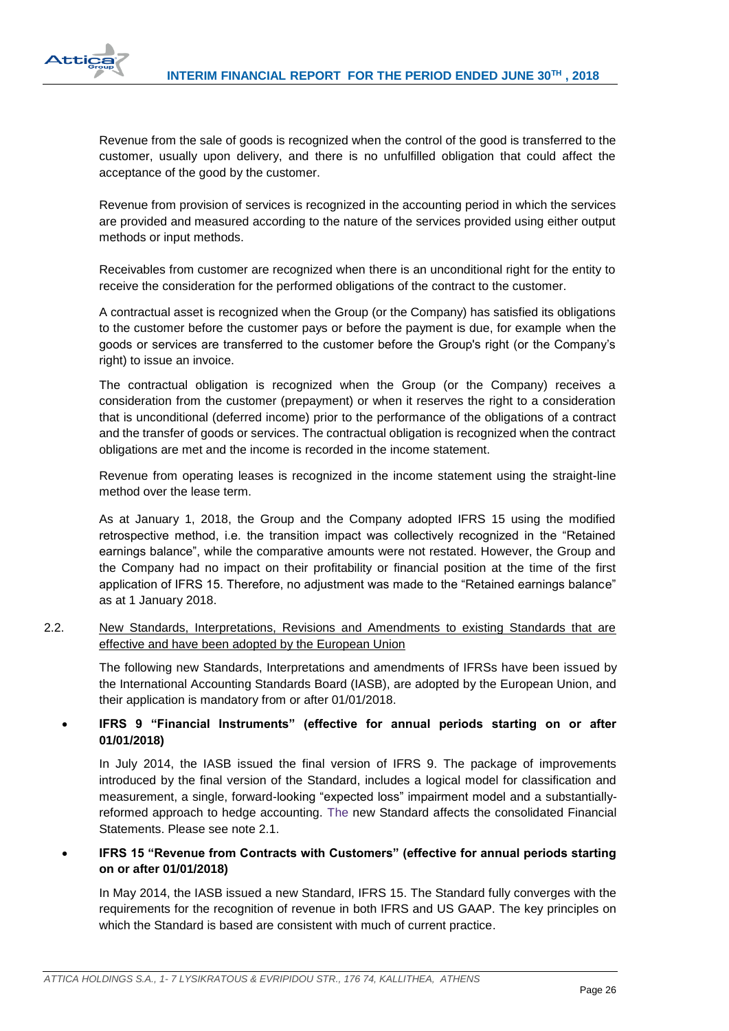Revenue from the sale of goods is recognized when the control of the good is transferred to the customer, usually upon delivery, and there is no unfulfilled obligation that could affect the acceptance of the good by the customer.

Revenue from provision of services is recognized in the accounting period in which the services are provided and measured according to the nature of the services provided using either output methods or input methods.

Receivables from customer are recognized when there is an unconditional right for the entity to receive the consideration for the performed obligations of the contract to the customer.

A contractual asset is recognized when the Group (or the Company) has satisfied its obligations to the customer before the customer pays or before the payment is due, for example when the goods or services are transferred to the customer before the Group's right (or the Company's right) to issue an invoice.

The contractual obligation is recognized when the Group (or the Company) receives a consideration from the customer (prepayment) or when it reserves the right to a consideration that is unconditional (deferred income) prior to the performance of the obligations of a contract and the transfer of goods or services. The contractual obligation is recognized when the contract obligations are met and the income is recorded in the income statement.

Revenue from operating leases is recognized in the income statement using the straight-line method over the lease term.

As at January 1, 2018, the Group and the Company adopted IFRS 15 using the modified retrospective method, i.e. the transition impact was collectively recognized in the "Retained earnings balance", while the comparative amounts were not restated. However, the Group and the Company had no impact on their profitability or financial position at the time of the first application of IFRS 15. Therefore, no adjustment was made to the "Retained earnings balance" as at 1 January 2018.

## 2.2. New Standards, Interpretations, Revisions and Amendments to existing Standards that are effective and have been adopted by the European Union

The following new Standards, Interpretations and amendments of IFRSs have been issued by the International Accounting Standards Board (IASB), are adopted by the European Union, and their application is mandatory from or after 01/01/2018.

- **IFRS 9 "Financial Instruments" (effective for annual periods starting on or after 01/01/2018)**

  In July 2014, the IASB issued the final version of IFRS 9. The package of improvements introduced by the final version of the Standard, includes a logical model for classification and measurement, a single, forward-looking "expected loss" impairment model and a substantially-reformed approach to hedge accounting. The new Standard affects the consolidated Financial Statements. Please see note 2.1.

- **IFRS 15 "Revenue from Contracts with Customers" (effective for annual periods starting on or after 01/01/2018)**

  In May 2014, the IASB issued a new Standard, IFRS 15. The Standard fully converges with the requirements for the recognition of revenue in both IFRS and US GAAP. The key principles on which the Standard is based are consistent with much of current practice.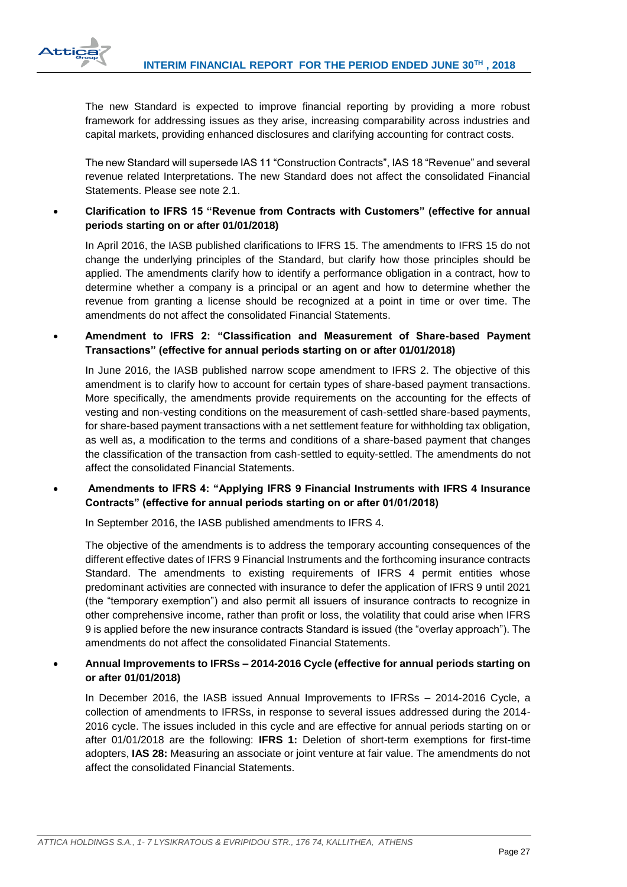The new Standard is expected to improve financial reporting by providing a more robust framework for addressing issues as they arise, increasing comparability across industries and capital markets, providing enhanced disclosures and clarifying accounting for contract costs.

The new Standard will supersede IAS 11 “Construction Contracts”, IAS 18 “Revenue” and several revenue related Interpretations. The new Standard does not affect the consolidated Financial Statements. Please see note 2.1.

- **Clarification to IFRS 15 “Revenue from Contracts with Customers” (effective for annual periods starting on or after 01/01/2018)**

  In April 2016, the IASB published clarifications to IFRS 15. The amendments to IFRS 15 do not change the underlying principles of the Standard, but clarify how those principles should be applied. The amendments clarify how to identify a performance obligation in a contract, how to determine whether a company is a principal or an agent and how to determine whether the revenue from granting a license should be recognized at a point in time or over time. The amendments do not affect the consolidated Financial Statements.

- **Amendment to IFRS 2: “Classification and Measurement of Share-based Payment Transactions” (effective for annual periods starting on or after 01/01/2018)**

  In June 2016, the IASB published narrow scope amendment to IFRS 2. The objective of this amendment is to clarify how to account for certain types of share-based payment transactions. More specifically, the amendments provide requirements on the accounting for the effects of vesting and non-vesting conditions on the measurement of cash-settled share-based payments, for share-based payment transactions with a net settlement feature for withholding tax obligation, as well as, a modification to the terms and conditions of a share-based payment that changes the classification of the transaction from cash-settled to equity-settled. The amendments do not affect the consolidated Financial Statements.

- **Amendments to IFRS 4: “Applying IFRS 9 Financial Instruments with IFRS 4 Insurance Contracts” (effective for annual periods starting on or after 01/01/2018)**

  In September 2016, the IASB published amendments to IFRS 4.

  The objective of the amendments is to address the temporary accounting consequences of the different effective dates of IFRS 9 Financial Instruments and the forthcoming insurance contracts Standard. The amendments to existing requirements of IFRS 4 permit entities whose predominant activities are connected with insurance to defer the application of IFRS 9 until 2021 (the “temporary exemption”) and also permit all issuers of insurance contracts to recognize in other comprehensive income, rather than profit or loss, the volatility that could arise when IFRS 9 is applied before the new insurance contracts Standard is issued (the “overlay approach”). The amendments do not affect the consolidated Financial Statements.

- **Annual Improvements to IFRSs – 2014-2016 Cycle (effective for annual periods starting on or after 01/01/2018)**

  In December 2016, the IASB issued Annual Improvements to IFRSs – 2014-2016 Cycle, a collection of amendments to IFRSs, in response to several issues addressed during the 2014-2016 cycle. The issues included in this cycle and are effective for annual periods starting on or after 01/01/2018 are the following: **IFRS 1:** Deletion of short-term exemptions for first-time adopters, **IAS 28:** Measuring an associate or joint venture at fair value. The amendments do not affect the consolidated Financial Statements.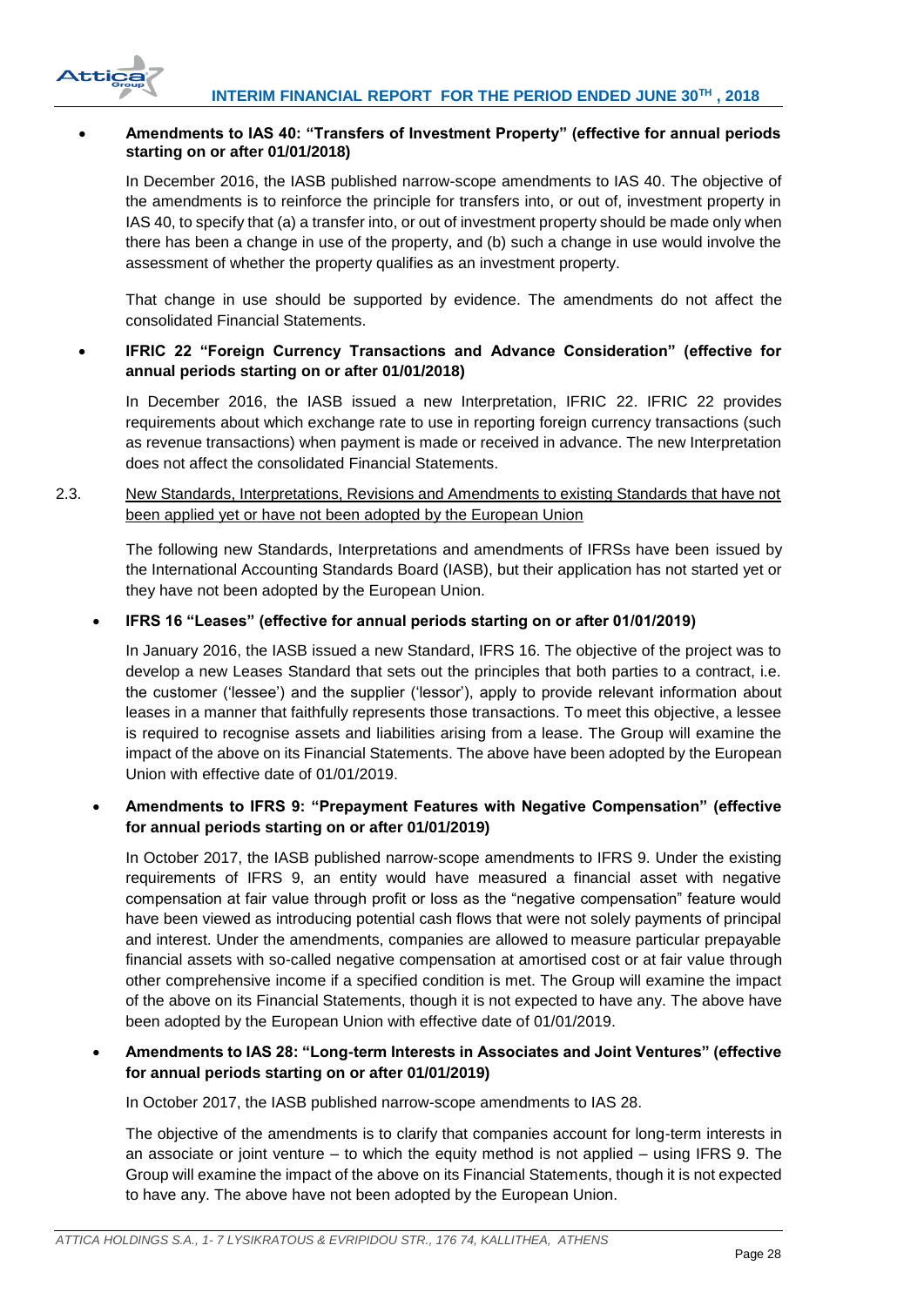- **Amendments to IAS 40: "Transfers of Investment Property" (effective for annual periods starting on or after 01/01/2018)**

  In December 2016, the IASB published narrow-scope amendments to IAS 40. The objective of the amendments is to reinforce the principle for transfers into, or out of, investment property in IAS 40, to specify that (a) a transfer into, or out of investment property should be made only when there has been a change in use of the property, and (b) such a change in use would involve the assessment of whether the property qualifies as an investment property.

  That change in use should be supported by evidence. The amendments do not affect the consolidated Financial Statements.

- **IFRIC 22 "Foreign Currency Transactions and Advance Consideration" (effective for annual periods starting on or after 01/01/2018)**

  In December 2016, the IASB issued a new Interpretation, IFRIC 22. IFRIC 22 provides requirements about which exchange rate to use in reporting foreign currency transactions (such as revenue transactions) when payment is made or received in advance. The new Interpretation does not affect the consolidated Financial Statements.

2.3. New Standards, Interpretations, Revisions and Amendments to existing Standards that have not been applied yet or have not been adopted by the European Union

The following new Standards, Interpretations and amendments of IFRSs have been issued by the International Accounting Standards Board (IASB), but their application has not started yet or they have not been adopted by the European Union.

- **IFRS 16 "Leases" (effective for annual periods starting on or after 01/01/2019)**

  In January 2016, the IASB issued a new Standard, IFRS 16. The objective of the project was to develop a new Leases Standard that sets out the principles that both parties to a contract, i.e. the customer ('lessee') and the supplier ('lessor'), apply to provide relevant information about leases in a manner that faithfully represents those transactions. To meet this objective, a lessee is required to recognise assets and liabilities arising from a lease. The Group will examine the impact of the above on its Financial Statements. The above have been adopted by the European Union with effective date of 01/01/2019.

- **Amendments to IFRS 9: "Prepayment Features with Negative Compensation" (effective for annual periods starting on or after 01/01/2019)**

  In October 2017, the IASB published narrow-scope amendments to IFRS 9. Under the existing requirements of IFRS 9, an entity would have measured a financial asset with negative compensation at fair value through profit or loss as the "negative compensation" feature would have been viewed as introducing potential cash flows that were not solely payments of principal and interest. Under the amendments, companies are allowed to measure particular prepayable financial assets with so-called negative compensation at amortised cost or at fair value through other comprehensive income if a specified condition is met. The Group will examine the impact of the above on its Financial Statements, though it is not expected to have any. The above have been adopted by the European Union with effective date of 01/01/2019.

- **Amendments to IAS 28: "Long-term Interests in Associates and Joint Ventures" (effective for annual periods starting on or after 01/01/2019)**

  In October 2017, the IASB published narrow-scope amendments to IAS 28.

  The objective of the amendments is to clarify that companies account for long-term interests in an associate or joint venture – to which the equity method is not applied – using IFRS 9. The Group will examine the impact of the above on its Financial Statements, though it is not expected to have any. The above have not been adopted by the European Union.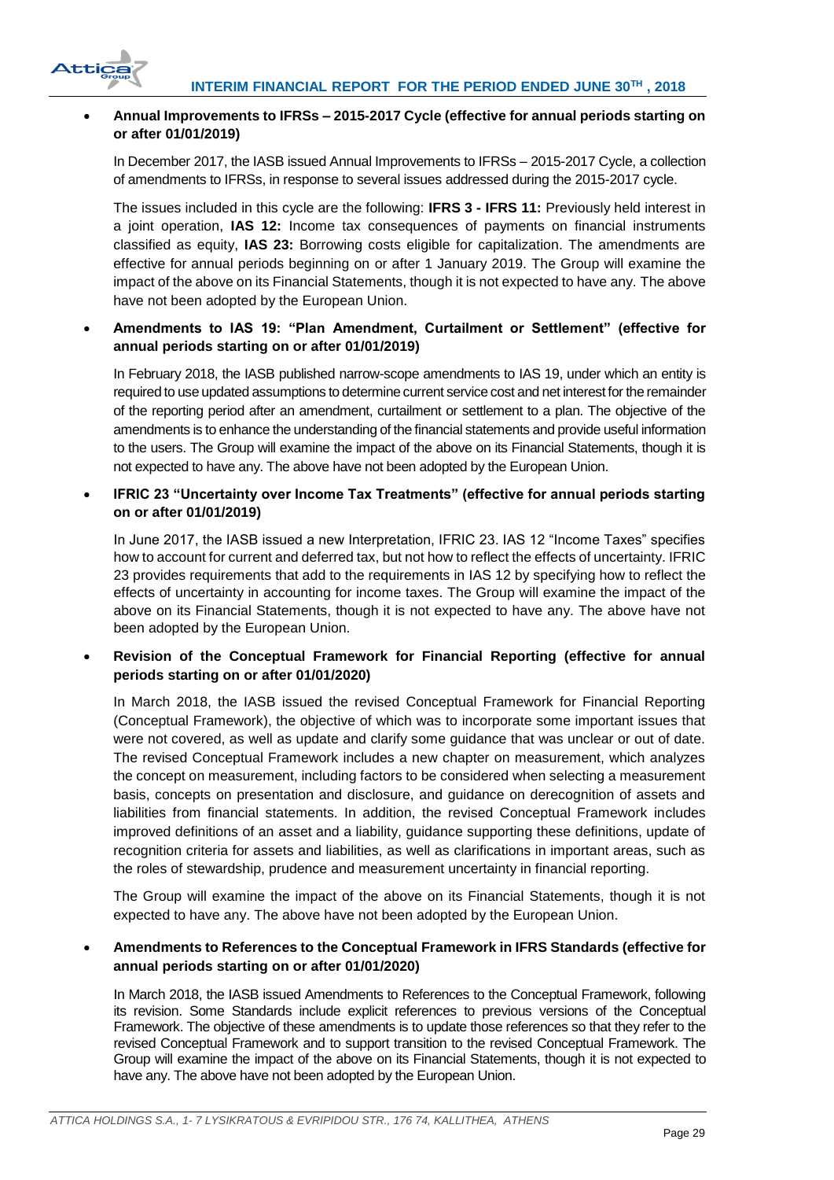- **Annual Improvements to IFRSs – 2015-2017 Cycle (effective for annual periods starting on or after 01/01/2019)**

  In December 2017, the IASB issued Annual Improvements to IFRSs – 2015-2017 Cycle, a collection of amendments to IFRSs, in response to several issues addressed during the 2015-2017 cycle.

  The issues included in this cycle are the following: **IFRS 3 - IFRS 11:** Previously held interest in a joint operation, **IAS 12:** Income tax consequences of payments on financial instruments classified as equity, **IAS 23:** Borrowing costs eligible for capitalization. The amendments are effective for annual periods beginning on or after 1 January 2019. The Group will examine the impact of the above on its Financial Statements, though it is not expected to have any. The above have not been adopted by the European Union.

- **Amendments to IAS 19: "Plan Amendment, Curtailment or Settlement" (effective for annual periods starting on or after 01/01/2019)**

  In February 2018, the IASB published narrow-scope amendments to IAS 19, under which an entity is required to use updated assumptions to determine current service cost and net interest for the remainder of the reporting period after an amendment, curtailment or settlement to a plan. The objective of the amendments is to enhance the understanding of the financial statements and provide useful information to the users. The Group will examine the impact of the above on its Financial Statements, though it is not expected to have any. The above have not been adopted by the European Union.

- **IFRIC 23 "Uncertainty over Income Tax Treatments" (effective for annual periods starting on or after 01/01/2019)**

  In June 2017, the IASB issued a new Interpretation, IFRIC 23. IAS 12 "Income Taxes" specifies how to account for current and deferred tax, but not how to reflect the effects of uncertainty. IFRIC 23 provides requirements that add to the requirements in IAS 12 by specifying how to reflect the effects of uncertainty in accounting for income taxes. The Group will examine the impact of the above on its Financial Statements, though it is not expected to have any. The above have not been adopted by the European Union.

- **Revision of the Conceptual Framework for Financial Reporting (effective for annual periods starting on or after 01/01/2020)**

  In March 2018, the IASB issued the revised Conceptual Framework for Financial Reporting (Conceptual Framework), the objective of which was to incorporate some important issues that were not covered, as well as update and clarify some guidance that was unclear or out of date. The revised Conceptual Framework includes a new chapter on measurement, which analyzes the concept on measurement, including factors to be considered when selecting a measurement basis, concepts on presentation and disclosure, and guidance on derecognition of assets and liabilities from financial statements. In addition, the revised Conceptual Framework includes improved definitions of an asset and a liability, guidance supporting these definitions, update of recognition criteria for assets and liabilities, as well as clarifications in important areas, such as the roles of stewardship, prudence and measurement uncertainty in financial reporting.

  The Group will examine the impact of the above on its Financial Statements, though it is not expected to have any. The above have not been adopted by the European Union.

- **Amendments to References to the Conceptual Framework in IFRS Standards (effective for annual periods starting on or after 01/01/2020)**

  In March 2018, the IASB issued Amendments to References to the Conceptual Framework, following its revision. Some Standards include explicit references to previous versions of the Conceptual Framework. The objective of these amendments is to update those references so that they refer to the revised Conceptual Framework and to support transition to the revised Conceptual Framework. The Group will examine the impact of the above on its Financial Statements, though it is not expected to have any. The above have not been adopted by the European Union.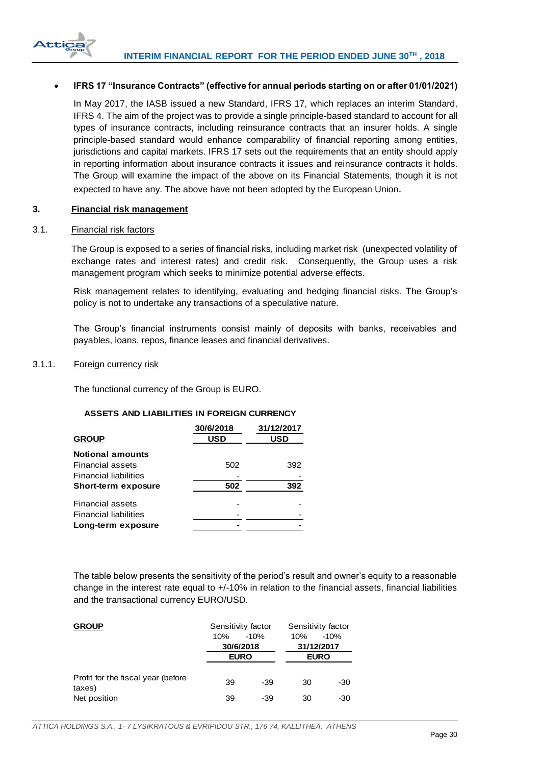- **IFRS 17 "Insurance Contracts" (effective for annual periods starting on or after 01/01/2021)**

  In May 2017, the IASB issued a new Standard, IFRS 17, which replaces an interim Standard, IFRS 4. The aim of the project was to provide a single principle-based standard to account for all types of insurance contracts, including reinsurance contracts that an insurer holds. A single principle-based standard would enhance comparability of financial reporting among entities, jurisdictions and capital markets. IFRS 17 sets out the requirements that an entity should apply in reporting information about insurance contracts it issues and reinsurance contracts it holds. The Group will examine the impact of the above on its Financial Statements, though it is not expected to have any. The above have not been adopted by the European Union.

## 3. Financial risk management

### 3.1. Financial risk factors

The Group is exposed to a series of financial risks, including market risk (unexpected volatility of exchange rates and interest rates) and credit risk. Consequently, the Group uses a risk management program which seeks to minimize potential adverse effects.

Risk management relates to identifying, evaluating and hedging financial risks. The Group's policy is not to undertake any transactions of a speculative nature.

The Group's financial instruments consist mainly of deposits with banks, receivables and payables, loans, repos, finance leases and financial derivatives.

#### 3.1.1. Foreign currency risk

The functional currency of the Group is EURO.

**ASSETS AND LIABILITIES IN FOREIGN CURRENCY**

| GROUP | 30/6/2018 USD | 31/12/2017 USD |
|---|---|---|
| **Notional amounts** | | |
| Financial assets | 502 | 392 |
| Financial liabilities | - | - |
| **Short-term exposure** | **502** | **392** |
| Financial assets | - | - |
| Financial liabilities | - | - |
| **Long-term exposure** | **-** | **-** |

The table below presents the sensitivity of the period's result and owner's equity to a reasonable change in the interest rate equal to +/-10% in relation to the financial assets, financial liabilities and the transactional currency EURO/USD.

| GROUP | Sensitivity factor | | Sensitivity factor | |
|---|---|---|---|---|
| | 10% | -10% | 10% | -10% |
| | 30/6/2018 | | 31/12/2017 | |
| | EURO | | EURO | |
| Profit for the fiscal year (before taxes) | 39 | -39 | 30 | -30 |
| Net position | 39 | -39 | 30 | -30 |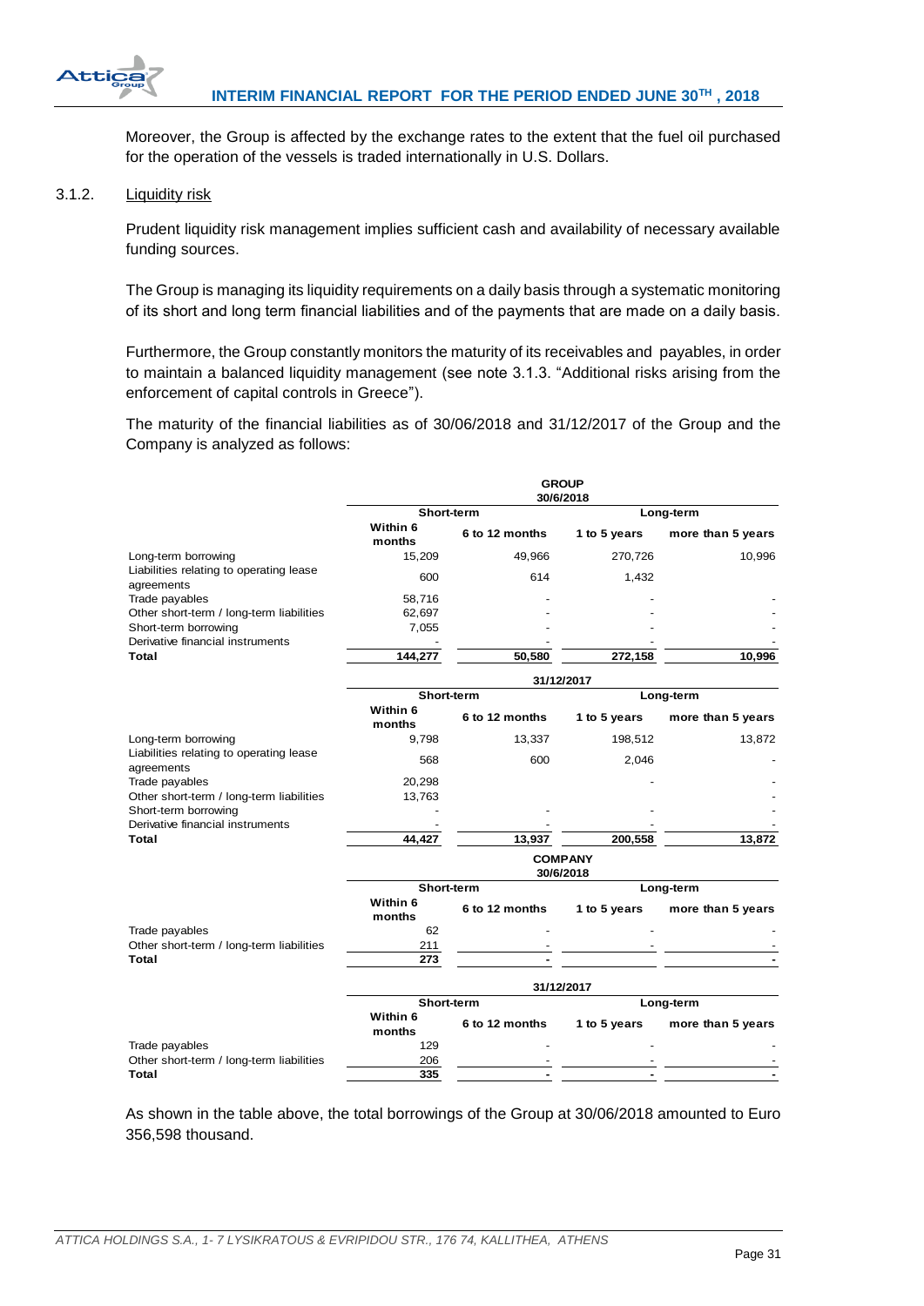Moreover, the Group is affected by the exchange rates to the extent that the fuel oil purchased for the operation of the vessels is traded internationally in U.S. Dollars.

### 3.1.2. Liquidity risk

Prudent liquidity risk management implies sufficient cash and availability of necessary available funding sources.

The Group is managing its liquidity requirements on a daily basis through a systematic monitoring of its short and long term financial liabilities and of the payments that are made on a daily basis.

Furthermore, the Group constantly monitors the maturity of its receivables and payables, in order to maintain a balanced liquidity management (see note 3.1.3. "Additional risks arising from the enforcement of capital controls in Greece").

The maturity of the financial liabilities as of 30/06/2018 and 31/12/2017 of the Group and the Company is analyzed as follows:

**GROUP**

| 30/6/2018 | Short-term | | Long-term | |
|---|---|---|---|---|
| | Within 6 months | 6 to 12 months | 1 to 5 years | more than 5 years |
| Long-term borrowing | 15,209 | 49,966 | 270,726 | 10,996 |
| Liabilities relating to operating lease agreements | 600 | 614 | 1,432 | |
| Trade payables | 58,716 | - | - | - |
| Other short-term / long-term liabilities | 62,697 | - | - | - |
| Short-term borrowing | 7,055 | - | - | - |
| Derivative financial instruments | - | - | - | - |
| **Total** | **144,277** | **50,580** | **272,158** | **10,996** |

| 31/12/2017 | Short-term | | Long-term | |
|---|---|---|---|---|
| | Within 6 months | 6 to 12 months | 1 to 5 years | more than 5 years |
| Long-term borrowing | 9,798 | 13,337 | 198,512 | 13,872 |
| Liabilities relating to operating lease agreements | 568 | 600 | 2,046 | - |
| Trade payables | 20,298 | | - | - |
| Other short-term / long-term liabilities | 13,763 | | | - |
| Short-term borrowing | - | - | - | - |
| Derivative financial instruments | - | - | - | - |
| **Total** | **44,427** | **13,937** | **200,558** | **13,872** |

**COMPANY**

| 30/6/2018 | Short-term | | Long-term | |
|---|---|---|---|---|
| | Within 6 months | 6 to 12 months | 1 to 5 years | more than 5 years |
| Trade payables | 62 | - | - | - |
| Other short-term / long-term liabilities | 211 | - | - | - |
| **Total** | **273** | **-** | | **-** |

| 31/12/2017 | Short-term | | Long-term | |
|---|---|---|---|---|
| | Within 6 months | 6 to 12 months | 1 to 5 years | more than 5 years |
| Trade payables | 129 | - | - | - |
| Other short-term / long-term liabilities | 206 | - | - | - |
| **Total** | **335** | **-** | **-** | **-** |

As shown in the table above, the total borrowings of the Group at 30/06/2018 amounted to Euro 356,598 thousand.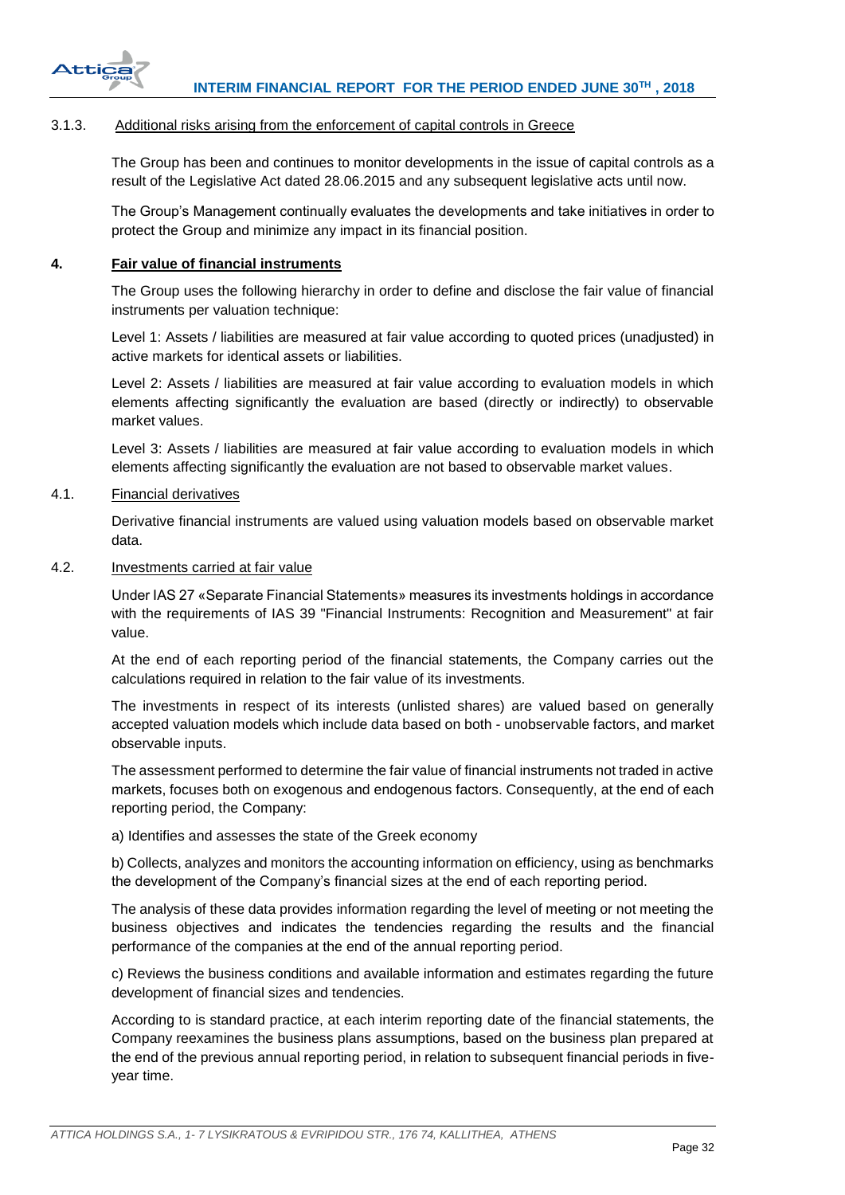#### 3.1.3. Additional risks arising from the enforcement of capital controls in Greece

The Group has been and continues to monitor developments in the issue of capital controls as a result of the Legislative Act dated 28.06.2015 and any subsequent legislative acts until now.

The Group's Management continually evaluates the developments and take initiatives in order to protect the Group and minimize any impact in its financial position.

## 4. Fair value of financial instruments

The Group uses the following hierarchy in order to define and disclose the fair value of financial instruments per valuation technique:

Level 1: Assets / liabilities are measured at fair value according to quoted prices (unadjusted) in active markets for identical assets or liabilities.

Level 2: Assets / liabilities are measured at fair value according to evaluation models in which elements affecting significantly the evaluation are based (directly or indirectly) to observable market values.

Level 3: Assets / liabilities are measured at fair value according to evaluation models in which elements affecting significantly the evaluation are not based to observable market values.

### 4.1. Financial derivatives

Derivative financial instruments are valued using valuation models based on observable market data.

### 4.2. Investments carried at fair value

Under IAS 27 «Separate Financial Statements» measures its investments holdings in accordance with the requirements of IAS 39 "Financial Instruments: Recognition and Measurement" at fair value.

At the end of each reporting period of the financial statements, the Company carries out the calculations required in relation to the fair value of its investments.

The investments in respect of its interests (unlisted shares) are valued based on generally accepted valuation models which include data based on both - unobservable factors, and market observable inputs.

The assessment performed to determine the fair value of financial instruments not traded in active markets, focuses both on exogenous and endogenous factors. Consequently, at the end of each reporting period, the Company:

a) Identifies and assesses the state of the Greek economy

b) Collects, analyzes and monitors the accounting information on efficiency, using as benchmarks the development of the Company's financial sizes at the end of each reporting period.

The analysis of these data provides information regarding the level of meeting or not meeting the business objectives and indicates the tendencies regarding the results and the financial performance of the companies at the end of the annual reporting period.

c) Reviews the business conditions and available information and estimates regarding the future development of financial sizes and tendencies.

According to is standard practice, at each interim reporting date of the financial statements, the Company reexamines the business plans assumptions, based on the business plan prepared at the end of the previous annual reporting period, in relation to subsequent financial periods in five-year time.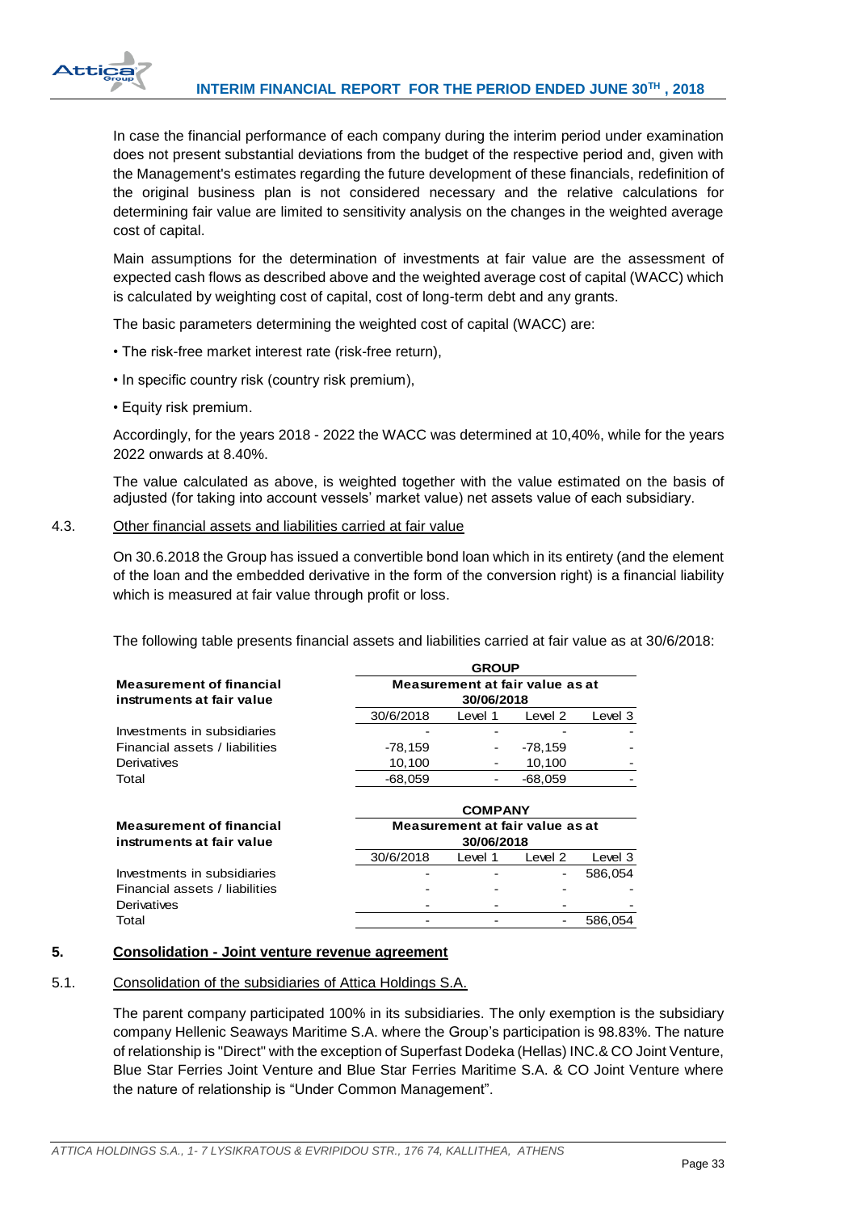In case the financial performance of each company during the interim period under examination does not present substantial deviations from the budget of the respective period and, given with the Management's estimates regarding the future development of these financials, redefinition of the original business plan is not considered necessary and the relative calculations for determining fair value are limited to sensitivity analysis on the changes in the weighted average cost of capital.

Main assumptions for the determination of investments at fair value are the assessment of expected cash flows as described above and the weighted average cost of capital (WACC) which is calculated by weighting cost of capital, cost of long-term debt and any grants.

The basic parameters determining the weighted cost of capital (WACC) are:

- The risk-free market interest rate (risk-free return),
- In specific country risk (country risk premium),
- Equity risk premium.

Accordingly, for the years 2018 - 2022 the WACC was determined at 10,40%, while for the years 2022 onwards at 8.40%.

The value calculated as above, is weighted together with the value estimated on the basis of adjusted (for taking into account vessels' market value) net assets value of each subsidiary.

### 4.3. Other financial assets and liabilities carried at fair value

On 30.6.2018 the Group has issued a convertible bond loan which in its entirety (and the element of the loan and the embedded derivative in the form of the conversion right) is a financial liability which is measured at fair value through profit or loss.

The following table presents financial assets and liabilities carried at fair value as at 30/6/2018:

| | GROUP | | | |
|---|---|---|---|---|
| **Measurement of financial instruments at fair value** | **Measurement at fair value as at 30/06/2018** | | | |
| | 30/6/2018 | Level 1 | Level 2 | Level 3 |
| Investments in subsidiaries | - | - | - | - |
| Financial assets / liabilities | -78,159 | - | -78,159 | - |
| Derivatives | 10,100 | - | 10,100 | - |
| Total | -68,059 | - | -68,059 | - |

| | COMPANY | | | |
|---|---|---|---|---|
| **Measurement of financial instruments at fair value** | **Measurement at fair value as at 30/06/2018** | | | |
| | 30/6/2018 | Level 1 | Level 2 | Level 3 |
| Investments in subsidiaries | - | - | - | 586,054 |
| Financial assets / liabilities | - | - | - | - |
| Derivatives | - | - | - | - |
| Total | - | - | - | 586,054 |

## 5. Consolidation - Joint venture revenue agreement

### 5.1. Consolidation of the subsidiaries of Attica Holdings S.A.

The parent company participated 100% in its subsidiaries. The only exemption is the subsidiary company Hellenic Seaways Maritime S.A. where the Group's participation is 98.83%. The nature of relationship is "Direct" with the exception of Superfast Dodeka (Hellas) INC.& CO Joint Venture, Blue Star Ferries Joint Venture and Blue Star Ferries Maritime S.A. & CO Joint Venture where the nature of relationship is "Under Common Management".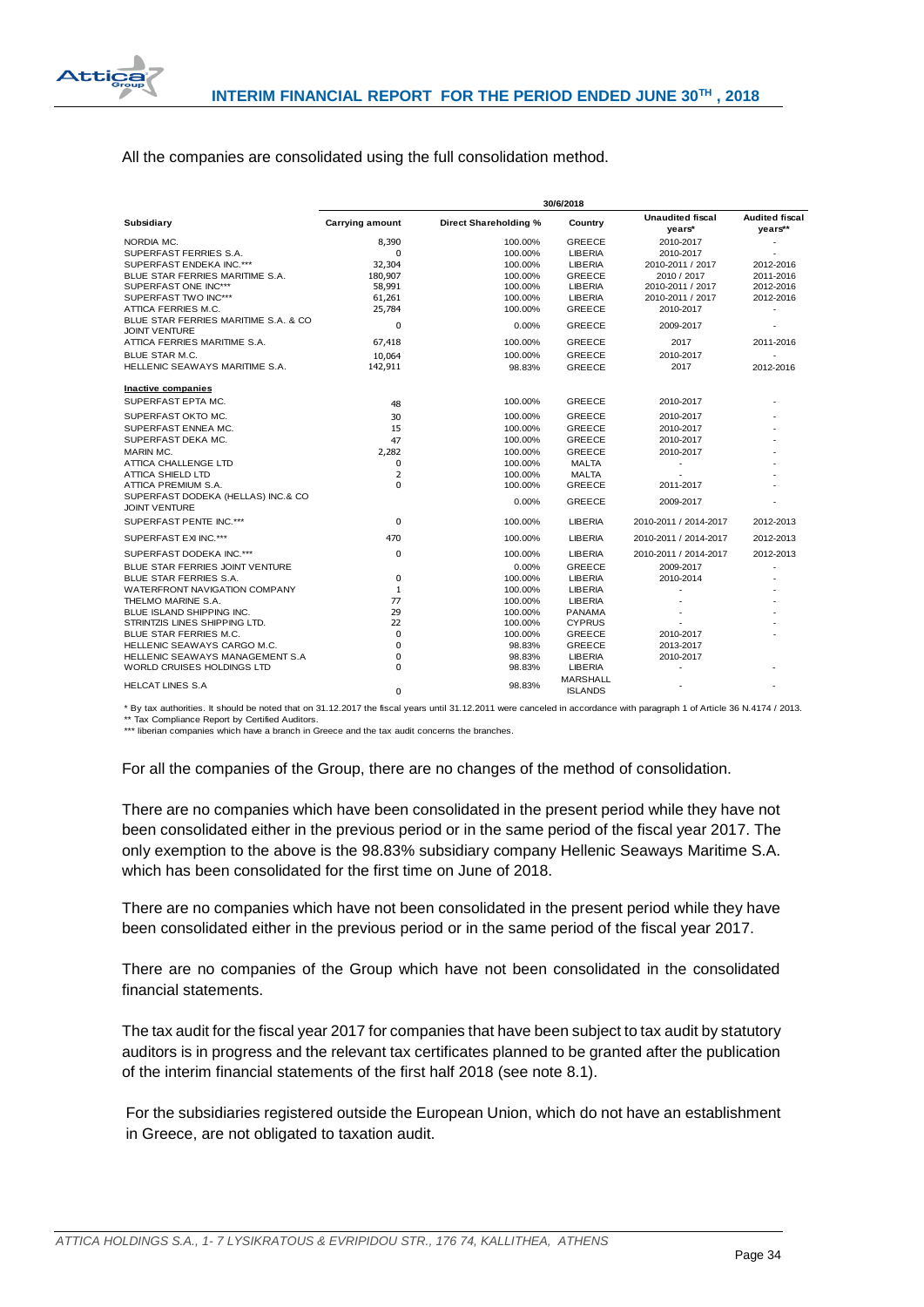All the companies are consolidated using the full consolidation method.

| | 30/6/2018 | | | | |
|---|---|---|---|---|---|
| **Subsidiary** | **Carrying amount** | **Direct Shareholding %** | **Country** | **Unaudited fiscal years*** | **Audited fiscal years**** |
| NORDIA MC. | 8,390 | 100.00% | GREECE | 2010-2017 | - |
| SUPERFAST FERRIES S.A. | 0 | 100.00% | LIBERIA | 2010-2017 | - |
| SUPERFAST ENDEKA INC.*** | 32,304 | 100.00% | LIBERIA | 2010-2011 / 2017 | 2012-2016 |
| BLUE STAR FERRIES MARITIME S.A. | 180,907 | 100.00% | GREECE | 2010 / 2017 | 2011-2016 |
| SUPERFAST ONE INC*** | 58,991 | 100.00% | LIBERIA | 2010-2011 / 2017 | 2012-2016 |
| SUPERFAST TWO INC*** | 61,261 | 100.00% | LIBERIA | 2010-2011 / 2017 | 2012-2016 |
| ATTICA FERRIES M.C. | 25,784 | 100.00% | GREECE | 2010-2017 | - |
| BLUE STAR FERRIES MARITIME S.A. & CO JOINT VENTURE | 0 | 0.00% | GREECE | 2009-2017 | - |
| ATTICA FERRIES MARITIME S.A. | 67,418 | 100.00% | GREECE | 2017 | 2011-2016 |
| BLUE STAR M.C. | 10,064 | 100.00% | GREECE | 2010-2017 | - |
| HELLENIC SEAWAYS MARITIME S.A. | 142,911 | 98.83% | GREECE | 2017 | 2012-2016 |
| **Inactive companies** | | | | | |
| SUPERFAST EPTA MC. | 48 | 100.00% | GREECE | 2010-2017 | - |
| SUPERFAST OKTO MC. | 30 | 100.00% | GREECE | 2010-2017 | - |
| SUPERFAST ENNEA MC. | 15 | 100.00% | GREECE | 2010-2017 | - |
| SUPERFAST DEKA MC. | 47 | 100.00% | GREECE | 2010-2017 | - |
| MARIN MC. | 2,282 | 100.00% | GREECE | 2010-2017 | - |
| ATTICA CHALLENGE LTD | 0 | 100.00% | MALTA | - | - |
| ATTICA SHIELD LTD | 2 | 100.00% | MALTA | - | - |
| ATTICA PREMIUM S.A. | 0 | 100.00% | GREECE | 2011-2017 | - |
| SUPERFAST DODEKA (HELLAS) INC.& CO JOINT VENTURE | | 0.00% | GREECE | 2009-2017 | - |
| SUPERFAST PENTE INC.*** | 0 | 100.00% | LIBERIA | 2010-2011 / 2014-2017 | 2012-2013 |
| SUPERFAST EXI INC.*** | 470 | 100.00% | LIBERIA | 2010-2011 / 2014-2017 | 2012-2013 |
| SUPERFAST DODEKA INC.*** | 0 | 100.00% | LIBERIA | 2010-2011 / 2014-2017 | 2012-2013 |
| BLUE STAR FERRIES JOINT VENTURE | | 0.00% | GREECE | 2009-2017 | - |
| BLUE STAR FERRIES S.A. | 0 | 100.00% | LIBERIA | 2010-2014 | - |
| WATERFRONT NAVIGATION COMPANY | 1 | 100.00% | LIBERIA | - | - |
| THELMO MARINE S.A. | 77 | 100.00% | LIBERIA | - | - |
| BLUE ISLAND SHIPPING INC. | 29 | 100.00% | PANAMA | - | - |
| STRINTZIS LINES SHIPPING LTD. | 22 | 100.00% | CYPRUS | - | - |
| BLUE STAR FERRIES M.C. | 0 | 100.00% | GREECE | 2010-2017 | - |
| HELLENIC SEAWAYS CARGO M.C. | 0 | 98.83% | GREECE | 2013-2017 | |
| HELLENIC SEAWAYS MANAGEMENT S.A | 0 | 98.83% | LIBERIA | 2010-2017 | |
| WORLD CRUISES HOLDINGS LTD | 0 | 98.83% | LIBERIA | - | - |
| HELCAT LINES S.A | 0 | 98.83% | MARSHALL ISLANDS | - | - |

\* By tax authorities. It should be noted that on 31.12.2017 the fiscal years until 31.12.2011 were canceled in accordance with paragraph 1 of Article 36 N.4174 / 2013.
\** Tax Compliance Report by Certified Auditors.
\*** liberian companies which have a branch in Greece and the tax audit concerns the branches.

For all the companies of the Group, there are no changes of the method of consolidation.

There are no companies which have been consolidated in the present period while they have not been consolidated either in the previous period or in the same period of the fiscal year 2017. The only exemption to the above is the 98.83% subsidiary company Hellenic Seaways Maritime S.A. which has been consolidated for the first time on June of 2018.

There are no companies which have not been consolidated in the present period while they have been consolidated either in the previous period or in the same period of the fiscal year 2017.

There are no companies of the Group which have not been consolidated in the consolidated financial statements.

The tax audit for the fiscal year 2017 for companies that have been subject to tax audit by statutory auditors is in progress and the relevant tax certificates planned to be granted after the publication of the interim financial statements of the first half 2018 (see note 8.1).

For the subsidiaries registered outside the European Union, which do not have an establishment in Greece, are not obligated to taxation audit.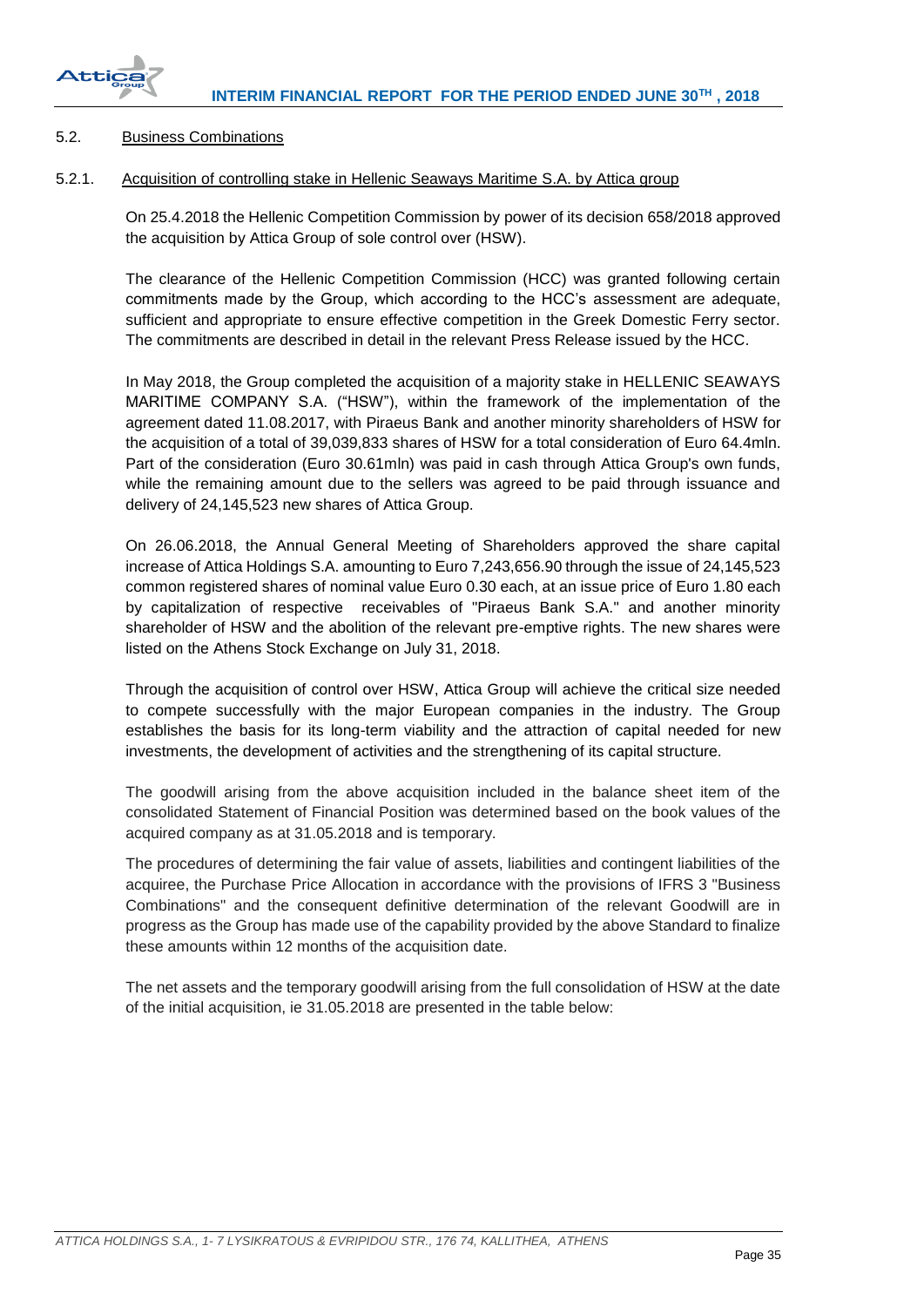## 5.2. Business Combinations

### 5.2.1. Acquisition of controlling stake in Hellenic Seaways Maritime S.A. by Attica group

On 25.4.2018 the Hellenic Competition Commission by power of its decision 658/2018 approved the acquisition by Attica Group of sole control over (HSW).

The clearance of the Hellenic Competition Commission (HCC) was granted following certain commitments made by the Group, which according to the HCC's assessment are adequate, sufficient and appropriate to ensure effective competition in the Greek Domestic Ferry sector. The commitments are described in detail in the relevant Press Release issued by the HCC.

In May 2018, the Group completed the acquisition of a majority stake in HELLENIC SEAWAYS MARITIME COMPANY S.A. ("HSW"), within the framework of the implementation of the agreement dated 11.08.2017, with Piraeus Bank and another minority shareholders of HSW for the acquisition of a total of 39,039,833 shares of HSW for a total consideration of Euro 64.4mln. Part of the consideration (Euro 30.61mln) was paid in cash through Attica Group's own funds, while the remaining amount due to the sellers was agreed to be paid through issuance and delivery of 24,145,523 new shares of Attica Group.

On 26.06.2018, the Annual General Meeting of Shareholders approved the share capital increase of Attica Holdings S.A. amounting to Euro 7,243,656.90 through the issue of 24,145,523 common registered shares of nominal value Euro 0.30 each, at an issue price of Euro 1.80 each by capitalization of respective receivables of "Piraeus Bank S.A." and another minority shareholder of HSW and the abolition of the relevant pre-emptive rights. The new shares were listed on the Athens Stock Exchange on July 31, 2018.

Through the acquisition of control over HSW, Attica Group will achieve the critical size needed to compete successfully with the major European companies in the industry. The Group establishes the basis for its long-term viability and the attraction of capital needed for new investments, the development of activities and the strengthening of its capital structure.

The goodwill arising from the above acquisition included in the balance sheet item of the consolidated Statement of Financial Position was determined based on the book values of the acquired company as at 31.05.2018 and is temporary.

The procedures of determining the fair value of assets, liabilities and contingent liabilities of the acquiree, the Purchase Price Allocation in accordance with the provisions of IFRS 3 "Business Combinations" and the consequent definitive determination of the relevant Goodwill are in progress as the Group has made use of the capability provided by the above Standard to finalize these amounts within 12 months of the acquisition date.

The net assets and the temporary goodwill arising from the full consolidation of HSW at the date of the initial acquisition, ie 31.05.2018 are presented in the table below: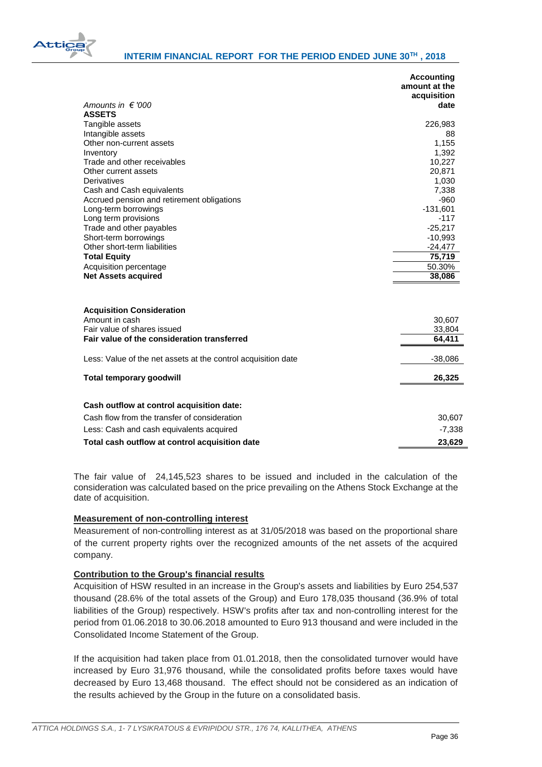| Amounts in € '000 | Accounting amount at the acquisition date |
|---|---|
| **ASSETS** | |
| Tangible assets | 226,983 |
| Intangible assets | 88 |
| Other non-current assets | 1,155 |
| Inventory | 1,392 |
| Trade and other receivables | 10,227 |
| Other current assets | 20,871 |
| Derivatives | 1,030 |
| Cash and Cash equivalents | 7,338 |
| Accrued pension and retirement obligations | -960 |
| Long-term borrowings | -131,601 |
| Long term provisions | -117 |
| Trade and other payables | -25,217 |
| Short-term borrowings | -10,993 |
| Other short-term liabilities | -24,477 |
| **Total Equity** | **75,719** |
| Acquisition percentage | 50.30% |
| **Net Assets acquired** | **38,086** |

| **Acquisition Consideration** | |
|---|---|
| Amount in cash | 30,607 |
| Fair value of shares issued | 33,804 |
| **Fair value of the consideration transferred** | **64,411** |
| Less: Value of the net assets at the control acquisition date | -38,086 |
| **Total temporary goodwill** | **26,325** |

| **Cash outflow at control acquisition date:** | |
|---|---|
| Cash flow from the transfer of consideration | 30,607 |
| Less: Cash and cash equivalents acquired | -7,338 |
| **Total cash outflow at control acquisition date** | **23,629** |

The fair value of 24,145,523 shares to be issued and included in the calculation of the consideration was calculated based on the price prevailing on the Athens Stock Exchange at the date of acquisition.

**Measurement of non-controlling interest**

Measurement of non-controlling interest as at 31/05/2018 was based on the proportional share of the current property rights over the recognized amounts of the net assets of the acquired company.

**Contribution to the Group's financial results**

Acquisition of HSW resulted in an increase in the Group's assets and liabilities by Euro 254,537 thousand (28.6% of the total assets of the Group) and Euro 178,035 thousand (36.9% of total liabilities of the Group) respectively. HSW's profits after tax and non-controlling interest for the period from 01.06.2018 to 30.06.2018 amounted to Euro 913 thousand and were included in the Consolidated Income Statement of the Group.

If the acquisition had taken place from 01.01.2018, then the consolidated turnover would have increased by Euro 31,976 thousand, while the consolidated profits before taxes would have decreased by Euro 13,468 thousand. The effect should not be considered as an indication of the results achieved by the Group in the future on a consolidated basis.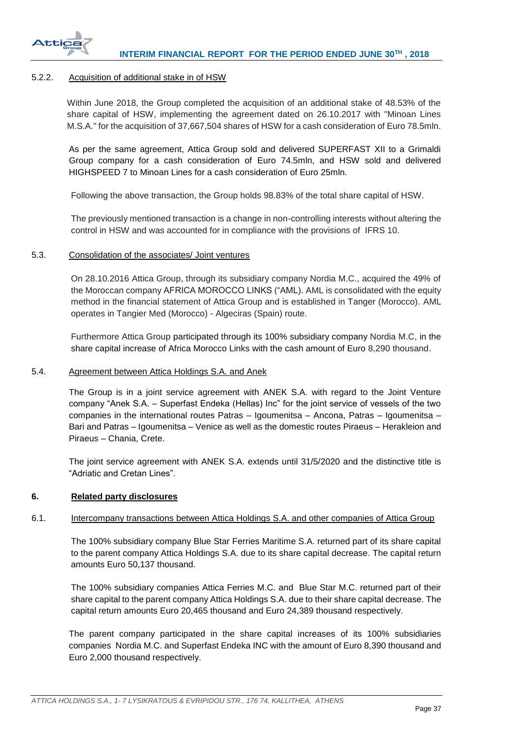#### 5.2.2. Acquisition of additional stake in of HSW

Within June 2018, the Group completed the acquisition of an additional stake of 48.53% of the share capital of HSW, implementing the agreement dated on 26.10.2017 with "Minoan Lines M.S.A." for the acquisition of 37,667,504 shares of HSW for a cash consideration of Euro 78.5mln.

As per the same agreement, Attica Group sold and delivered SUPERFAST XII to a Grimaldi Group company for a cash consideration of Euro 74.5mln, and HSW sold and delivered HIGHSPEED 7 to Minoan Lines for a cash consideration of Euro 25mln.

Following the above transaction, the Group holds 98.83% of the total share capital of HSW.

The previously mentioned transaction is a change in non-controlling interests without altering the control in HSW and was accounted for in compliance with the provisions of IFRS 10.

### 5.3. Consolidation of the associates/ Joint ventures

On 28.10.2016 Attica Group, through its subsidiary company Nordia M.C., acquired the 49% of the Moroccan company AFRICA MOROCCO LINKS ("AML). AML is consolidated with the equity method in the financial statement of Attica Group and is established in Tanger (Morocco). AML operates in Tangier Med (Morocco) - Algeciras (Spain) route.

Furthermore Attica Group participated through its 100% subsidiary company Nordia M.C, in the share capital increase of Africa Morocco Links with the cash amount of Euro 8,290 thousand.

### 5.4. Agreement between Attica Holdings S.A. and Anek

The Group is in a joint service agreement with ANEK S.A. with regard to the Joint Venture company "Anek S.A. – Superfast Endeka (Hellas) Inc" for the joint service of vessels of the two companies in the international routes Patras – Igoumenitsa – Ancona, Patras – Igoumenitsa – Bari and Patras – Igoumenitsa – Venice as well as the domestic routes Piraeus – Herakleion and Piraeus – Chania, Crete.

The joint service agreement with ANEK S.A. extends until 31/5/2020 and the distinctive title is "Adriatic and Cretan Lines".

## 6. **Related party disclosures**

### 6.1. Intercompany transactions between Attica Holdings S.A. and other companies of Attica Group

The 100% subsidiary company Blue Star Ferries Maritime S.A. returned part of its share capital to the parent company Attica Holdings S.A. due to its share capital decrease. The capital return amounts Euro 50,137 thousand.

The 100% subsidiary companies Attica Ferries M.C. and Blue Star M.C. returned part of their share capital to the parent company Attica Holdings S.A. due to their share capital decrease. The capital return amounts Euro 20,465 thousand and Euro 24,389 thousand respectively.

The parent company participated in the share capital increases of its 100% subsidiaries companies Nordia M.C. and Superfast Endeka INC with the amount of Euro 8,390 thousand and Euro 2,000 thousand respectively.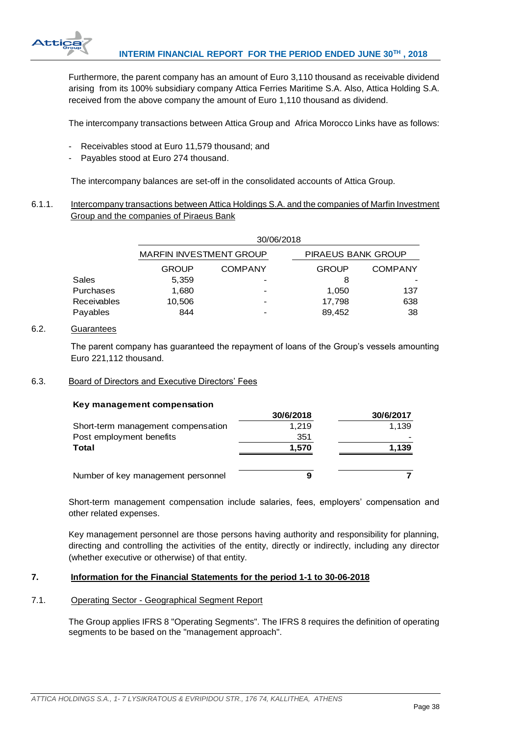Furthermore, the parent company has an amount of Euro 3,110 thousand as receivable dividend arising from its 100% subsidiary company Attica Ferries Maritime S.A. Also, Attica Holding S.A. received from the above company the amount of Euro 1,110 thousand as dividend.

The intercompany transactions between Attica Group and Africa Morocco Links have as follows:

- Receivables stood at Euro 11,579 thousand; and
- Payables stood at Euro 274 thousand.

The intercompany balances are set-off in the consolidated accounts of Attica Group.

### 6.1.1. Intercompany transactions between Attica Holdings S.A. and the companies of Marfin Investment Group and the companies of Piraeus Bank

| | 30/06/2018 | | | |
|---|---|---|---|---|
| | MARFIN INVESTMENT GROUP | | PIRAEUS BANK GROUP | |
| | GROUP | COMPANY | GROUP | COMPANY |
| Sales | 5,359 | - | 8 | - |
| Purchases | 1,680 | - | 1,050 | 137 |
| Receivables | 10,506 | - | 17,798 | 638 |
| Payables | 844 | - | 89,452 | 38 |

### 6.2. Guarantees

The parent company has guaranteed the repayment of loans of the Group's vessels amounting Euro 221,112 thousand.

### 6.3. Board of Directors and Executive Directors' Fees

**Key management compensation**

| | 30/6/2018 | 30/6/2017 |
|---|---|---|
| Short-term management compensation | 1,219 | 1,139 |
| Post employment benefits | 351 | - |
| **Total** | **1,570** | **1,139** |
| | | |
| Number of key management personnel | 9 | 7 |

Short-term management compensation include salaries, fees, employers' compensation and other related expenses.

Key management personnel are those persons having authority and responsibility for planning, directing and controlling the activities of the entity, directly or indirectly, including any director (whether executive or otherwise) of that entity.

## 7. Information for the Financial Statements for the period 1-1 to 30-06-2018

### 7.1. Operating Sector - Geographical Segment Report

The Group applies IFRS 8 "Operating Segments". The IFRS 8 requires the definition of operating segments to be based on the "management approach".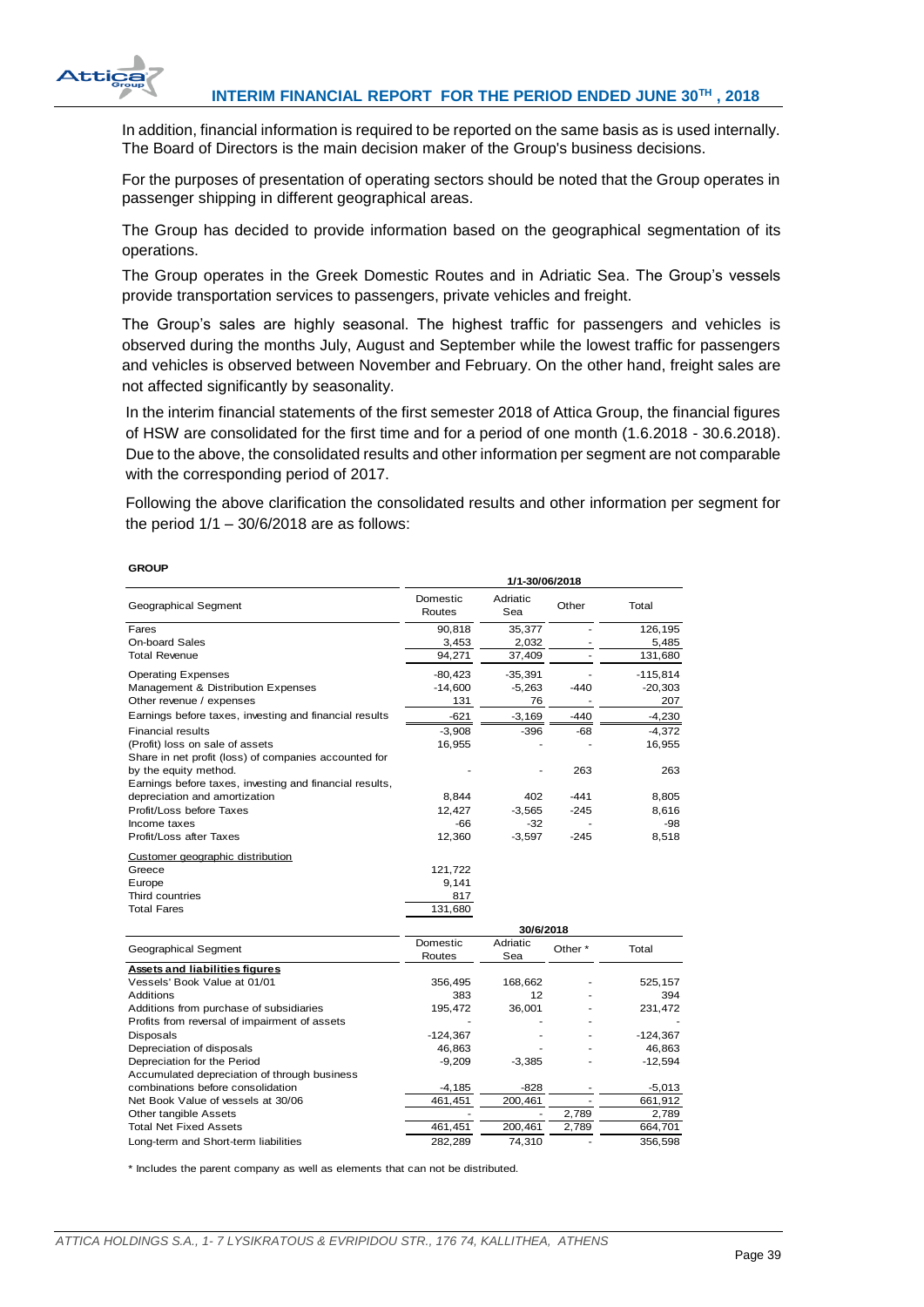In addition, financial information is required to be reported on the same basis as is used internally. The Board of Directors is the main decision maker of the Group's business decisions.

For the purposes of presentation of operating sectors should be noted that the Group operates in passenger shipping in different geographical areas.

The Group has decided to provide information based on the geographical segmentation of its operations.

The Group operates in the Greek Domestic Routes and in Adriatic Sea. The Group's vessels provide transportation services to passengers, private vehicles and freight.

The Group's sales are highly seasonal. The highest traffic for passengers and vehicles is observed during the months July, August and September while the lowest traffic for passengers and vehicles is observed between November and February. On the other hand, freight sales are not affected significantly by seasonality.

In the interim financial statements of the first semester 2018 of Attica Group, the financial figures of HSW are consolidated for the first time and for a period of one month (1.6.2018 - 30.6.2018). Due to the above, the consolidated results and other information per segment are not comparable with the corresponding period of 2017.

Following the above clarification the consolidated results and other information per segment for the period 1/1 – 30/6/2018 are as follows:

**GROUP**

| | 1/1-30/06/2018 | | | |
|---|---|---|---|---|
| Geographical Segment | Domestic Routes | Adriatic Sea | Other | Total |
| Fares | 90,818 | 35,377 | - | 126,195 |
| On-board Sales | 3,453 | 2,032 | - | 5,485 |
| Total Revenue | 94,271 | 37,409 | - | 131,680 |
| Operating Expenses | -80,423 | -35,391 | - | -115,814 |
| Management & Distribution Expenses | -14,600 | -5,263 | -440 | -20,303 |
| Other revenue / expenses | 131 | 76 | - | 207 |
| Earnings before taxes, investing and financial results | -621 | -3,169 | -440 | -4,230 |
| Financial results | -3,908 | -396 | -68 | -4,372 |
| (Profit) loss on sale of assets | 16,955 | - | - | 16,955 |
| Share in net profit (loss) of companies accounted for by the equity method. | - | - | 263 | 263 |
| Earnings before taxes, investing and financial results, depreciation and amortization | 8,844 | 402 | -441 | 8,805 |
| Profit/Loss before Taxes | 12,427 | -3,565 | -245 | 8,616 |
| Income taxes | -66 | -32 | - | -98 |
| Profit/Loss after Taxes | 12,360 | -3,597 | -245 | 8,518 |
| Customer geographic distribution | | | | |
| Greece | 121,722 | | | |
| Europe | 9,141 | | | |
| Third countries | 817 | | | |
| Total Fares | 131,680 | | | |

| | 30/6/2018 | | | |
|---|---|---|---|---|
| Geographical Segment | Domestic Routes | Adriatic Sea | Other * | Total |
| **Assets and liabilities figures** | | | | |
| Vessels' Book Value at 01/01 | 356,495 | 168,662 | - | 525,157 |
| Additions | 383 | 12 | - | 394 |
| Additions from purchase of subsidiaries | 195,472 | 36,001 | - | 231,472 |
| Profits from reversal of impairment of assets | - | - | - | - |
| Disposals | -124,367 | - | - | -124,367 |
| Depreciation of disposals | 46,863 | - | - | 46,863 |
| Depreciation for the Period | -9,209 | -3,385 | - | -12,594 |
| Accumulated depreciation of through business combinations before consolidation | -4,185 | -828 | - | -5,013 |
| Net Book Value of vessels at 30/06 | 461,451 | 200,461 | - | 661,912 |
| Other tangible Assets | - | - | 2,789 | 2,789 |
| Total Net Fixed Assets | 461,451 | 200,461 | 2,789 | 664,701 |
| Long-term and Short-term liabilities | 282,289 | 74,310 | - | 356,598 |

\* Includes the parent company as well as elements that can not be distributed.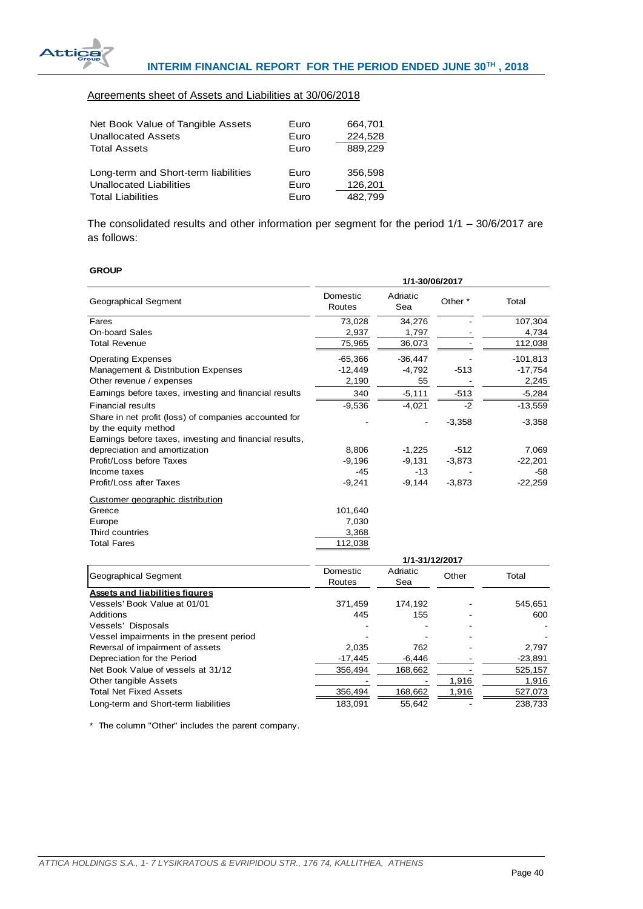Agreements sheet of Assets and Liabilities at 30/06/2018

| | | |
|---|---|---|
| Net Book Value of Tangible Assets | Euro | 664,701 |
| Unallocated Assets | Euro | 224,528 |
| Total Assets | Euro | 889,229 |
| | | |
| Long-term and Short-term liabilities | Euro | 356,598 |
| Unallocated Liabilities | Euro | 126,201 |
| Total Liabilities | Euro | 482,799 |

The consolidated results and other information per segment for the period 1/1 – 30/6/2017 are as follows:

**GROUP**

| | 1/1-30/06/2017 | | | |
|---|---|---|---|---|
| Geographical Segment | Domestic Routes | Adriatic Sea | Other * | Total |
| Fares | 73,028 | 34,276 | - | 107,304 |
| On-board Sales | 2,937 | 1,797 | - | 4,734 |
| Total Revenue | 75,965 | 36,073 | - | 112,038 |
| Operating Expenses | -65,366 | -36,447 | - | -101,813 |
| Management & Distribution Expenses | -12,449 | -4,792 | -513 | -17,754 |
| Other revenue / expenses | 2,190 | 55 | - | 2,245 |
| Earnings before taxes, investing and financial results | 340 | -5,111 | -513 | -5,284 |
| Financial results | -9,536 | -4,021 | -2 | -13,559 |
| Share in net profit (loss) of companies accounted for by the equity method | - | - | -3,358 | -3,358 |
| Earnings before taxes, investing and financial results, depreciation and amortization | 8,806 | -1,225 | -512 | 7,069 |
| Profit/Loss before Taxes | -9,196 | -9,131 | -3,873 | -22,201 |
| Income taxes | -45 | -13 | - | -58 |
| Profit/Loss after Taxes | -9,241 | -9,144 | -3,873 | -22,259 |
| Customer geographic distribution | | | | |
| Greece | 101,640 | | | |
| Europe | 7,030 | | | |
| Third countries | 3,368 | | | |
| Total Fares | 112,038 | | | |

| | 1/1-31/12/2017 | | | |
|---|---|---|---|---|
| Geographical Segment | Domestic Routes | Adriatic Sea | Other | Total |
| **Assets and liabilities figures** | | | | |
| Vessels' Book Value at 01/01 | 371,459 | 174,192 | - | 545,651 |
| Additions | 445 | 155 | - | 600 |
| Vessels' Disposals | - | - | - | - |
| Vessel impairments in the present period | - | - | - | - |
| Reversal of impairment of assets | 2,035 | 762 | - | 2,797 |
| Depreciation for the Period | -17,445 | -6,446 | - | -23,891 |
| Net Book Value of vessels at 31/12 | 356,494 | 168,662 | - | 525,157 |
| Other tangible Assets | - | - | 1,916 | 1,916 |
| Total Net Fixed Assets | 356,494 | 168,662 | 1,916 | 527,073 |
| Long-term and Short-term liabilities | 183,091 | 55,642 | - | 238,733 |

* The column "Other" includes the parent company.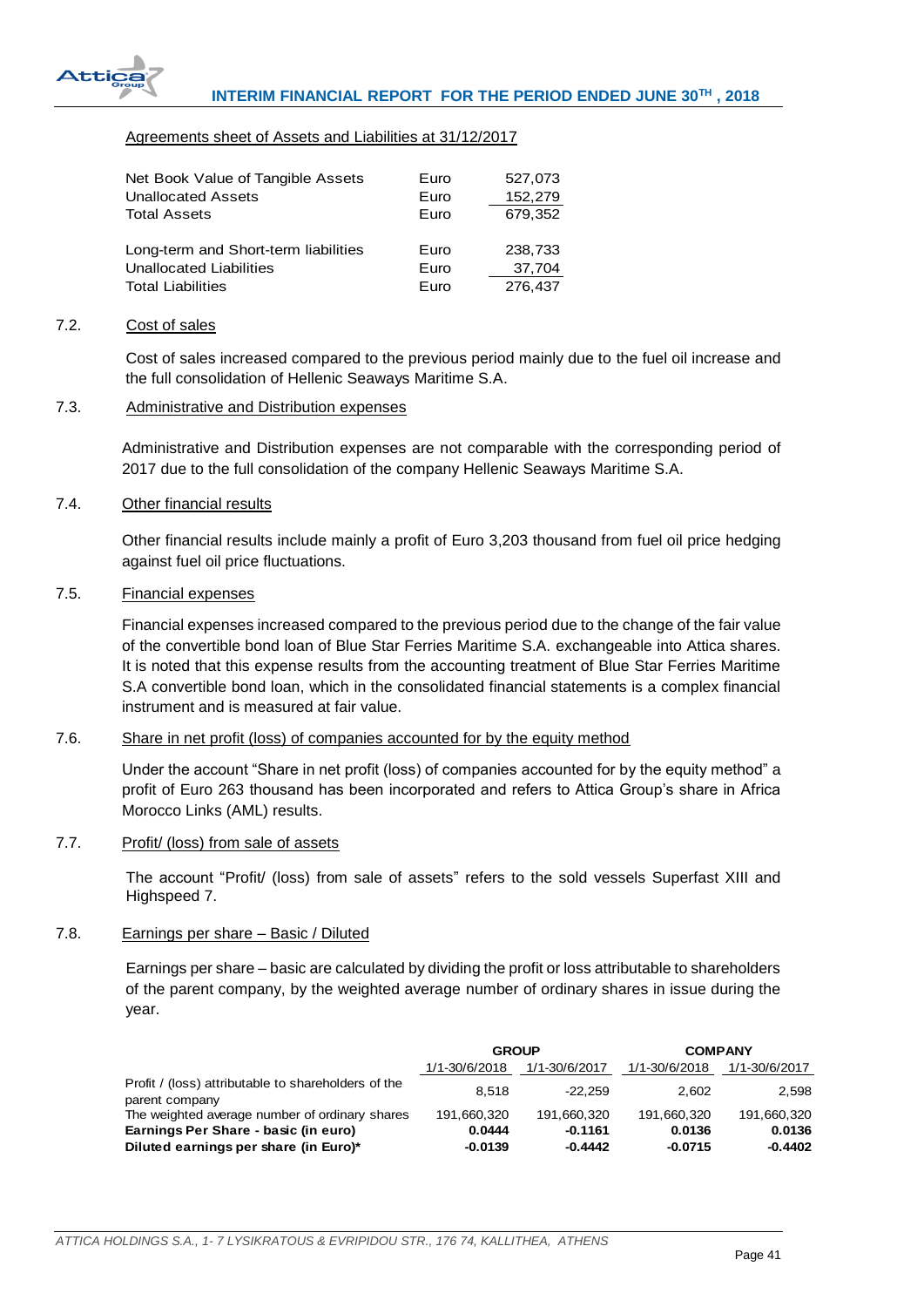Agreements sheet of Assets and Liabilities at 31/12/2017

| | | |
|---|---|---|
| Net Book Value of Tangible Assets | Euro | 527,073 |
| Unallocated Assets | Euro | 152,279 |
| Total Assets | Euro | 679,352 |
| | | |
| Long-term and Short-term liabilities | Euro | 238,733 |
| Unallocated Liabilities | Euro | 37,704 |
| Total Liabilities | Euro | 276,437 |

## 7.2. Cost of sales

Cost of sales increased compared to the previous period mainly due to the fuel oil increase and the full consolidation of Hellenic Seaways Maritime S.A.

## 7.3. Administrative and Distribution expenses

Administrative and Distribution expenses are not comparable with the corresponding period of 2017 due to the full consolidation of the company Hellenic Seaways Maritime S.A.

## 7.4. Other financial results

Other financial results include mainly a profit of Euro 3,203 thousand from fuel oil price hedging against fuel oil price fluctuations.

## 7.5. Financial expenses

Financial expenses increased compared to the previous period due to the change of the fair value of the convertible bond loan of Blue Star Ferries Maritime S.A. exchangeable into Attica shares. It is noted that this expense results from the accounting treatment of Blue Star Ferries Maritime S.A convertible bond loan, which in the consolidated financial statements is a complex financial instrument and is measured at fair value.

## 7.6. Share in net profit (loss) of companies accounted for by the equity method

Under the account "Share in net profit (loss) of companies accounted for by the equity method" a profit of Euro 263 thousand has been incorporated and refers to Attica Group's share in Africa Morocco Links (AML) results.

## 7.7. Profit/ (loss) from sale of assets

The account "Profit/ (loss) from sale of assets" refers to the sold vessels Superfast XIII and Highspeed 7.

## 7.8. Earnings per share – Basic / Diluted

Earnings per share – basic are calculated by dividing the profit or loss attributable to shareholders of the parent company, by the weighted average number of ordinary shares in issue during the year.

| | GROUP | | COMPANY | |
|---|---|---|---|---|
| | 1/1-30/6/2018 | 1/1-30/6/2017 | 1/1-30/6/2018 | 1/1-30/6/2017 |
| Profit / (loss) attributable to shareholders of the parent company | 8,518 | -22,259 | 2,602 | 2,598 |
| The weighted average number of ordinary shares | 191,660,320 | 191,660,320 | 191,660,320 | 191,660,320 |
| **Earnings Per Share - basic (in euro)** | **0.0444** | **-0.1161** | **0.0136** | **0.0136** |
| **Diluted earnings per share (in Euro)*** | **-0.0139** | **-0.4442** | **-0.0715** | **-0.4402** |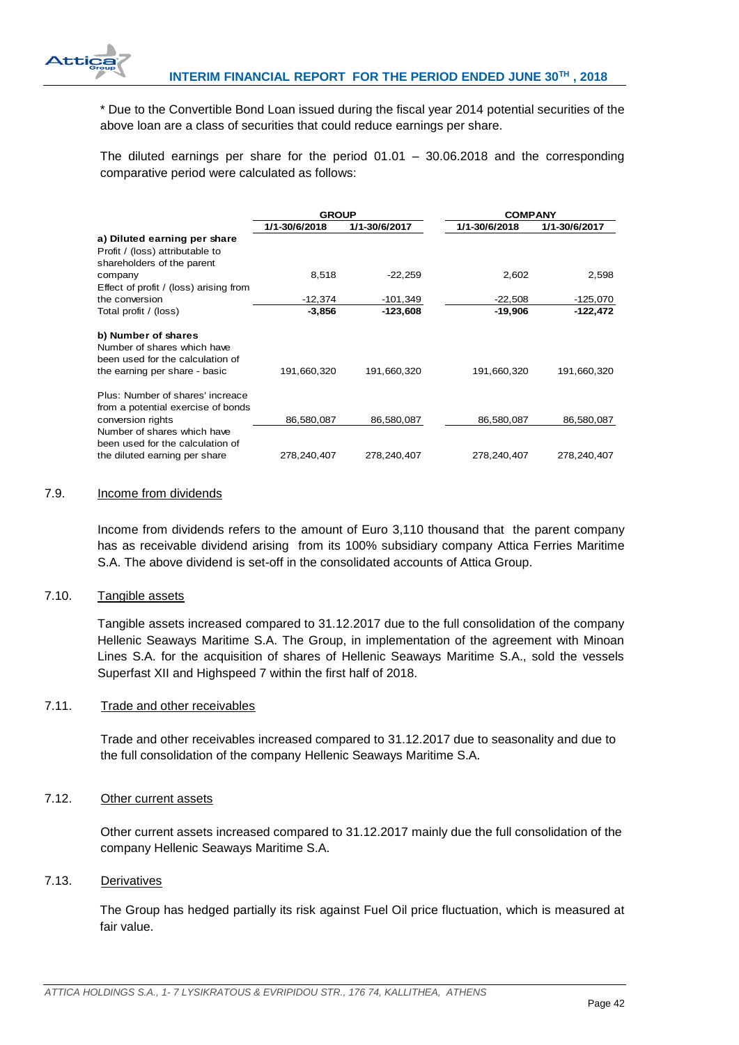\* Due to the Convertible Bond Loan issued during the fiscal year 2014 potential securities of the above loan are a class of securities that could reduce earnings per share.

The diluted earnings per share for the period 01.01 – 30.06.2018 and the corresponding comparative period were calculated as follows:

| | GROUP | | COMPANY | |
|---|---|---|---|---|
| | 1/1-30/6/2018 | 1/1-30/6/2017 | 1/1-30/6/2018 | 1/1-30/6/2017 |
| **a) Diluted earning per share** | | | | |
| Profit / (loss) attributable to shareholders of the parent company | 8,518 | -22,259 | 2,602 | 2,598 |
| Effect of profit / (loss) arising from the conversion | -12,374 | -101,349 | -22,508 | -125,070 |
| Total profit / (loss) | **-3,856** | **-123,608** | **-19,906** | **-122,472** |
| **b) Number of shares** | | | | |
| Number of shares which have been used for the calculation of the earning per share - basic | 191,660,320 | 191,660,320 | 191,660,320 | 191,660,320 |
| Plus: Number of shares' increace from a potential exercise of bonds conversion rights | 86,580,087 | 86,580,087 | 86,580,087 | 86,580,087 |
| Number of shares which have been used for the calculation of the diluted earning per share | 278,240,407 | 278,240,407 | 278,240,407 | 278,240,407 |

### 7.9. Income from dividends

Income from dividends refers to the amount of Euro 3,110 thousand that the parent company has as receivable dividend arising from its 100% subsidiary company Attica Ferries Maritime S.A. The above dividend is set-off in the consolidated accounts of Attica Group.

### 7.10. Tangible assets

Tangible assets increased compared to 31.12.2017 due to the full consolidation of the company Hellenic Seaways Maritime S.A. The Group, in implementation of the agreement with Minoan Lines S.A. for the acquisition of shares of Hellenic Seaways Maritime S.A., sold the vessels Superfast XII and Highspeed 7 within the first half of 2018.

### 7.11. Trade and other receivables

Trade and other receivables increased compared to 31.12.2017 due to seasonality and due to the full consolidation of the company Hellenic Seaways Maritime S.A.

### 7.12. Other current assets

Other current assets increased compared to 31.12.2017 mainly due the full consolidation of the company Hellenic Seaways Maritime S.A.

### 7.13. Derivatives

The Group has hedged partially its risk against Fuel Oil price fluctuation, which is measured at fair value.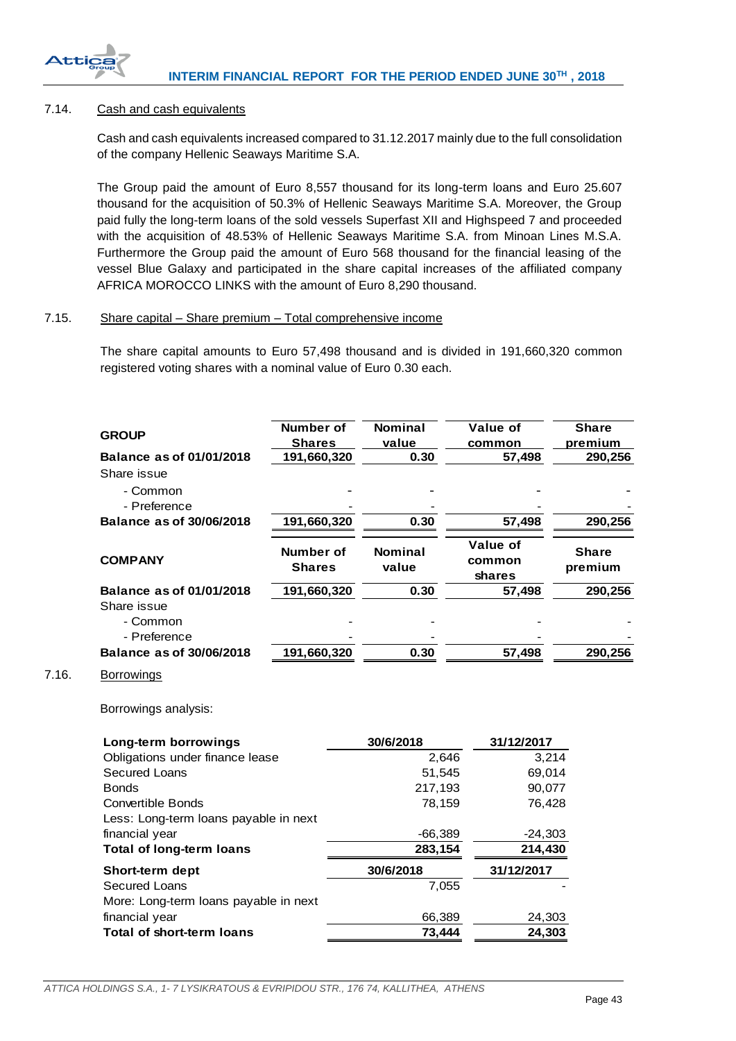### 7.14. Cash and cash equivalents

Cash and cash equivalents increased compared to 31.12.2017 mainly due to the full consolidation of the company Hellenic Seaways Maritime S.A.

The Group paid the amount of Euro 8,557 thousand for its long-term loans and Euro 25.607 thousand for the acquisition of 50.3% of Hellenic Seaways Maritime S.A. Moreover, the Group paid fully the long-term loans of the sold vessels Superfast XII and Highspeed 7 and proceeded with the acquisition of 48.53% of Hellenic Seaways Maritime S.A. from Minoan Lines M.S.A. Furthermore the Group paid the amount of Euro 568 thousand for the financial leasing of the vessel Blue Galaxy and participated in the share capital increases of the affiliated company AFRICA MOROCCO LINKS with the amount of Euro 8,290 thousand.

### 7.15. Share capital – Share premium – Total comprehensive income

The share capital amounts to Euro 57,498 thousand and is divided in 191,660,320 common registered voting shares with a nominal value of Euro 0.30 each.

| GROUP | Number of Shares | Nominal value | Value of common | Share premium |
|---|---|---|---|---|
| **Balance as of 01/01/2018** | **191,660,320** | **0.30** | **57,498** | **290,256** |
| Share issue | | | | |
| - Common | - | - | - | - |
| - Preference | - | - | - | - |
| **Balance as of 30/06/2018** | **191,660,320** | **0.30** | **57,498** | **290,256** |

| COMPANY | Number of Shares | Nominal value | Value of common shares | Share premium |
|---|---|---|---|---|
| **Balance as of 01/01/2018** | **191,660,320** | **0.30** | **57,498** | **290,256** |
| Share issue | | | | |
| - Common | - | - | - | - |
| - Preference | - | - | - | - |
| **Balance as of 30/06/2018** | **191,660,320** | **0.30** | **57,498** | **290,256** |

### 7.16. Borrowings

Borrowings analysis:

| Long-term borrowings | 30/6/2018 | 31/12/2017 |
|---|---|---|
| Obligations under finance lease | 2,646 | 3,214 |
| Secured Loans | 51,545 | 69,014 |
| Bonds | 217,193 | 90,077 |
| Convertible Bonds | 78,159 | 76,428 |
| Less: Long-term loans payable in next financial year | -66,389 | -24,303 |
| **Total of long-term loans** | **283,154** | **214,430** |

| Short-term dept | 30/6/2018 | 31/12/2017 |
|---|---|---|
| Secured Loans | 7,055 | - |
| More: Long-term loans payable in next financial year | 66,389 | 24,303 |
| **Total of short-term loans** | **73,444** | **24,303** |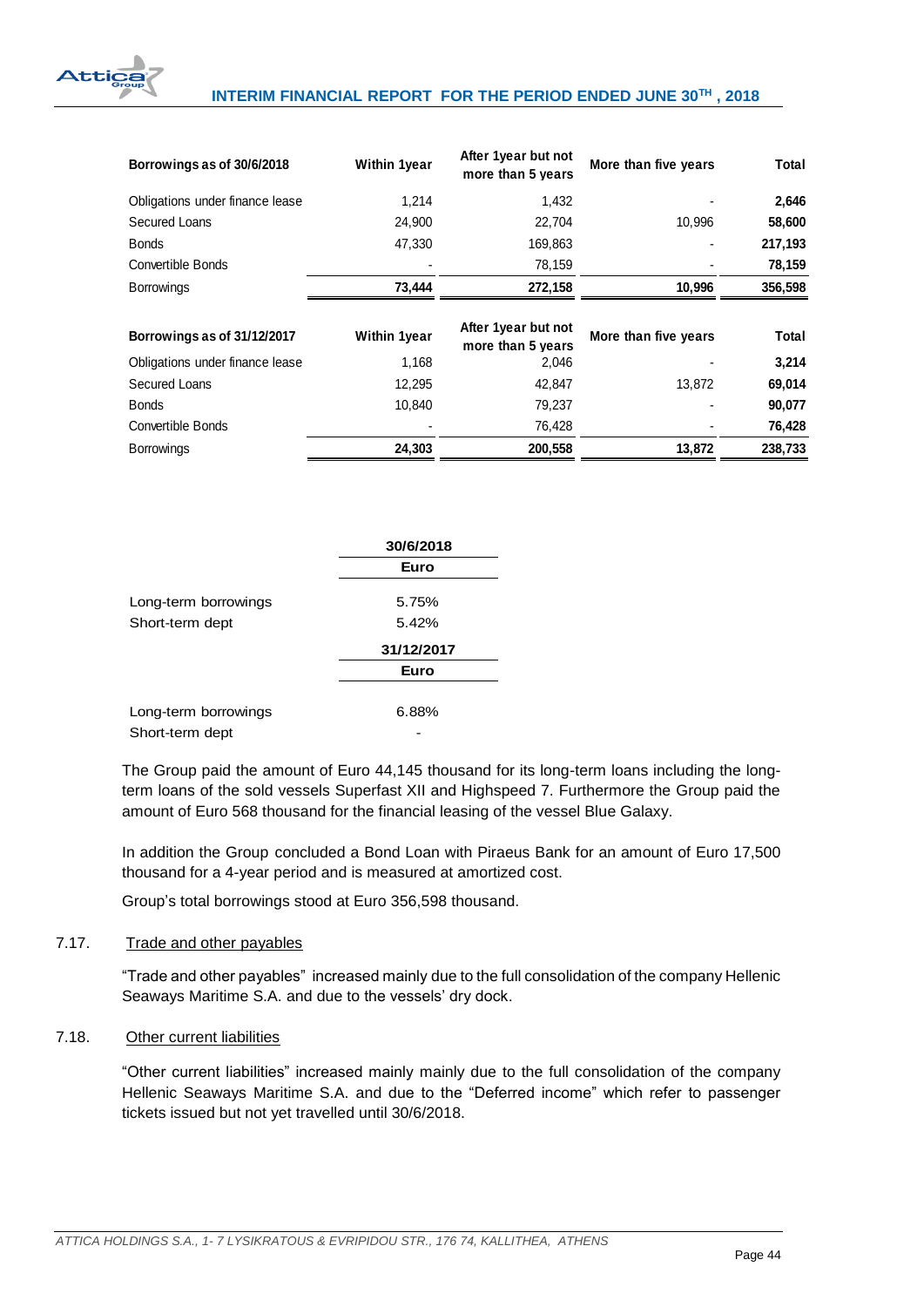| Borrowings as of 30/6/2018 | Within 1year | After 1year but not more than 5 years | More than five years | Total |
|---|---|---|---|---|
| Obligations under finance lease | 1,214 | 1,432 | - | **2,646** |
| Secured Loans | 24,900 | 22,704 | 10,996 | **58,600** |
| Bonds | 47,330 | 169,863 | - | **217,193** |
| Convertible Bonds | - | 78,159 | - | **78,159** |
| Borrowings | **73,444** | **272,158** | **10,996** | **356,598** |

| Borrowings as of 31/12/2017 | Within 1year | After 1year but not more than 5 years | More than five years | Total |
|---|---|---|---|---|
| Obligations under finance lease | 1,168 | 2,046 | - | **3,214** |
| Secured Loans | 12,295 | 42,847 | 13,872 | **69,014** |
| Bonds | 10,840 | 79,237 | - | **90,077** |
| Convertible Bonds | - | 76,428 | - | **76,428** |
| Borrowings | **24,303** | **200,558** | **13,872** | **238,733** |

| | **30/6/2018** |
|---|---|
| | **Euro** |
| Long-term borrowings | 5.75% |
| Short-term dept | 5.42% |
| | **31/12/2017** |
| | **Euro** |
| Long-term borrowings | 6.88% |
| Short-term dept | - |

The Group paid the amount of Euro 44,145 thousand for its long-term loans including the long-term loans of the sold vessels Superfast XII and Highspeed 7. Furthermore the Group paid the amount of Euro 568 thousand for the financial leasing of the vessel Blue Galaxy.

In addition the Group concluded a Bond Loan with Piraeus Bank for an amount of Euro 17,500 thousand for a 4-year period and is measured at amortized cost.

Group's total borrowings stood at Euro 356,598 thousand.

### 7.17. Trade and other payables

"Trade and other payables" increased mainly due to the full consolidation of the company Hellenic Seaways Maritime S.A. and due to the vessels' dry dock.

### 7.18. Other current liabilities

"Other current liabilities" increased mainly mainly due to the full consolidation of the company Hellenic Seaways Maritime S.A. and due to the "Deferred income" which refer to passenger tickets issued but not yet travelled until 30/6/2018.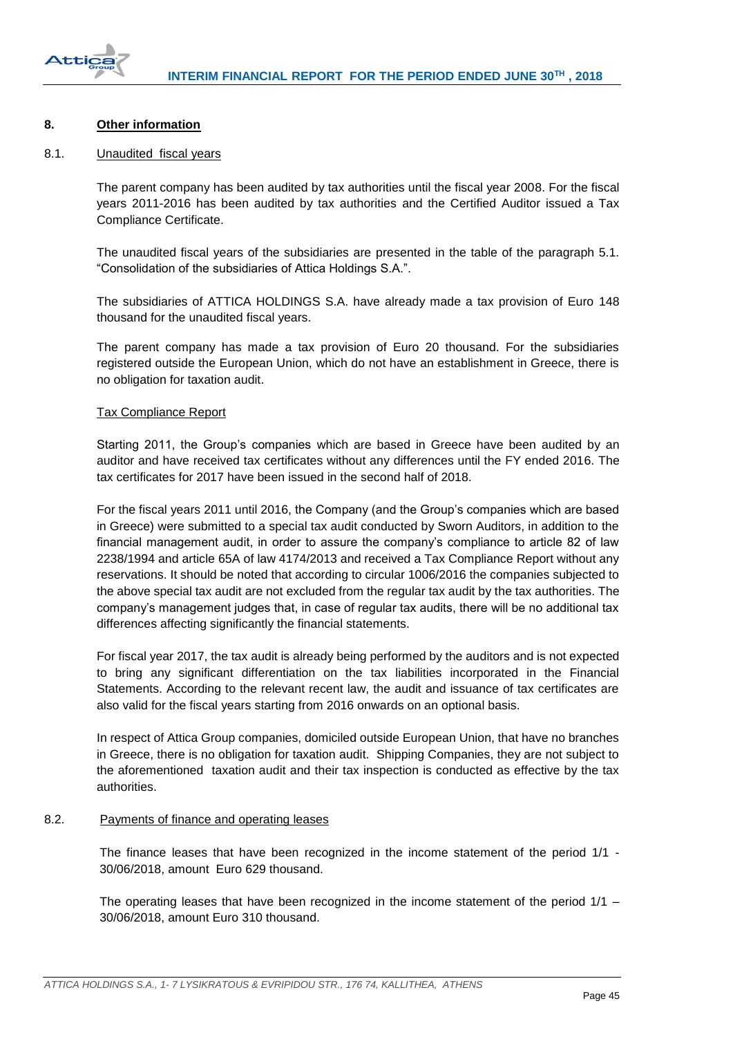## 8. Other information

### 8.1. Unaudited fiscal years

The parent company has been audited by tax authorities until the fiscal year 2008. For the fiscal years 2011-2016 has been audited by tax authorities and the Certified Auditor issued a Tax Compliance Certificate.

The unaudited fiscal years of the subsidiaries are presented in the table of the paragraph 5.1. "Consolidation of the subsidiaries of Attica Holdings S.A.".

The subsidiaries of ATTICA HOLDINGS S.A. have already made a tax provision of Euro 148 thousand for the unaudited fiscal years.

The parent company has made a tax provision of Euro 20 thousand. For the subsidiaries registered outside the European Union, which do not have an establishment in Greece, there is no obligation for taxation audit.

#### Tax Compliance Report

Starting 2011, the Group's companies which are based in Greece have been audited by an auditor and have received tax certificates without any differences until the FY ended 2016. The tax certificates for 2017 have been issued in the second half of 2018.

For the fiscal years 2011 until 2016, the Company (and the Group's companies which are based in Greece) were submitted to a special tax audit conducted by Sworn Auditors, in addition to the financial management audit, in order to assure the company's compliance to article 82 of law 2238/1994 and article 65A of law 4174/2013 and received a Tax Compliance Report without any reservations. It should be noted that according to circular 1006/2016 the companies subjected to the above special tax audit are not excluded from the regular tax audit by the tax authorities. The company's management judges that, in case of regular tax audits, there will be no additional tax differences affecting significantly the financial statements.

For fiscal year 2017, the tax audit is already being performed by the auditors and is not expected to bring any significant differentiation on the tax liabilities incorporated in the Financial Statements. According to the relevant recent law, the audit and issuance of tax certificates are also valid for the fiscal years starting from 2016 onwards on an optional basis.

In respect of Attica Group companies, domiciled outside European Union, that have no branches in Greece, there is no obligation for taxation audit. Shipping Companies, they are not subject to the aforementioned taxation audit and their tax inspection is conducted as effective by the tax authorities.

### 8.2. Payments of finance and operating leases

The finance leases that have been recognized in the income statement of the period 1/1 - 30/06/2018, amount Euro 629 thousand.

The operating leases that have been recognized in the income statement of the period 1/1 – 30/06/2018, amount Euro 310 thousand.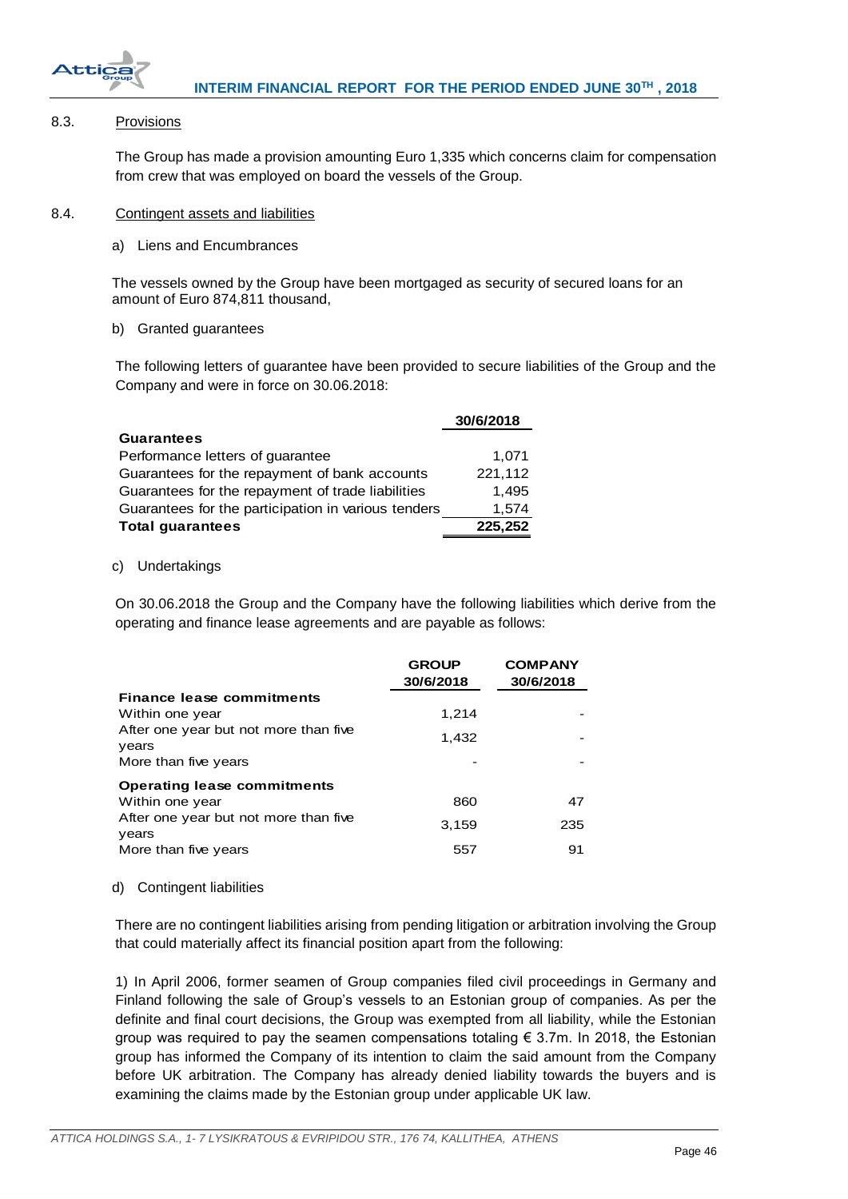### 8.3. Provisions

The Group has made a provision amounting Euro 1,335 which concerns claim for compensation from crew that was employed on board the vessels of the Group.

### 8.4. Contingent assets and liabilities

a) Liens and Encumbrances

The vessels owned by the Group have been mortgaged as security of secured loans for an amount of Euro 874,811 thousand,

b) Granted guarantees

The following letters of guarantee have been provided to secure liabilities of the Group and the Company and were in force on 30.06.2018:

| | 30/6/2018 |
|---|---|
| **Guarantees** | |
| Performance letters of guarantee | 1,071 |
| Guarantees for the repayment of bank accounts | 221,112 |
| Guarantees for the repayment of trade liabilities | 1,495 |
| Guarantees for the participation in various tenders | 1,574 |
| **Total guarantees** | **225,252** |

c) Undertakings

On 30.06.2018 the Group and the Company have the following liabilities which derive from the operating and finance lease agreements and are payable as follows:

| | GROUP 30/6/2018 | COMPANY 30/6/2018 |
|---|---|---|
| **Finance lease commitments** | | |
| Within one year | 1,214 | - |
| After one year but not more than five years | 1,432 | - |
| More than five years | - | - |
| **Operating lease commitments** | | |
| Within one year | 860 | 47 |
| After one year but not more than five years | 3,159 | 235 |
| More than five years | 557 | 91 |

d) Contingent liabilities

There are no contingent liabilities arising from pending litigation or arbitration involving the Group that could materially affect its financial position apart from the following:

1) In April 2006, former seamen of Group companies filed civil proceedings in Germany and Finland following the sale of Group's vessels to an Estonian group of companies. As per the definite and final court decisions, the Group was exempted from all liability, while the Estonian group was required to pay the seamen compensations totaling € 3.7m. In 2018, the Estonian group has informed the Company of its intention to claim the said amount from the Company before UK arbitration. The Company has already denied liability towards the buyers and is examining the claims made by the Estonian group under applicable UK law.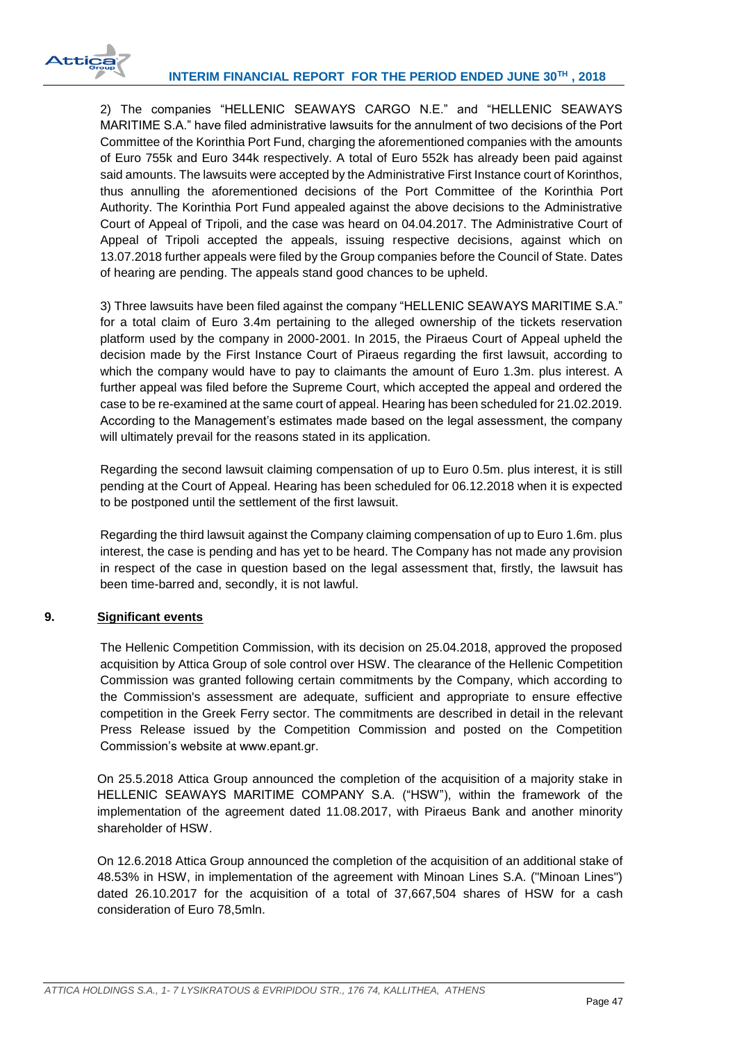2) The companies "HELLENIC SEAWAYS CARGO N.E." and "HELLENIC SEAWAYS MARITIME S.A." have filed administrative lawsuits for the annulment of two decisions of the Port Committee of the Korinthia Port Fund, charging the aforementioned companies with the amounts of Euro 755k and Euro 344k respectively. A total of Euro 552k has already been paid against said amounts. The lawsuits were accepted by the Administrative First Instance court of Korinthos, thus annulling the aforementioned decisions of the Port Committee of the Korinthia Port Authority. The Korinthia Port Fund appealed against the above decisions to the Administrative Court of Appeal of Tripoli, and the case was heard on 04.04.2017. The Administrative Court of Appeal of Tripoli accepted the appeals, issuing respective decisions, against which on 13.07.2018 further appeals were filed by the Group companies before the Council of State. Dates of hearing are pending. The appeals stand good chances to be upheld.

3) Three lawsuits have been filed against the company "HELLENIC SEAWAYS MARITIME S.A." for a total claim of Euro 3.4m pertaining to the alleged ownership of the tickets reservation platform used by the company in 2000-2001. In 2015, the Piraeus Court of Appeal upheld the decision made by the First Instance Court of Piraeus regarding the first lawsuit, according to which the company would have to pay to claimants the amount of Euro 1.3m. plus interest. A further appeal was filed before the Supreme Court, which accepted the appeal and ordered the case to be re-examined at the same court of appeal. Hearing has been scheduled for 21.02.2019. According to the Management's estimates made based on the legal assessment, the company will ultimately prevail for the reasons stated in its application.

Regarding the second lawsuit claiming compensation of up to Euro 0.5m. plus interest, it is still pending at the Court of Appeal. Hearing has been scheduled for 06.12.2018 when it is expected to be postponed until the settlement of the first lawsuit.

Regarding the third lawsuit against the Company claiming compensation of up to Euro 1.6m. plus interest, the case is pending and has yet to be heard. The Company has not made any provision in respect of the case in question based on the legal assessment that, firstly, the lawsuit has been time-barred and, secondly, it is not lawful.

## 9. Significant events

The Hellenic Competition Commission, with its decision on 25.04.2018, approved the proposed acquisition by Attica Group of sole control over HSW. The clearance of the Hellenic Competition Commission was granted following certain commitments by the Company, which according to the Commission's assessment are adequate, sufficient and appropriate to ensure effective competition in the Greek Ferry sector. The commitments are described in detail in the relevant Press Release issued by the Competition Commission and posted on the Competition Commission's website at www.epant.gr.

On 25.5.2018 Attica Group announced the completion of the acquisition of a majority stake in HELLENIC SEAWAYS MARITIME COMPANY S.A. ("HSW"), within the framework of the implementation of the agreement dated 11.08.2017, with Piraeus Bank and another minority shareholder of HSW.

On 12.6.2018 Attica Group announced the completion of the acquisition of an additional stake of 48.53% in HSW, in implementation of the agreement with Minoan Lines S.A. ("Minoan Lines") dated 26.10.2017 for the acquisition of a total of 37,667,504 shares of HSW for a cash consideration of Euro 78,5mln.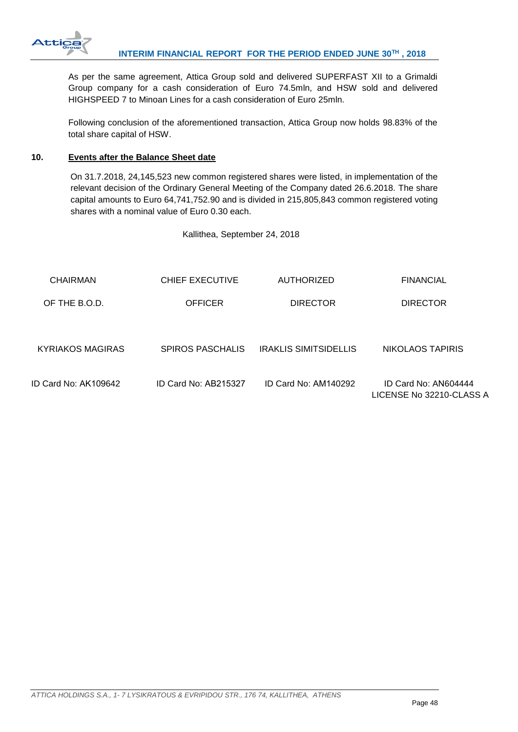As per the same agreement, Attica Group sold and delivered SUPERFAST XII to a Grimaldi Group company for a cash consideration of Euro 74.5mln, and HSW sold and delivered HIGHSPEED 7 to Minoan Lines for a cash consideration of Euro 25mln.

Following conclusion of the aforementioned transaction, Attica Group now holds 98.83% of the total share capital of HSW.

## 10. Events after the Balance Sheet date

On 31.7.2018, 24,145,523 new common registered shares were listed, in implementation of the relevant decision of the Ordinary General Meeting of the Company dated 26.6.2018. The share capital amounts to Euro 64,741,752.90 and is divided in 215,805,843 common registered voting shares with a nominal value of Euro 0.30 each.

Kallithea, September 24, 2018

| | | | |
|---|---|---|---|
| CHAIRMAN OF THE B.O.D. | CHIEF EXECUTIVE OFFICER | AUTHORIZED DIRECTOR | FINANCIAL DIRECTOR |
| KYRIAKOS MAGIRAS | SPIROS PASCHALIS | IRAKLIS SIMITSIDELLIS | NIKOLAOS TAPIRIS |
| ID Card No: AK109642 | ID Card No: AB215327 | ID Card No: AM140292 | ID Card No: AN604444 LICENSE No 32210-CLASS A |